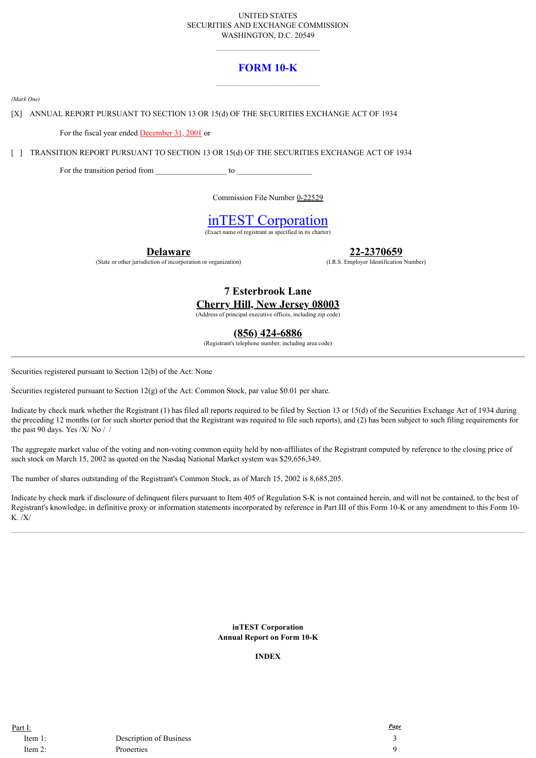UNITED STATES
SECURITIES AND EXCHANGE COMMISSION
WASHINGTON, D.C. 20549

# FORM 10-K

*(Mark One)*

[X] ANNUAL REPORT PURSUANT TO SECTION 13 OR 15(d) OF THE SECURITIES EXCHANGE ACT OF 1934

For the fiscal year ended December 31, 2001 or

[ ] TRANSITION REPORT PURSUANT TO SECTION 13 OR 15(d) OF THE SECURITIES EXCHANGE ACT OF 1934

For the transition period from _________________ to __________________

Commission File Number 0-22529

## inTEST Corporation

(Exact name of registrant as specified in its charter)

| **Delaware** | **22-2370659** |
|---|---|
| (State or other jurisdiction of incorporation or organization) | (I.R.S. Employer Identification Number) |

**7 Esterbrook Lane**
**Cherry Hill, New Jersey 08003**
(Address of principal executive offices, including zip code)

**(856) 424-6886**
(Registrant's telephone number, including area code)

---

Securities registered pursuant to Section 12(b) of the Act: None

Securities registered pursuant to Section 12(g) of the Act: Common Stock, par value $0.01 per share.

Indicate by check mark whether the Registrant (1) has filed all reports required to be filed by Section 13 or 15(d) of the Securities Exchange Act of 1934 during the preceding 12 months (or for such shorter period that the Registrant was required to file such reports), and (2) has been subject to such filing requirements for the past 90 days. Yes /X/ No / /

The aggregate market value of the voting and non-voting common equity held by non-affiliates of the Registrant computed by reference to the closing price of such stock on March 15, 2002 as quoted on the Nasdaq National Market system was $29,656,349.

The number of shares outstanding of the Registrant's Common Stock, as of March 15, 2002 is 8,685,205.

Indicate by check mark if disclosure of delinquent filers pursuant to Item 405 of Regulation S-K is not contained herein, and will not be contained, to the best of Registrant's knowledge, in definitive proxy or information statements incorporated by reference in Part III of this Form 10-K or any amendment to this Form 10-K. /X/

---

**inTEST Corporation**
**Annual Report on Form 10-K**

**INDEX**

| Part I: | | *Page* |
|---|---|---|
| Item 1: | Description of Business | 3 |
| Item 2: | Properties | 9 |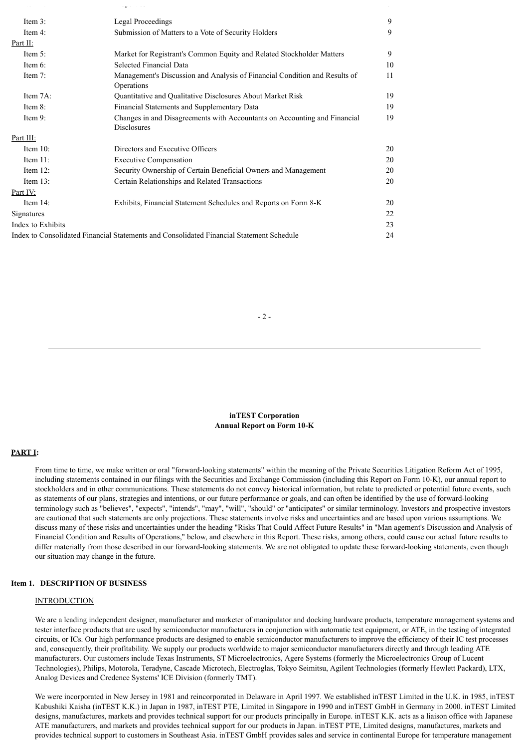| | | |
|---|---|---|
| Item 3: | Legal Proceedings | 9 |
| Item 4: | Submission of Matters to a Vote of Security Holders | 9 |
| Part II: | | |
| Item 5: | Market for Registrant's Common Equity and Related Stockholder Matters | 9 |
| Item 6: | Selected Financial Data | 10 |
| Item 7: | Management's Discussion and Analysis of Financial Condition and Results of Operations | 11 |
| Item 7A: | Quantitative and Qualitative Disclosures About Market Risk | 19 |
| Item 8: | Financial Statements and Supplementary Data | 19 |
| Item 9: | Changes in and Disagreements with Accountants on Accounting and Financial Disclosures | 19 |
| Part III: | | |
| Item 10: | Directors and Executive Officers | 20 |
| Item 11: | Executive Compensation | 20 |
| Item 12: | Security Ownership of Certain Beneficial Owners and Management | 20 |
| Item 13: | Certain Relationships and Related Transactions | 20 |
| Part IV: | | |
| Item 14: | Exhibits, Financial Statement Schedules and Reports on Form 8-K | 20 |
| Signatures | | 22 |
| Index to Exhibits | | 23 |
| Index to Consolidated Financial Statements and Consolidated Financial Statement Schedule | | 24 |

**inTEST Corporation**
**Annual Report on Form 10-K**

## PART I:

From time to time, we make written or oral "forward-looking statements" within the meaning of the Private Securities Litigation Reform Act of 1995, including statements contained in our filings with the Securities and Exchange Commission (including this Report on Form 10-K), our annual report to stockholders and in other communications. These statements do not convey historical information, but relate to predicted or potential future events, such as statements of our plans, strategies and intentions, or our future performance or goals, and can often be identified by the use of forward-looking terminology such as "believes", "expects", "intends", "may", "will", "should" or "anticipates" or similar terminology. Investors and prospective investors are cautioned that such statements are only projections. These statements involve risks and uncertainties and are based upon various assumptions. We discuss many of these risks and uncertainties under the heading "Risks That Could Affect Future Results" in "Man agement's Discussion and Analysis of Financial Condition and Results of Operations," below, and elsewhere in this Report. These risks, among others, could cause our actual future results to differ materially from those described in our forward-looking statements. We are not obligated to update these forward-looking statements, even though our situation may change in the future.

### Item 1. DESCRIPTION OF BUSINESS

INTRODUCTION

We are a leading independent designer, manufacturer and marketer of manipulator and docking hardware products, temperature management systems and tester interface products that are used by semiconductor manufacturers in conjunction with automatic test equipment, or ATE, in the testing of integrated circuits, or ICs. Our high performance products are designed to enable semiconductor manufacturers to improve the efficiency of their IC test processes and, consequently, their profitability. We supply our products worldwide to major semiconductor manufacturers directly and through leading ATE manufacturers. Our customers include Texas Instruments, ST Microelectronics, Agere Systems (formerly the Microelectronics Group of Lucent Technologies), Philips, Motorola, Teradyne, Cascade Microtech, Electroglas, Tokyo Seimitsu, Agilent Technologies (formerly Hewlett Packard), LTX, Analog Devices and Credence Systems' ICE Division (formerly TMT).

We were incorporated in New Jersey in 1981 and reincorporated in Delaware in April 1997. We established inTEST Limited in the U.K. in 1985, inTEST Kabushiki Kaisha (inTEST K.K.) in Japan in 1987, inTEST PTE, Limited in Singapore in 1990 and inTEST GmbH in Germany in 2000. inTEST Limited designs, manufactures, markets and provides technical support for our products principally in Europe. inTEST K.K. acts as a liaison office with Japanese ATE manufacturers, and markets and provides technical support for our products in Japan. inTEST PTE, Limited designs, manufactures, markets and provides technical support to customers in Southeast Asia. inTEST GmbH provides sales and service in continental Europe for temperature management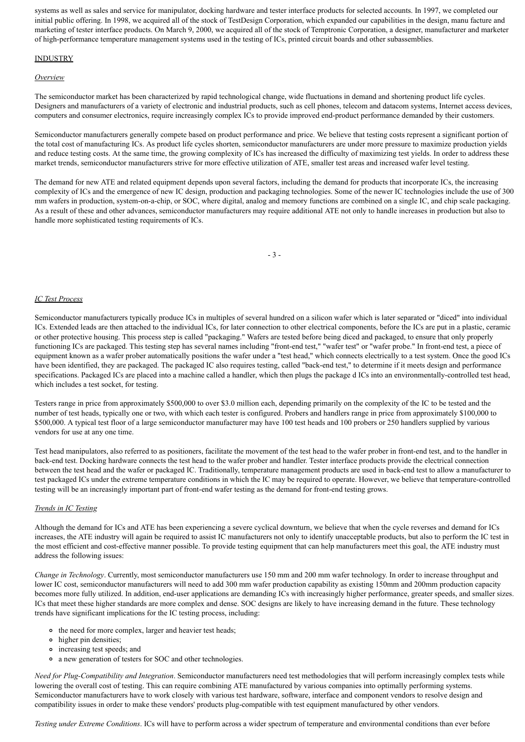systems as well as sales and service for manipulator, docking hardware and tester interface products for selected accounts. In 1997, we completed our initial public offering. In 1998, we acquired all of the stock of TestDesign Corporation, which expanded our capabilities in the design, manu facture and marketing of tester interface products. On March 9, 2000, we acquired all of the stock of Temptronic Corporation, a designer, manufacturer and marketer of high-performance temperature management systems used in the testing of ICs, printed circuit boards and other subassemblies.

## INDUSTRY

### *Overview*

The semiconductor market has been characterized by rapid technological change, wide fluctuations in demand and shortening product life cycles. Designers and manufacturers of a variety of electronic and industrial products, such as cell phones, telecom and datacom systems, Internet access devices, computers and consumer electronics, require increasingly complex ICs to provide improved end-product performance demanded by their customers.

Semiconductor manufacturers generally compete based on product performance and price. We believe that testing costs represent a significant portion of the total cost of manufacturing ICs. As product life cycles shorten, semiconductor manufacturers are under more pressure to maximize production yields and reduce testing costs. At the same time, the growing complexity of ICs has increased the difficulty of maximizing test yields. In order to address these market trends, semiconductor manufacturers strive for more effective utilization of ATE, smaller test areas and increased wafer level testing.

The demand for new ATE and related equipment depends upon several factors, including the demand for products that incorporate ICs, the increasing complexity of ICs and the emergence of new IC design, production and packaging technologies. Some of the newer IC technologies include the use of 300 mm wafers in production, system-on-a-chip, or SOC, where digital, analog and memory functions are combined on a single IC, and chip scale packaging. As a result of these and other advances, semiconductor manufacturers may require additional ATE not only to handle increases in production but also to handle more sophisticated testing requirements of ICs.

### *IC Test Process*

Semiconductor manufacturers typically produce ICs in multiples of several hundred on a silicon wafer which is later separated or "diced" into individual ICs. Extended leads are then attached to the individual ICs, for later connection to other electrical components, before the ICs are put in a plastic, ceramic or other protective housing. This process step is called "packaging." Wafers are tested before being diced and packaged, to ensure that only properly functioning ICs are packaged. This testing step has several names including "front-end test," "wafer test" or "wafer probe." In front-end test, a piece of equipment known as a wafer prober automatically positions the wafer under a "test head," which connects electrically to a test system. Once the good ICs have been identified, they are packaged. The packaged IC also requires testing, called "back-end test," to determine if it meets design and performance specifications. Packaged ICs are placed into a machine called a handler, which then plugs the package d ICs into an environmentally-controlled test head, which includes a test socket, for testing.

Testers range in price from approximately $500,000 to over $3.0 million each, depending primarily on the complexity of the IC to be tested and the number of test heads, typically one or two, with which each tester is configured. Probers and handlers range in price from approximately $100,000 to $500,000. A typical test floor of a large semiconductor manufacturer may have 100 test heads and 100 probers or 250 handlers supplied by various vendors for use at any one time.

Test head manipulators, also referred to as positioners, facilitate the movement of the test head to the wafer prober in front-end test, and to the handler in back-end test. Docking hardware connects the test head to the wafer prober and handler. Tester interface products provide the electrical connection between the test head and the wafer or packaged IC. Traditionally, temperature management products are used in back-end test to allow a manufacturer to test packaged ICs under the extreme temperature conditions in which the IC may be required to operate. However, we believe that temperature-controlled testing will be an increasingly important part of front-end wafer testing as the demand for front-end testing grows.

### *Trends in IC Testing*

Although the demand for ICs and ATE has been experiencing a severe cyclical downturn, we believe that when the cycle reverses and demand for ICs increases, the ATE industry will again be required to assist IC manufacturers not only to identify unacceptable products, but also to perform the IC test in the most efficient and cost-effective manner possible. To provide testing equipment that can help manufacturers meet this goal, the ATE industry must address the following issues:

*Change in Technology*. Currently, most semiconductor manufacturers use 150 mm and 200 mm wafer technology. In order to increase throughput and lower IC cost, semiconductor manufacturers will need to add 300 mm wafer production capability as existing 150mm and 200mm production capacity becomes more fully utilized. In addition, end-user applications are demanding ICs with increasingly higher performance, greater speeds, and smaller sizes. ICs that meet these higher standards are more complex and dense. SOC designs are likely to have increasing demand in the future. These technology trends have significant implications for the IC testing process, including:

- the need for more complex, larger and heavier test heads;
- higher pin densities;
- increasing test speeds; and
- a new generation of testers for SOC and other technologies.

*Need for Plug-Compatibility and Integration*. Semiconductor manufacturers need test methodologies that will perform increasingly complex tests while lowering the overall cost of testing. This can require combining ATE manufactured by various companies into optimally performing systems. Semiconductor manufacturers have to work closely with various test hardware, software, interface and component vendors to resolve design and compatibility issues in order to make these vendors' products plug-compatible with test equipment manufactured by other vendors.

*Testing under Extreme Conditions*. ICs will have to perform across a wider spectrum of temperature and environmental conditions than ever before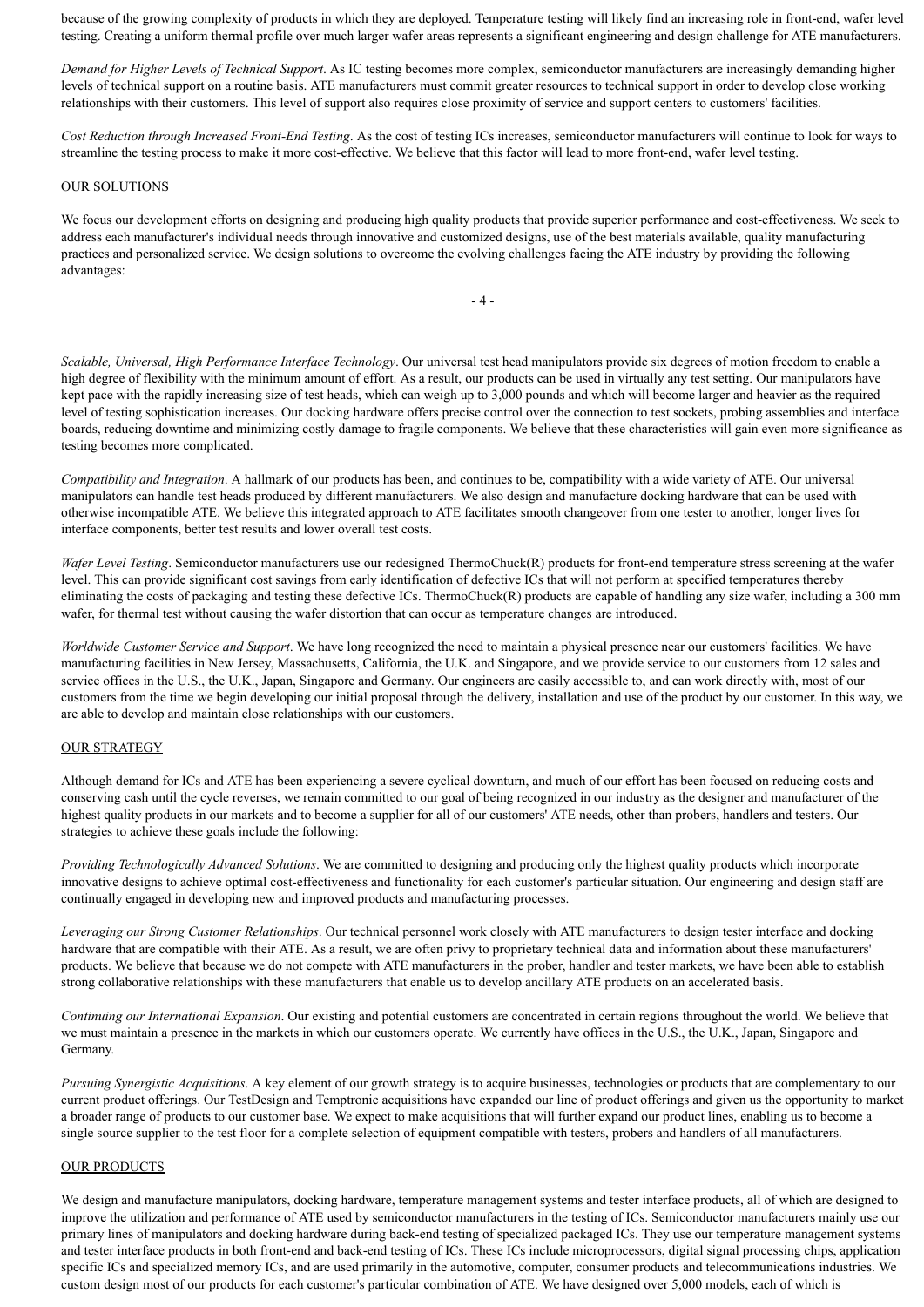because of the growing complexity of products in which they are deployed. Temperature testing will likely find an increasing role in front-end, wafer level testing. Creating a uniform thermal profile over much larger wafer areas represents a significant engineering and design challenge for ATE manufacturers.

*Demand for Higher Levels of Technical Support*. As IC testing becomes more complex, semiconductor manufacturers are increasingly demanding higher levels of technical support on a routine basis. ATE manufacturers must commit greater resources to technical support in order to develop close working relationships with their customers. This level of support also requires close proximity of service and support centers to customers' facilities.

*Cost Reduction through Increased Front-End Testing*. As the cost of testing ICs increases, semiconductor manufacturers will continue to look for ways to streamline the testing process to make it more cost-effective. We believe that this factor will lead to more front-end, wafer level testing.

## OUR SOLUTIONS

We focus our development efforts on designing and producing high quality products that provide superior performance and cost-effectiveness. We seek to address each manufacturer's individual needs through innovative and customized designs, use of the best materials available, quality manufacturing practices and personalized service. We design solutions to overcome the evolving challenges facing the ATE industry by providing the following advantages:

*Scalable, Universal, High Performance Interface Technology*. Our universal test head manipulators provide six degrees of motion freedom to enable a high degree of flexibility with the minimum amount of effort. As a result, our products can be used in virtually any test setting. Our manipulators have kept pace with the rapidly increasing size of test heads, which can weigh up to 3,000 pounds and which will become larger and heavier as the required level of testing sophistication increases. Our docking hardware offers precise control over the connection to test sockets, probing assemblies and interface boards, reducing downtime and minimizing costly damage to fragile components. We believe that these characteristics will gain even more significance as testing becomes more complicated.

*Compatibility and Integration*. A hallmark of our products has been, and continues to be, compatibility with a wide variety of ATE. Our universal manipulators can handle test heads produced by different manufacturers. We also design and manufacture docking hardware that can be used with otherwise incompatible ATE. We believe this integrated approach to ATE facilitates smooth changeover from one tester to another, longer lives for interface components, better test results and lower overall test costs.

*Wafer Level Testing*. Semiconductor manufacturers use our redesigned ThermoChuck(R) products for front-end temperature stress screening at the wafer level. This can provide significant cost savings from early identification of defective ICs that will not perform at specified temperatures thereby eliminating the costs of packaging and testing these defective ICs. ThermoChuck(R) products are capable of handling any size wafer, including a 300 mm wafer, for thermal test without causing the wafer distortion that can occur as temperature changes are introduced.

*Worldwide Customer Service and Support*. We have long recognized the need to maintain a physical presence near our customers' facilities. We have manufacturing facilities in New Jersey, Massachusetts, California, the U.K. and Singapore, and we provide service to our customers from 12 sales and service offices in the U.S., the U.K., Japan, Singapore and Germany. Our engineers are easily accessible to, and can work directly with, most of our customers from the time we begin developing our initial proposal through the delivery, installation and use of the product by our customer. In this way, we are able to develop and maintain close relationships with our customers.

## OUR STRATEGY

Although demand for ICs and ATE has been experiencing a severe cyclical downturn, and much of our effort has been focused on reducing costs and conserving cash until the cycle reverses, we remain committed to our goal of being recognized in our industry as the designer and manufacturer of the highest quality products in our markets and to become a supplier for all of our customers' ATE needs, other than probers, handlers and testers. Our strategies to achieve these goals include the following:

*Providing Technologically Advanced Solutions*. We are committed to designing and producing only the highest quality products which incorporate innovative designs to achieve optimal cost-effectiveness and functionality for each customer's particular situation. Our engineering and design staff are continually engaged in developing new and improved products and manufacturing processes.

*Leveraging our Strong Customer Relationships*. Our technical personnel work closely with ATE manufacturers to design tester interface and docking hardware that are compatible with their ATE. As a result, we are often privy to proprietary technical data and information about these manufacturers' products. We believe that because we do not compete with ATE manufacturers in the prober, handler and tester markets, we have been able to establish strong collaborative relationships with these manufacturers that enable us to develop ancillary ATE products on an accelerated basis.

*Continuing our International Expansion*. Our existing and potential customers are concentrated in certain regions throughout the world. We believe that we must maintain a presence in the markets in which our customers operate. We currently have offices in the U.S., the U.K., Japan, Singapore and Germany.

*Pursuing Synergistic Acquisitions*. A key element of our growth strategy is to acquire businesses, technologies or products that are complementary to our current product offerings. Our TestDesign and Temptronic acquisitions have expanded our line of product offerings and given us the opportunity to market a broader range of products to our customer base. We expect to make acquisitions that will further expand our product lines, enabling us to become a single source supplier to the test floor for a complete selection of equipment compatible with testers, probers and handlers of all manufacturers.

## OUR PRODUCTS

We design and manufacture manipulators, docking hardware, temperature management systems and tester interface products, all of which are designed to improve the utilization and performance of ATE used by semiconductor manufacturers in the testing of ICs. Semiconductor manufacturers mainly use our primary lines of manipulators and docking hardware during back-end testing of specialized packaged ICs. They use our temperature management systems and tester interface products in both front-end and back-end testing of ICs. These ICs include microprocessors, digital signal processing chips, application specific ICs and specialized memory ICs, and are used primarily in the automotive, computer, consumer products and telecommunications industries. We custom design most of our products for each customer's particular combination of ATE. We have designed over 5,000 models, each of which is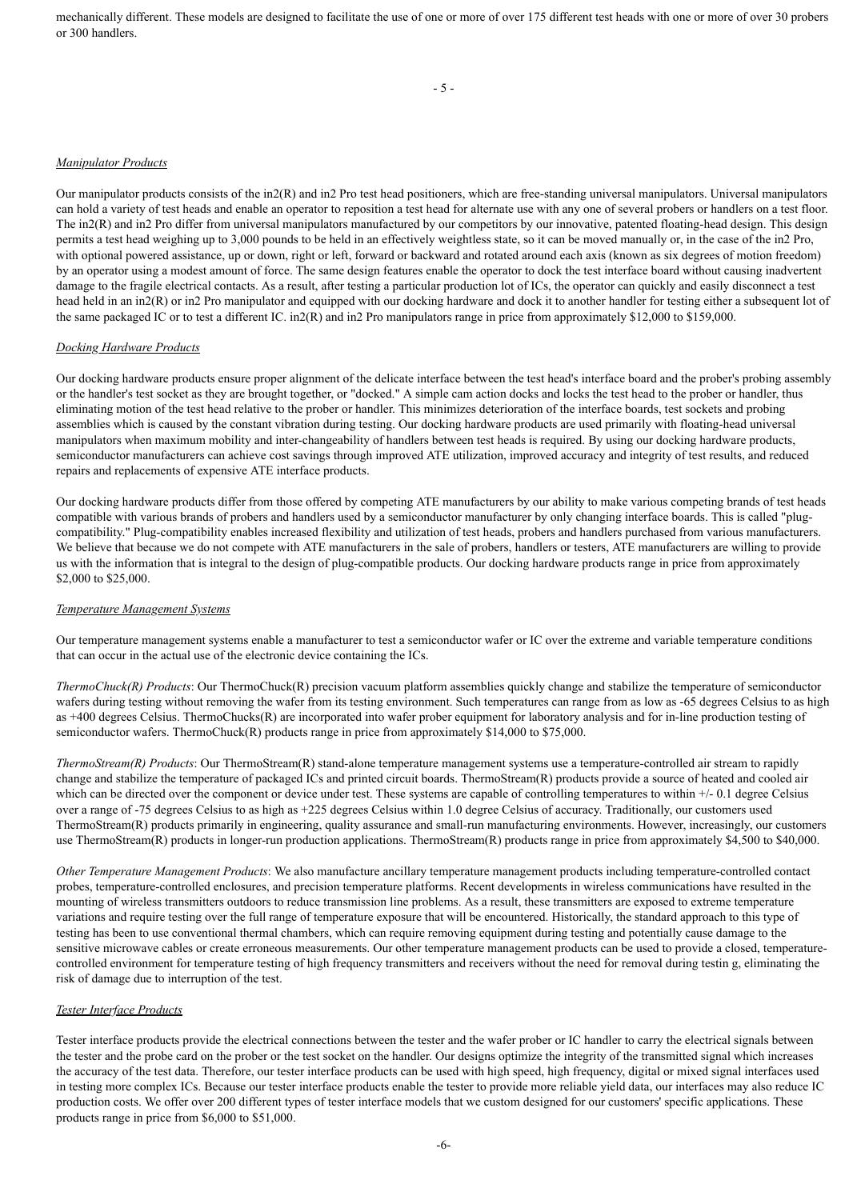mechanically different. These models are designed to facilitate the use of one or more of over 175 different test heads with one or more of over 30 probers or 300 handlers.

*Manipulator Products*

Our manipulator products consists of the in2(R) and in2 Pro test head positioners, which are free-standing universal manipulators. Universal manipulators can hold a variety of test heads and enable an operator to reposition a test head for alternate use with any one of several probers or handlers on a test floor. The in2(R) and in2 Pro differ from universal manipulators manufactured by our competitors by our innovative, patented floating-head design. This design permits a test head weighing up to 3,000 pounds to be held in an effectively weightless state, so it can be moved manually or, in the case of the in2 Pro, with optional powered assistance, up or down, right or left, forward or backward and rotated around each axis (known as six degrees of motion freedom) by an operator using a modest amount of force. The same design features enable the operator to dock the test interface board without causing inadvertent damage to the fragile electrical contacts. As a result, after testing a particular production lot of ICs, the operator can quickly and easily disconnect a test head held in an in2(R) or in2 Pro manipulator and equipped with our docking hardware and dock it to another handler for testing either a subsequent lot of the same packaged IC or to test a different IC. in2(R) and in2 Pro manipulators range in price from approximately $12,000 to $159,000.

*Docking Hardware Products*

Our docking hardware products ensure proper alignment of the delicate interface between the test head's interface board and the prober's probing assembly or the handler's test socket as they are brought together, or "docked." A simple cam action docks and locks the test head to the prober or handler, thus eliminating motion of the test head relative to the prober or handler. This minimizes deterioration of the interface boards, test sockets and probing assemblies which is caused by the constant vibration during testing. Our docking hardware products are used primarily with floating-head universal manipulators when maximum mobility and inter-changeability of handlers between test heads is required. By using our docking hardware products, semiconductor manufacturers can achieve cost savings through improved ATE utilization, improved accuracy and integrity of test results, and reduced repairs and replacements of expensive ATE interface products.

Our docking hardware products differ from those offered by competing ATE manufacturers by our ability to make various competing brands of test heads compatible with various brands of probers and handlers used by a semiconductor manufacturer by only changing interface boards. This is called "plug-compatibility." Plug-compatibility enables increased flexibility and utilization of test heads, probers and handlers purchased from various manufacturers. We believe that because we do not compete with ATE manufacturers in the sale of probers, handlers or testers, ATE manufacturers are willing to provide us with the information that is integral to the design of plug-compatible products. Our docking hardware products range in price from approximately $2,000 to $25,000.

*Temperature Management Systems*

Our temperature management systems enable a manufacturer to test a semiconductor wafer or IC over the extreme and variable temperature conditions that can occur in the actual use of the electronic device containing the ICs.

*ThermoChuck(R) Products*: Our ThermoChuck(R) precision vacuum platform assemblies quickly change and stabilize the temperature of semiconductor wafers during testing without removing the wafer from its testing environment. Such temperatures can range from as low as -65 degrees Celsius to as high as +400 degrees Celsius. ThermoChucks(R) are incorporated into wafer prober equipment for laboratory analysis and for in-line production testing of semiconductor wafers. ThermoChuck(R) products range in price from approximately $14,000 to $75,000.

*ThermoStream(R) Products*: Our ThermoStream(R) stand-alone temperature management systems use a temperature-controlled air stream to rapidly change and stabilize the temperature of packaged ICs and printed circuit boards. ThermoStream(R) products provide a source of heated and cooled air which can be directed over the component or device under test. These systems are capable of controlling temperatures to within +/- 0.1 degree Celsius over a range of -75 degrees Celsius to as high as +225 degrees Celsius within 1.0 degree Celsius of accuracy. Traditionally, our customers used ThermoStream(R) products primarily in engineering, quality assurance and small-run manufacturing environments. However, increasingly, our customers use ThermoStream(R) products in longer-run production applications. ThermoStream(R) products range in price from approximately $4,500 to $40,000.

*Other Temperature Management Products*: We also manufacture ancillary temperature management products including temperature-controlled contact probes, temperature-controlled enclosures, and precision temperature platforms. Recent developments in wireless communications have resulted in the mounting of wireless transmitters outdoors to reduce transmission line problems. As a result, these transmitters are exposed to extreme temperature variations and require testing over the full range of temperature exposure that will be encountered. Historically, the standard approach to this type of testing has been to use conventional thermal chambers, which can require removing equipment during testing and potentially cause damage to the sensitive microwave cables or create erroneous measurements. Our other temperature management products can be used to provide a closed, temperature-controlled environment for temperature testing of high frequency transmitters and receivers without the need for removal during testin g, eliminating the risk of damage due to interruption of the test.

*Tester Interface Products*

Tester interface products provide the electrical connections between the tester and the wafer prober or IC handler to carry the electrical signals between the tester and the probe card on the prober or the test socket on the handler. Our designs optimize the integrity of the transmitted signal which increases the accuracy of the test data. Therefore, our tester interface products can be used with high speed, high frequency, digital or mixed signal interfaces used in testing more complex ICs. Because our tester interface products enable the tester to provide more reliable yield data, our interfaces may also reduce IC production costs. We offer over 200 different types of tester interface models that we custom designed for our customers' specific applications. These products range in price from $6,000 to $51,000.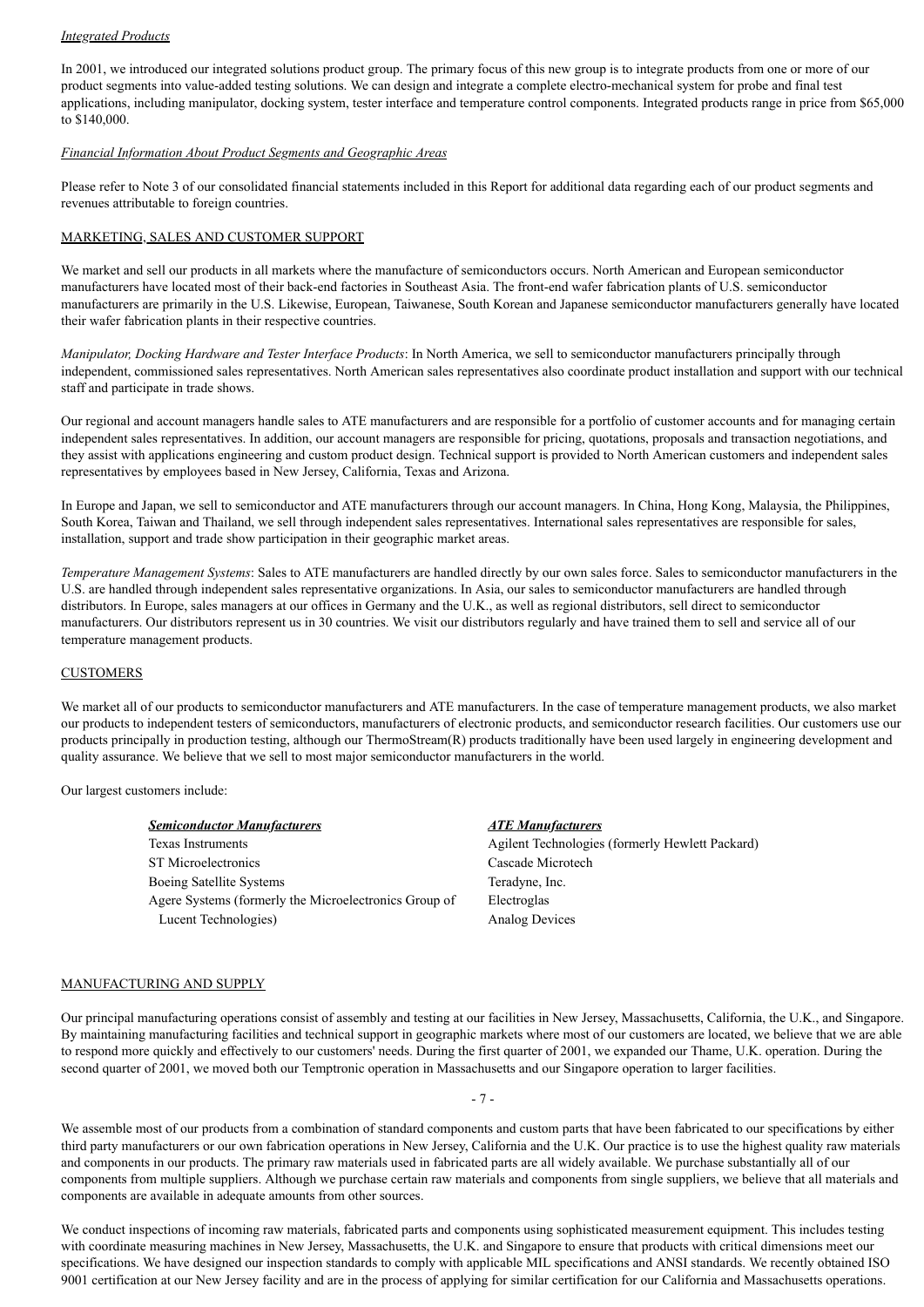*Integrated Products*

In 2001, we introduced our integrated solutions product group. The primary focus of this new group is to integrate products from one or more of our product segments into value-added testing solutions. We can design and integrate a complete electro-mechanical system for probe and final test applications, including manipulator, docking system, tester interface and temperature control components. Integrated products range in price from $65,000 to $140,000.

*Financial Information About Product Segments and Geographic Areas*

Please refer to Note 3 of our consolidated financial statements included in this Report for additional data regarding each of our product segments and revenues attributable to foreign countries.

MARKETING, SALES AND CUSTOMER SUPPORT

We market and sell our products in all markets where the manufacture of semiconductors occurs. North American and European semiconductor manufacturers have located most of their back-end factories in Southeast Asia. The front-end wafer fabrication plants of U.S. semiconductor manufacturers are primarily in the U.S. Likewise, European, Taiwanese, South Korean and Japanese semiconductor manufacturers generally have located their wafer fabrication plants in their respective countries.

*Manipulator, Docking Hardware and Tester Interface Products*: In North America, we sell to semiconductor manufacturers principally through independent, commissioned sales representatives. North American sales representatives also coordinate product installation and support with our technical staff and participate in trade shows.

Our regional and account managers handle sales to ATE manufacturers and are responsible for a portfolio of customer accounts and for managing certain independent sales representatives. In addition, our account managers are responsible for pricing, quotations, proposals and transaction negotiations, and they assist with applications engineering and custom product design. Technical support is provided to North American customers and independent sales representatives by employees based in New Jersey, California, Texas and Arizona.

In Europe and Japan, we sell to semiconductor and ATE manufacturers through our account managers. In China, Hong Kong, Malaysia, the Philippines, South Korea, Taiwan and Thailand, we sell through independent sales representatives. International sales representatives are responsible for sales, installation, support and trade show participation in their geographic market areas.

*Temperature Management Systems*: Sales to ATE manufacturers are handled directly by our own sales force. Sales to semiconductor manufacturers in the U.S. are handled through independent sales representative organizations. In Asia, our sales to semiconductor manufacturers are handled through distributors. In Europe, sales managers at our offices in Germany and the U.K., as well as regional distributors, sell direct to semiconductor manufacturers. Our distributors represent us in 30 countries. We visit our distributors regularly and have trained them to sell and service all of our temperature management products.

CUSTOMERS

We market all of our products to semiconductor manufacturers and ATE manufacturers. In the case of temperature management products, we also market our products to independent testers of semiconductors, manufacturers of electronic products, and semiconductor research facilities. Our customers use our products principally in production testing, although our ThermoStream(R) products traditionally have been used largely in engineering development and quality assurance. We believe that we sell to most major semiconductor manufacturers in the world.

Our largest customers include:

| ***Semiconductor Manufacturers*** | ***ATE Manufacturers*** |
|---|---|
| Texas Instruments | Agilent Technologies (formerly Hewlett Packard) |
| ST Microelectronics | Cascade Microtech |
| Boeing Satellite Systems | Teradyne, Inc. |
| Agere Systems (formerly the Microelectronics Group of Lucent Technologies) | Electroglas |
| | Analog Devices |

MANUFACTURING AND SUPPLY

Our principal manufacturing operations consist of assembly and testing at our facilities in New Jersey, Massachusetts, California, the U.K., and Singapore. By maintaining manufacturing facilities and technical support in geographic markets where most of our customers are located, we believe that we are able to respond more quickly and effectively to our customers' needs. During the first quarter of 2001, we expanded our Thame, U.K. operation. During the second quarter of 2001, we moved both our Temptronic operation in Massachusetts and our Singapore operation to larger facilities.

We assemble most of our products from a combination of standard components and custom parts that have been fabricated to our specifications by either third party manufacturers or our own fabrication operations in New Jersey, California and the U.K. Our practice is to use the highest quality raw materials and components in our products. The primary raw materials used in fabricated parts are all widely available. We purchase substantially all of our components from multiple suppliers. Although we purchase certain raw materials and components from single suppliers, we believe that all materials and components are available in adequate amounts from other sources.

We conduct inspections of incoming raw materials, fabricated parts and components using sophisticated measurement equipment. This includes testing with coordinate measuring machines in New Jersey, Massachusetts, the U.K. and Singapore to ensure that products with critical dimensions meet our specifications. We have designed our inspection standards to comply with applicable MIL specifications and ANSI standards. We recently obtained ISO 9001 certification at our New Jersey facility and are in the process of applying for similar certification for our California and Massachusetts operations.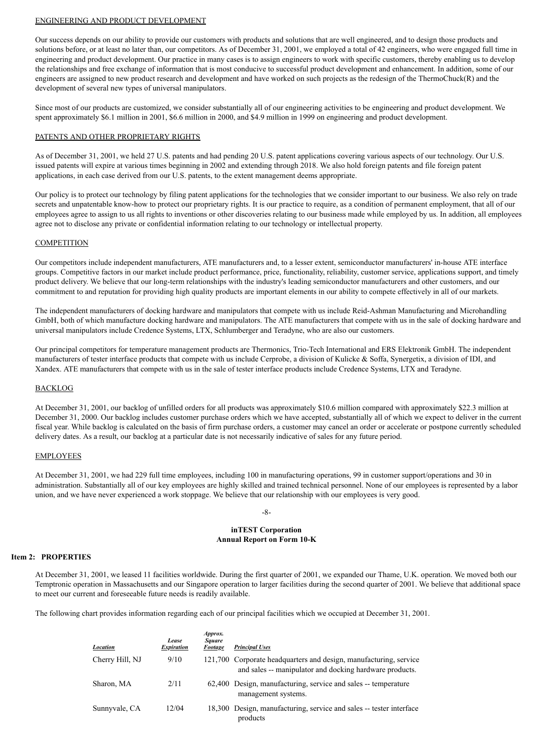## ENGINEERING AND PRODUCT DEVELOPMENT

Our success depends on our ability to provide our customers with products and solutions that are well engineered, and to design those products and solutions before, or at least no later than, our competitors. As of December 31, 2001, we employed a total of 42 engineers, who were engaged full time in engineering and product development. Our practice in many cases is to assign engineers to work with specific customers, thereby enabling us to develop the relationships and free exchange of information that is most conducive to successful product development and enhancement. In addition, some of our engineers are assigned to new product research and development and have worked on such projects as the redesign of the ThermoChuck(R) and the development of several new types of universal manipulators.

Since most of our products are customized, we consider substantially all of our engineering activities to be engineering and product development. We spent approximately $6.1 million in 2001, $6.6 million in 2000, and $4.9 million in 1999 on engineering and product development.

## PATENTS AND OTHER PROPRIETARY RIGHTS

As of December 31, 2001, we held 27 U.S. patents and had pending 20 U.S. patent applications covering various aspects of our technology. Our U.S. issued patents will expire at various times beginning in 2002 and extending through 2018. We also hold foreign patents and file foreign patent applications, in each case derived from our U.S. patents, to the extent management deems appropriate.

Our policy is to protect our technology by filing patent applications for the technologies that we consider important to our business. We also rely on trade secrets and unpatentable know-how to protect our proprietary rights. It is our practice to require, as a condition of permanent employment, that all of our employees agree to assign to us all rights to inventions or other discoveries relating to our business made while employed by us. In addition, all employees agree not to disclose any private or confidential information relating to our technology or intellectual property.

## COMPETITION

Our competitors include independent manufacturers, ATE manufacturers and, to a lesser extent, semiconductor manufacturers' in-house ATE interface groups. Competitive factors in our market include product performance, price, functionality, reliability, customer service, applications support, and timely product delivery. We believe that our long-term relationships with the industry's leading semiconductor manufacturers and other customers, and our commitment to and reputation for providing high quality products are important elements in our ability to compete effectively in all of our markets.

The independent manufacturers of docking hardware and manipulators that compete with us include Reid-Ashman Manufacturing and Microhandling GmbH, both of which manufacture docking hardware and manipulators. The ATE manufacturers that compete with us in the sale of docking hardware and universal manipulators include Credence Systems, LTX, Schlumberger and Teradyne, who are also our customers.

Our principal competitors for temperature management products are Thermonics, Trio-Tech International and ERS Elektronik GmbH. The independent manufacturers of tester interface products that compete with us include Cerprobe, a division of Kulicke & Soffa, Synergetix, a division of IDI, and Xandex. ATE manufacturers that compete with us in the sale of tester interface products include Credence Systems, LTX and Teradyne.

## BACKLOG

At December 31, 2001, our backlog of unfilled orders for all products was approximately $10.6 million compared with approximately $22.3 million at December 31, 2000. Our backlog includes customer purchase orders which we have accepted, substantially all of which we expect to deliver in the current fiscal year. While backlog is calculated on the basis of firm purchase orders, a customer may cancel an order or accelerate or postpone currently scheduled delivery dates. As a result, our backlog at a particular date is not necessarily indicative of sales for any future period.

## EMPLOYEES

At December 31, 2001, we had 229 full time employees, including 100 in manufacturing operations, 99 in customer support/operations and 30 in administration. Substantially all of our key employees are highly skilled and trained technical personnel. None of our employees is represented by a labor union, and we have never experienced a work stoppage. We believe that our relationship with our employees is very good.

## Item 2: PROPERTIES

At December 31, 2001, we leased 11 facilities worldwide. During the first quarter of 2001, we expanded our Thame, U.K. operation. We moved both our Temptronic operation in Massachusetts and our Singapore operation to larger facilities during the second quarter of 2001. We believe that additional space to meet our current and foreseeable future needs is readily available.

The following chart provides information regarding each of our principal facilities which we occupied at December 31, 2001.

| *Location* | *Lease Expiration* | *Approx. Square Footage* | *Principal Uses* |
|---|---|---|---|
| Cherry Hill, NJ | 9/10 | 121,700 | Corporate headquarters and design, manufacturing, service and sales -- manipulator and docking hardware products. |
| Sharon, MA | 2/11 | 62,400 | Design, manufacturing, service and sales -- temperature management systems. |
| Sunnyvale, CA | 12/04 | 18,300 | Design, manufacturing, service and sales -- tester interface products |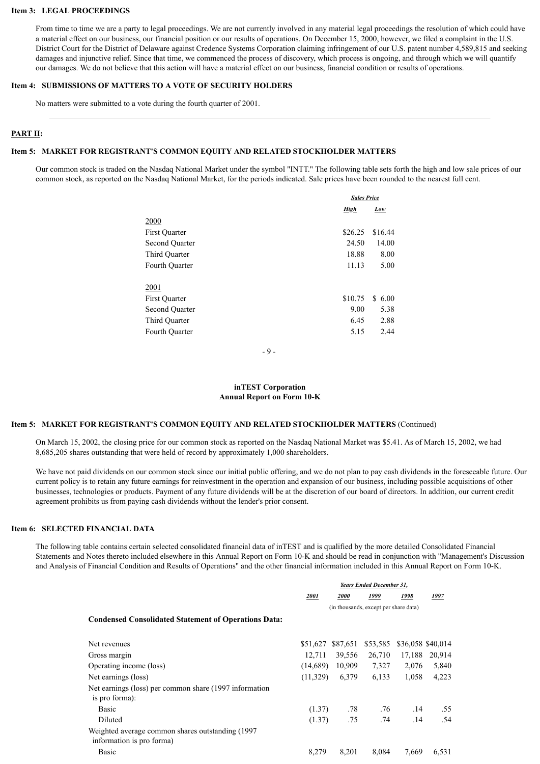### Item 3: LEGAL PROCEEDINGS

From time to time we are a party to legal proceedings. We are not currently involved in any material legal proceedings the resolution of which could have a material effect on our business, our financial position or our results of operations. On December 15, 2000, however, we filed a complaint in the U.S. District Court for the District of Delaware against Credence Systems Corporation claiming infringement of our U.S. patent number 4,589,815 and seeking damages and injunctive relief. Since that time, we commenced the process of discovery, which process is ongoing, and through which we will quantify our damages. We do not believe that this action will have a material effect on our business, financial condition or results of operations.

### Item 4: SUBMISSIONS OF MATTERS TO A VOTE OF SECURITY HOLDERS

No matters were submitted to a vote during the fourth quarter of 2001.

---

## PART II:

### Item 5: MARKET FOR REGISTRANT'S COMMON EQUITY AND RELATED STOCKHOLDER MATTERS

Our common stock is traded on the Nasdaq National Market under the symbol "INTT." The following table sets forth the high and low sale prices of our common stock, as reported on the Nasdaq National Market, for the periods indicated. Sale prices have been rounded to the nearest full cent.

| | Sales Price | |
|---|---|---|
| | High | Low |
| **2000** | | |
| First Quarter | $26.25 | $16.44 |
| Second Quarter | 24.50 | 14.00 |
| Third Quarter | 18.88 | 8.00 |
| Fourth Quarter | 11.13 | 5.00 |
| **2001** | | |
| First Quarter | $10.75 | $ 6.00 |
| Second Quarter | 9.00 | 5.38 |
| Third Quarter | 6.45 | 2.88 |
| Fourth Quarter | 5.15 | 2.44 |

### Item 5: MARKET FOR REGISTRANT'S COMMON EQUITY AND RELATED STOCKHOLDER MATTERS (Continued)

On March 15, 2002, the closing price for our common stock as reported on the Nasdaq National Market was $5.41. As of March 15, 2002, we had 8,685,205 shares outstanding that were held of record by approximately 1,000 shareholders.

We have not paid dividends on our common stock since our initial public offering, and we do not plan to pay cash dividends in the foreseeable future. Our current policy is to retain any future earnings for reinvestment in the operation and expansion of our business, including possible acquisitions of other businesses, technologies or products. Payment of any future dividends will be at the discretion of our board of directors. In addition, our current credit agreement prohibits us from paying cash dividends without the lender's prior consent.

### Item 6: SELECTED FINANCIAL DATA

The following table contains certain selected consolidated financial data of inTEST and is qualified by the more detailed Consolidated Financial Statements and Notes thereto included elsewhere in this Annual Report on Form 10-K and should be read in conjunction with "Management's Discussion and Analysis of Financial Condition and Results of Operations" and the other financial information included in this Annual Report on Form 10-K.

| | Years Ended December 31, | | | | |
|---|---|---|---|---|---|
| | 2001 | 2000 | 1999 | 1998 | 1997 |
| | (in thousands, except per share data) | | | | |
| **Condensed Consolidated Statement of Operations Data:** | | | | | |
| Net revenues | $51,627 | $87,651 | $53,585 | $36,058 | $40,014 |
| Gross margin | 12,711 | 39,556 | 26,710 | 17,188 | 20,914 |
| Operating income (loss) | (14,689) | 10,909 | 7,327 | 2,076 | 5,840 |
| Net earnings (loss) | (11,329) | 6,379 | 6,133 | 1,058 | 4,223 |
| Net earnings (loss) per common share (1997 information is pro forma): | | | | | |
| Basic | (1.37) | .78 | .76 | .14 | .55 |
| Diluted | (1.37) | .75 | .74 | .14 | .54 |
| Weighted average common shares outstanding (1997 information is pro forma) | | | | | |
| Basic | 8,279 | 8,201 | 8,084 | 7,669 | 6,531 |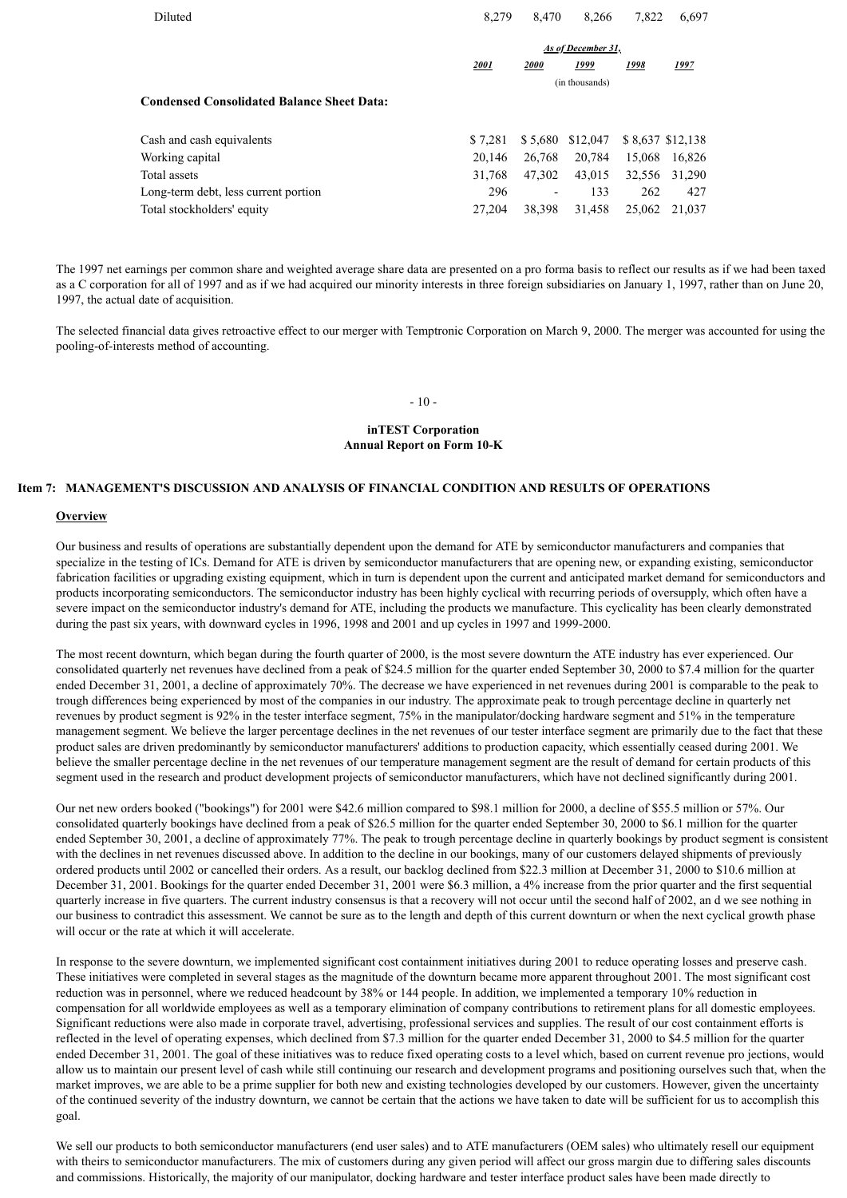| | 2001 | 2000 | 1999 | 1998 | 1997 |
|---|---|---|---|---|---|
| Diluted | 8,279 | 8,470 | 8,266 | 7,822 | 6,697 |

| | *As of December 31,* | | | | |
|---|---|---|---|---|---|
| | *2001* | *2000* | *1999* | *1998* | *1997* |
| | (in thousands) | | | | |
| **Condensed Consolidated Balance Sheet Data:** | | | | | |
| Cash and cash equivalents | $ 7,281 | $ 5,680 | $12,047 | $ 8,637 | $12,138 |
| Working capital | 20,146 | 26,768 | 20,784 | 15,068 | 16,826 |
| Total assets | 31,768 | 47,302 | 43,015 | 32,556 | 31,290 |
| Long-term debt, less current portion | 296 | - | 133 | 262 | 427 |
| Total stockholders' equity | 27,204 | 38,398 | 31,458 | 25,062 | 21,037 |

The 1997 net earnings per common share and weighted average share data are presented on a pro forma basis to reflect our results as if we had been taxed as a C corporation for all of 1997 and as if we had acquired our minority interests in three foreign subsidiaries on January 1, 1997, rather than on June 20, 1997, the actual date of acquisition.

The selected financial data gives retroactive effect to our merger with Temptronic Corporation on March 9, 2000. The merger was accounted for using the pooling-of-interests method of accounting.

## Item 7: MANAGEMENT'S DISCUSSION AND ANALYSIS OF FINANCIAL CONDITION AND RESULTS OF OPERATIONS

### Overview

Our business and results of operations are substantially dependent upon the demand for ATE by semiconductor manufacturers and companies that specialize in the testing of ICs. Demand for ATE is driven by semiconductor manufacturers that are opening new, or expanding existing, semiconductor fabrication facilities or upgrading existing equipment, which in turn is dependent upon the current and anticipated market demand for semiconductors and products incorporating semiconductors. The semiconductor industry has been highly cyclical with recurring periods of oversupply, which often have a severe impact on the semiconductor industry's demand for ATE, including the products we manufacture. This cyclicality has been clearly demonstrated during the past six years, with downward cycles in 1996, 1998 and 2001 and up cycles in 1997 and 1999-2000.

The most recent downturn, which began during the fourth quarter of 2000, is the most severe downturn the ATE industry has ever experienced. Our consolidated quarterly net revenues have declined from a peak of $24.5 million for the quarter ended September 30, 2000 to $7.4 million for the quarter ended December 31, 2001, a decline of approximately 70%. The decrease we have experienced in net revenues during 2001 is comparable to the peak to trough differences being experienced by most of the companies in our industry. The approximate peak to trough percentage decline in quarterly net revenues by product segment is 92% in the tester interface segment, 75% in the manipulator/docking hardware segment and 51% in the temperature management segment. We believe the larger percentage declines in the net revenues of our tester interface segment are primarily due to the fact that these product sales are driven predominantly by semiconductor manufacturers' additions to production capacity, which essentially ceased during 2001. We believe the smaller percentage decline in the net revenues of our temperature management segment are the result of demand for certain products of this segment used in the research and product development projects of semiconductor manufacturers, which have not declined significantly during 2001.

Our net new orders booked ("bookings") for 2001 were $42.6 million compared to $98.1 million for 2000, a decline of $55.5 million or 57%. Our consolidated quarterly bookings have declined from a peak of $26.5 million for the quarter ended September 30, 2000 to $6.1 million for the quarter ended September 30, 2001, a decline of approximately 77%. The peak to trough percentage decline in quarterly bookings by product segment is consistent with the declines in net revenues discussed above. In addition to the decline in our bookings, many of our customers delayed shipments of previously ordered products until 2002 or cancelled their orders. As a result, our backlog declined from $22.3 million at December 31, 2000 to $10.6 million at December 31, 2001. Bookings for the quarter ended December 31, 2001 were $6.3 million, a 4% increase from the prior quarter and the first sequential quarterly increase in five quarters. The current industry consensus is that a recovery will not occur until the second half of 2002, an d we see nothing in our business to contradict this assessment. We cannot be sure as to the length and depth of this current downturn or when the next cyclical growth phase will occur or the rate at which it will accelerate.

In response to the severe downturn, we implemented significant cost containment initiatives during 2001 to reduce operating losses and preserve cash. These initiatives were completed in several stages as the magnitude of the downturn became more apparent throughout 2001. The most significant cost reduction was in personnel, where we reduced headcount by 38% or 144 people. In addition, we implemented a temporary 10% reduction in compensation for all worldwide employees as well as a temporary elimination of company contributions to retirement plans for all domestic employees. Significant reductions were also made in corporate travel, advertising, professional services and supplies. The result of our cost containment efforts is reflected in the level of operating expenses, which declined from $7.3 million for the quarter ended December 31, 2000 to $4.5 million for the quarter ended December 31, 2001. The goal of these initiatives was to reduce fixed operating costs to a level which, based on current revenue pro jections, would allow us to maintain our present level of cash while still continuing our research and development programs and positioning ourselves such that, when the market improves, we are able to be a prime supplier for both new and existing technologies developed by our customers. However, given the uncertainty of the continued severity of the industry downturn, we cannot be certain that the actions we have taken to date will be sufficient for us to accomplish this goal.

We sell our products to both semiconductor manufacturers (end user sales) and to ATE manufacturers (OEM sales) who ultimately resell our equipment with theirs to semiconductor manufacturers. The mix of customers during any given period will affect our gross margin due to differing sales discounts and commissions. Historically, the majority of our manipulator, docking hardware and tester interface product sales have been made directly to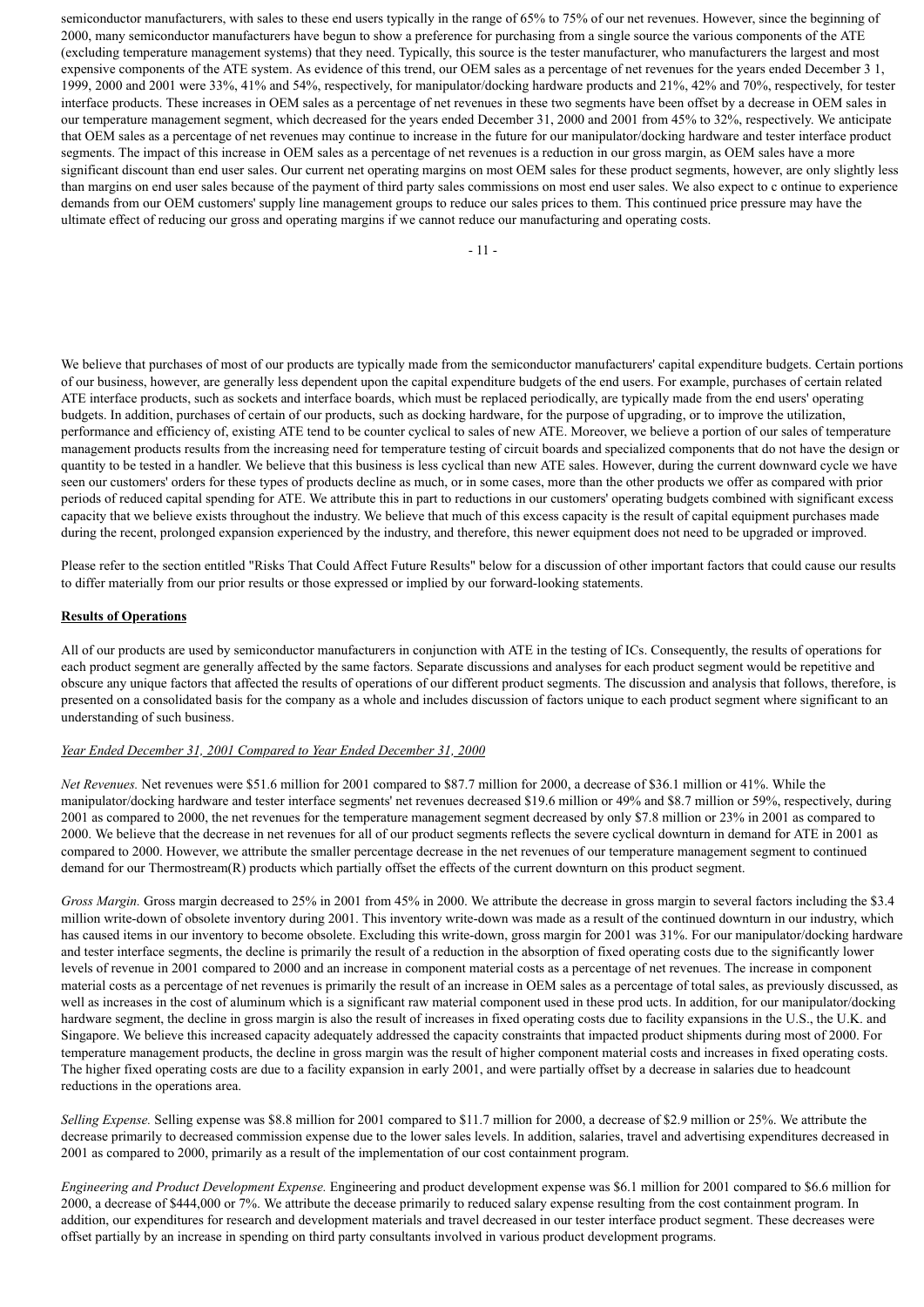semiconductor manufacturers, with sales to these end users typically in the range of 65% to 75% of our net revenues. However, since the beginning of 2000, many semiconductor manufacturers have begun to show a preference for purchasing from a single source the various components of the ATE (excluding temperature management systems) that they need. Typically, this source is the tester manufacturer, who manufacturers the largest and most expensive components of the ATE system. As evidence of this trend, our OEM sales as a percentage of net revenues for the years ended December 3 1, 1999, 2000 and 2001 were 33%, 41% and 54%, respectively, for manipulator/docking hardware products and 21%, 42% and 70%, respectively, for tester interface products. These increases in OEM sales as a percentage of net revenues in these two segments have been offset by a decrease in OEM sales in our temperature management segment, which decreased for the years ended December 31, 2000 and 2001 from 45% to 32%, respectively. We anticipate that OEM sales as a percentage of net revenues may continue to increase in the future for our manipulator/docking hardware and tester interface product segments. The impact of this increase in OEM sales as a percentage of net revenues is a reduction in our gross margin, as OEM sales have a more significant discount than end user sales. Our current net operating margins on most OEM sales for these product segments, however, are only slightly less than margins on end user sales because of the payment of third party sales commissions on most end user sales. We also expect to c ontinue to experience demands from our OEM customers' supply line management groups to reduce our sales prices to them. This continued price pressure may have the ultimate effect of reducing our gross and operating margins if we cannot reduce our manufacturing and operating costs.

We believe that purchases of most of our products are typically made from the semiconductor manufacturers' capital expenditure budgets. Certain portions of our business, however, are generally less dependent upon the capital expenditure budgets of the end users. For example, purchases of certain related ATE interface products, such as sockets and interface boards, which must be replaced periodically, are typically made from the end users' operating budgets. In addition, purchases of certain of our products, such as docking hardware, for the purpose of upgrading, or to improve the utilization, performance and efficiency of, existing ATE tend to be counter cyclical to sales of new ATE. Moreover, we believe a portion of our sales of temperature management products results from the increasing need for temperature testing of circuit boards and specialized components that do not have the design or quantity to be tested in a handler. We believe that this business is less cyclical than new ATE sales. However, during the current downward cycle we have seen our customers' orders for these types of products decline as much, or in some cases, more than the other products we offer as compared with prior periods of reduced capital spending for ATE. We attribute this in part to reductions in our customers' operating budgets combined with significant excess capacity that we believe exists throughout the industry. We believe that much of this excess capacity is the result of capital equipment purchases made during the recent, prolonged expansion experienced by the industry, and therefore, this newer equipment does not need to be upgraded or improved.

Please refer to the section entitled "Risks That Could Affect Future Results" below for a discussion of other important factors that could cause our results to differ materially from our prior results or those expressed or implied by our forward-looking statements.

**Results of Operations**

All of our products are used by semiconductor manufacturers in conjunction with ATE in the testing of ICs. Consequently, the results of operations for each product segment are generally affected by the same factors. Separate discussions and analyses for each product segment would be repetitive and obscure any unique factors that affected the results of operations of our different product segments. The discussion and analysis that follows, therefore, is presented on a consolidated basis for the company as a whole and includes discussion of factors unique to each product segment where significant to an understanding of such business.

*Year Ended December 31, 2001 Compared to Year Ended December 31, 2000*

*Net Revenues.* Net revenues were $51.6 million for 2001 compared to $87.7 million for 2000, a decrease of $36.1 million or 41%. While the manipulator/docking hardware and tester interface segments' net revenues decreased $19.6 million or 49% and $8.7 million or 59%, respectively, during 2001 as compared to 2000, the net revenues for the temperature management segment decreased by only $7.8 million or 23% in 2001 as compared to 2000. We believe that the decrease in net revenues for all of our product segments reflects the severe cyclical downturn in demand for ATE in 2001 as compared to 2000. However, we attribute the smaller percentage decrease in the net revenues of our temperature management segment to continued demand for our Thermostream(R) products which partially offset the effects of the current downturn on this product segment.

*Gross Margin.* Gross margin decreased to 25% in 2001 from 45% in 2000. We attribute the decrease in gross margin to several factors including the $3.4 million write-down of obsolete inventory during 2001. This inventory write-down was made as a result of the continued downturn in our industry, which has caused items in our inventory to become obsolete. Excluding this write-down, gross margin for 2001 was 31%. For our manipulator/docking hardware and tester interface segments, the decline is primarily the result of a reduction in the absorption of fixed operating costs due to the significantly lower levels of revenue in 2001 compared to 2000 and an increase in component material costs as a percentage of net revenues. The increase in component material costs as a percentage of net revenues is primarily the result of an increase in OEM sales as a percentage of total sales, as previously discussed, as well as increases in the cost of aluminum which is a significant raw material component used in these prod ucts. In addition, for our manipulator/docking hardware segment, the decline in gross margin is also the result of increases in fixed operating costs due to facility expansions in the U.S., the U.K. and Singapore. We believe this increased capacity adequately addressed the capacity constraints that impacted product shipments during most of 2000. For temperature management products, the decline in gross margin was the result of higher component material costs and increases in fixed operating costs. The higher fixed operating costs are due to a facility expansion in early 2001, and were partially offset by a decrease in salaries due to headcount reductions in the operations area.

*Selling Expense.* Selling expense was $8.8 million for 2001 compared to $11.7 million for 2000, a decrease of $2.9 million or 25%. We attribute the decrease primarily to decreased commission expense due to the lower sales levels. In addition, salaries, travel and advertising expenditures decreased in 2001 as compared to 2000, primarily as a result of the implementation of our cost containment program.

*Engineering and Product Development Expense.* Engineering and product development expense was $6.1 million for 2001 compared to $6.6 million for 2000, a decrease of $444,000 or 7%. We attribute the decease primarily to reduced salary expense resulting from the cost containment program. In addition, our expenditures for research and development materials and travel decreased in our tester interface product segment. These decreases were offset partially by an increase in spending on third party consultants involved in various product development programs.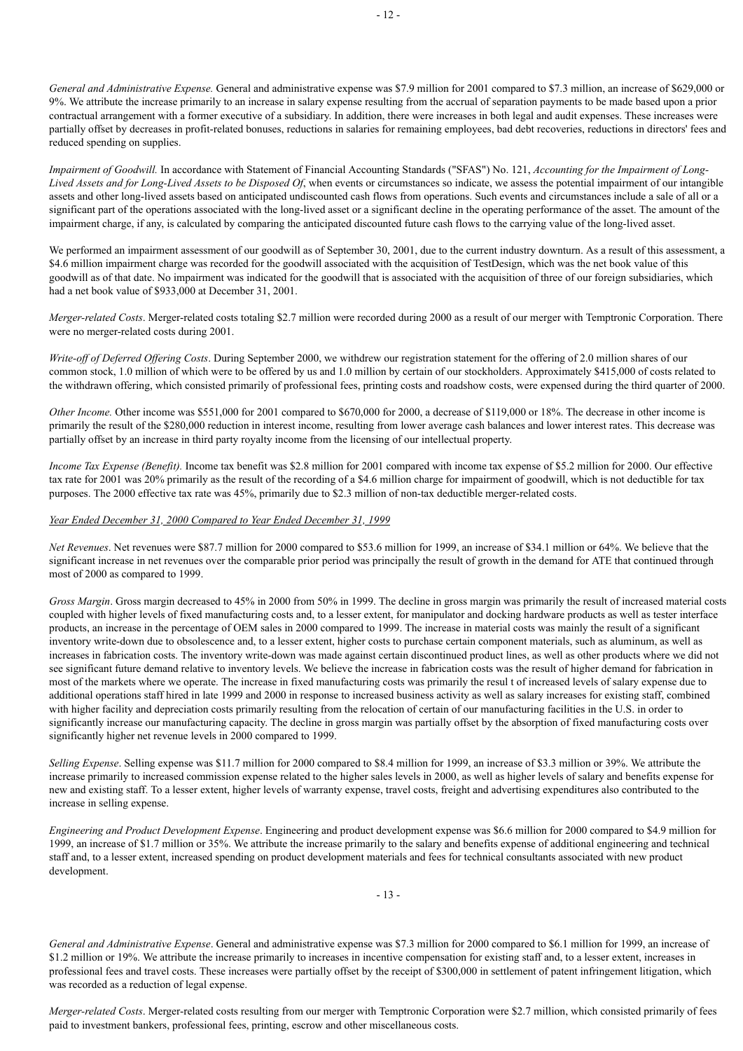*General and Administrative Expense.* General and administrative expense was $7.9 million for 2001 compared to $7.3 million, an increase of $629,000 or 9%. We attribute the increase primarily to an increase in salary expense resulting from the accrual of separation payments to be made based upon a prior contractual arrangement with a former executive of a subsidiary. In addition, there were increases in both legal and audit expenses. These increases were partially offset by decreases in profit-related bonuses, reductions in salaries for remaining employees, bad debt recoveries, reductions in directors' fees and reduced spending on supplies.

*Impairment of Goodwill.* In accordance with Statement of Financial Accounting Standards ("SFAS") No. 121, *Accounting for the Impairment of Long-Lived Assets and for Long-Lived Assets to be Disposed Of*, when events or circumstances so indicate, we assess the potential impairment of our intangible assets and other long-lived assets based on anticipated undiscounted cash flows from operations. Such events and circumstances include a sale of all or a significant part of the operations associated with the long-lived asset or a significant decline in the operating performance of the asset. The amount of the impairment charge, if any, is calculated by comparing the anticipated discounted future cash flows to the carrying value of the long-lived asset.

We performed an impairment assessment of our goodwill as of September 30, 2001, due to the current industry downturn. As a result of this assessment, a $4.6 million impairment charge was recorded for the goodwill associated with the acquisition of TestDesign, which was the net book value of this goodwill as of that date. No impairment was indicated for the goodwill that is associated with the acquisition of three of our foreign subsidiaries, which had a net book value of $933,000 at December 31, 2001.

*Merger-related Costs*. Merger-related costs totaling $2.7 million were recorded during 2000 as a result of our merger with Temptronic Corporation. There were no merger-related costs during 2001.

*Write-off of Deferred Offering Costs*. During September 2000, we withdrew our registration statement for the offering of 2.0 million shares of our common stock, 1.0 million of which were to be offered by us and 1.0 million by certain of our stockholders. Approximately $415,000 of costs related to the withdrawn offering, which consisted primarily of professional fees, printing costs and roadshow costs, were expensed during the third quarter of 2000.

*Other Income.* Other income was $551,000 for 2001 compared to $670,000 for 2000, a decrease of $119,000 or 18%. The decrease in other income is primarily the result of the $280,000 reduction in interest income, resulting from lower average cash balances and lower interest rates. This decrease was partially offset by an increase in third party royalty income from the licensing of our intellectual property.

*Income Tax Expense (Benefit).* Income tax benefit was $2.8 million for 2001 compared with income tax expense of $5.2 million for 2000. Our effective tax rate for 2001 was 20% primarily as the result of the recording of a $4.6 million charge for impairment of goodwill, which is not deductible for tax purposes. The 2000 effective tax rate was 45%, primarily due to $2.3 million of non-tax deductible merger-related costs.

*Year Ended December 31, 2000 Compared to Year Ended December 31, 1999*

*Net Revenues*. Net revenues were $87.7 million for 2000 compared to $53.6 million for 1999, an increase of $34.1 million or 64%. We believe that the significant increase in net revenues over the comparable prior period was principally the result of growth in the demand for ATE that continued through most of 2000 as compared to 1999.

*Gross Margin*. Gross margin decreased to 45% in 2000 from 50% in 1999. The decline in gross margin was primarily the result of increased material costs coupled with higher levels of fixed manufacturing costs and, to a lesser extent, for manipulator and docking hardware products as well as tester interface products, an increase in the percentage of OEM sales in 2000 compared to 1999. The increase in material costs was mainly the result of a significant inventory write-down due to obsolescence and, to a lesser extent, higher costs to purchase certain component materials, such as aluminum, as well as increases in fabrication costs. The inventory write-down was made against certain discontinued product lines, as well as other products where we did not see significant future demand relative to inventory levels. We believe the increase in fabrication costs was the result of higher demand for fabrication in most of the markets where we operate. The increase in fixed manufacturing costs was primarily the resul t of increased levels of salary expense due to additional operations staff hired in late 1999 and 2000 in response to increased business activity as well as salary increases for existing staff, combined with higher facility and depreciation costs primarily resulting from the relocation of certain of our manufacturing facilities in the U.S. in order to significantly increase our manufacturing capacity. The decline in gross margin was partially offset by the absorption of fixed manufacturing costs over significantly higher net revenue levels in 2000 compared to 1999.

*Selling Expense*. Selling expense was $11.7 million for 2000 compared to $8.4 million for 1999, an increase of $3.3 million or 39%. We attribute the increase primarily to increased commission expense related to the higher sales levels in 2000, as well as higher levels of salary and benefits expense for new and existing staff. To a lesser extent, higher levels of warranty expense, travel costs, freight and advertising expenditures also contributed to the increase in selling expense.

*Engineering and Product Development Expense*. Engineering and product development expense was $6.6 million for 2000 compared to $4.9 million for 1999, an increase of $1.7 million or 35%. We attribute the increase primarily to the salary and benefits expense of additional engineering and technical staff and, to a lesser extent, increased spending on product development materials and fees for technical consultants associated with new product development.

*General and Administrative Expense*. General and administrative expense was $7.3 million for 2000 compared to $6.1 million for 1999, an increase of $1.2 million or 19%. We attribute the increase primarily to increases in incentive compensation for existing staff and, to a lesser extent, increases in professional fees and travel costs. These increases were partially offset by the receipt of $300,000 in settlement of patent infringement litigation, which was recorded as a reduction of legal expense.

*Merger-related Costs*. Merger-related costs resulting from our merger with Temptronic Corporation were $2.7 million, which consisted primarily of fees paid to investment bankers, professional fees, printing, escrow and other miscellaneous costs.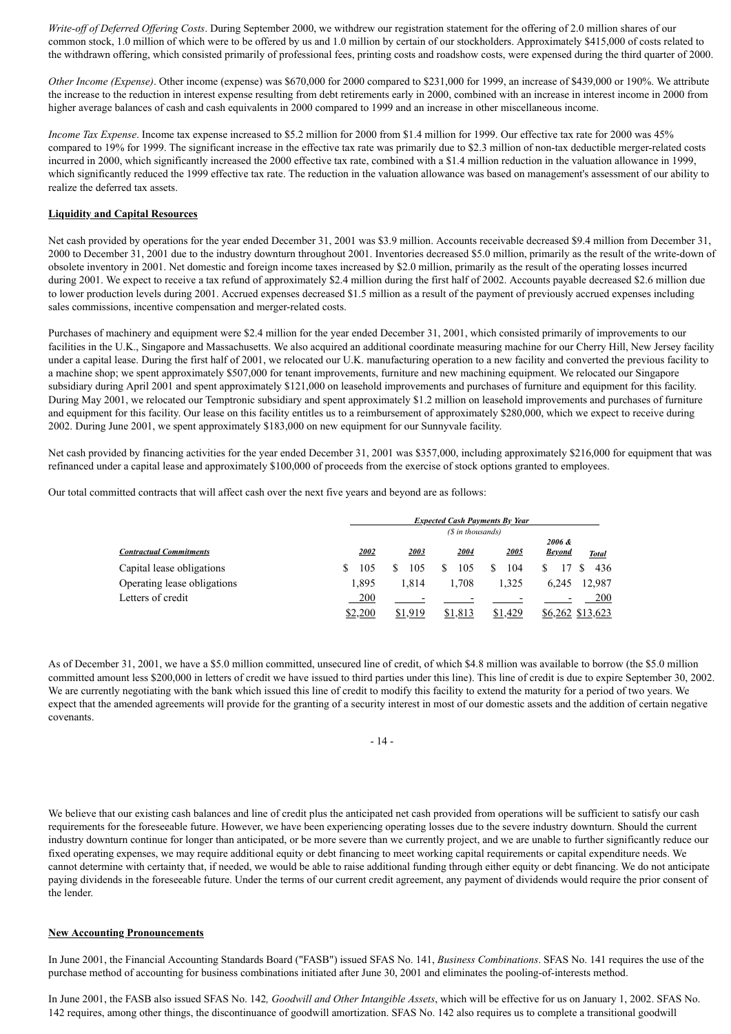*Write-off of Deferred Offering Costs*. During September 2000, we withdrew our registration statement for the offering of 2.0 million shares of our common stock, 1.0 million of which were to be offered by us and 1.0 million by certain of our stockholders. Approximately $415,000 of costs related to the withdrawn offering, which consisted primarily of professional fees, printing costs and roadshow costs, were expensed during the third quarter of 2000.

*Other Income (Expense)*. Other income (expense) was $670,000 for 2000 compared to $231,000 for 1999, an increase of $439,000 or 190%. We attribute the increase to the reduction in interest expense resulting from debt retirements early in 2000, combined with an increase in interest income in 2000 from higher average balances of cash and cash equivalents in 2000 compared to 1999 and an increase in other miscellaneous income.

*Income Tax Expense*. Income tax expense increased to $5.2 million for 2000 from $1.4 million for 1999. Our effective tax rate for 2000 was 45% compared to 19% for 1999. The significant increase in the effective tax rate was primarily due to $2.3 million of non-tax deductible merger-related costs incurred in 2000, which significantly increased the 2000 effective tax rate, combined with a $1.4 million reduction in the valuation allowance in 1999, which significantly reduced the 1999 effective tax rate. The reduction in the valuation allowance was based on management's assessment of our ability to realize the deferred tax assets.

**Liquidity and Capital Resources**

Net cash provided by operations for the year ended December 31, 2001 was $3.9 million. Accounts receivable decreased $9.4 million from December 31, 2000 to December 31, 2001 due to the industry downturn throughout 2001. Inventories decreased $5.0 million, primarily as the result of the write-down of obsolete inventory in 2001. Net domestic and foreign income taxes increased by $2.0 million, primarily as the result of the operating losses incurred during 2001. We expect to receive a tax refund of approximately $2.4 million during the first half of 2002. Accounts payable decreased $2.6 million due to lower production levels during 2001. Accrued expenses decreased $1.5 million as a result of the payment of previously accrued expenses including sales commissions, incentive compensation and merger-related costs.

Purchases of machinery and equipment were $2.4 million for the year ended December 31, 2001, which consisted primarily of improvements to our facilities in the U.K., Singapore and Massachusetts. We also acquired an additional coordinate measuring machine for our Cherry Hill, New Jersey facility under a capital lease. During the first half of 2001, we relocated our U.K. manufacturing operation to a new facility and converted the previous facility to a machine shop; we spent approximately $507,000 for tenant improvements, furniture and new machining equipment. We relocated our Singapore subsidiary during April 2001 and spent approximately $121,000 on leasehold improvements and purchases of furniture and equipment for this facility. During May 2001, we relocated our Temptronic subsidiary and spent approximately $1.2 million on leasehold improvements and purchases of furniture and equipment for this facility. Our lease on this facility entitles us to a reimbursement of approximately $280,000, which we expect to receive during 2002. During June 2001, we spent approximately $183,000 on new equipment for our Sunnyvale facility.

Net cash provided by financing activities for the year ended December 31, 2001 was $357,000, including approximately $216,000 for equipment that was refinanced under a capital lease and approximately $100,000 of proceeds from the exercise of stock options granted to employees.

Our total committed contracts that will affect cash over the next five years and beyond are as follows:

| | *Expected Cash Payments By Year* | | | | | |
|---|---|---|---|---|---|---|
| | *($ in thousands)* | | | | | |
| ***Contractual Commitments*** | ***2002*** | ***2003*** | ***2004*** | ***2005*** | ***2006 & Beyond*** | ***Total*** |
| Capital lease obligations | $ 105 | $ 105 | $ 105 | $ 104 | $ 17 | $ 436 |
| Operating lease obligations | 1,895 | 1,814 | 1,708 | 1,325 | 6,245 | 12,987 |
| Letters of credit | 200 | - | - | - | - | 200 |
| | $2,200 | $1,919 | $1,813 | $1,429 | $6,262 | $13,623 |

As of December 31, 2001, we have a $5.0 million committed, unsecured line of credit, of which $4.8 million was available to borrow (the $5.0 million committed amount less $200,000 in letters of credit we have issued to third parties under this line). This line of credit is due to expire September 30, 2002. We are currently negotiating with the bank which issued this line of credit to modify this facility to extend the maturity for a period of two years. We expect that the amended agreements will provide for the granting of a security interest in most of our domestic assets and the addition of certain negative covenants.

We believe that our existing cash balances and line of credit plus the anticipated net cash provided from operations will be sufficient to satisfy our cash requirements for the foreseeable future. However, we have been experiencing operating losses due to the severe industry downturn. Should the current industry downturn continue for longer than anticipated, or be more severe than we currently project, and we are unable to further significantly reduce our fixed operating expenses, we may require additional equity or debt financing to meet working capital requirements or capital expenditure needs. We cannot determine with certainty that, if needed, we would be able to raise additional funding through either equity or debt financing. We do not anticipate paying dividends in the foreseeable future. Under the terms of our current credit agreement, any payment of dividends would require the prior consent of the lender.

**New Accounting Pronouncements**

In June 2001, the Financial Accounting Standards Board ("FASB") issued SFAS No. 141, *Business Combinations*. SFAS No. 141 requires the use of the purchase method of accounting for business combinations initiated after June 30, 2001 and eliminates the pooling-of-interests method.

In June 2001, the FASB also issued SFAS No. 142*, Goodwill and Other Intangible Assets*, which will be effective for us on January 1, 2002. SFAS No. 142 requires, among other things, the discontinuance of goodwill amortization. SFAS No. 142 also requires us to complete a transitional goodwill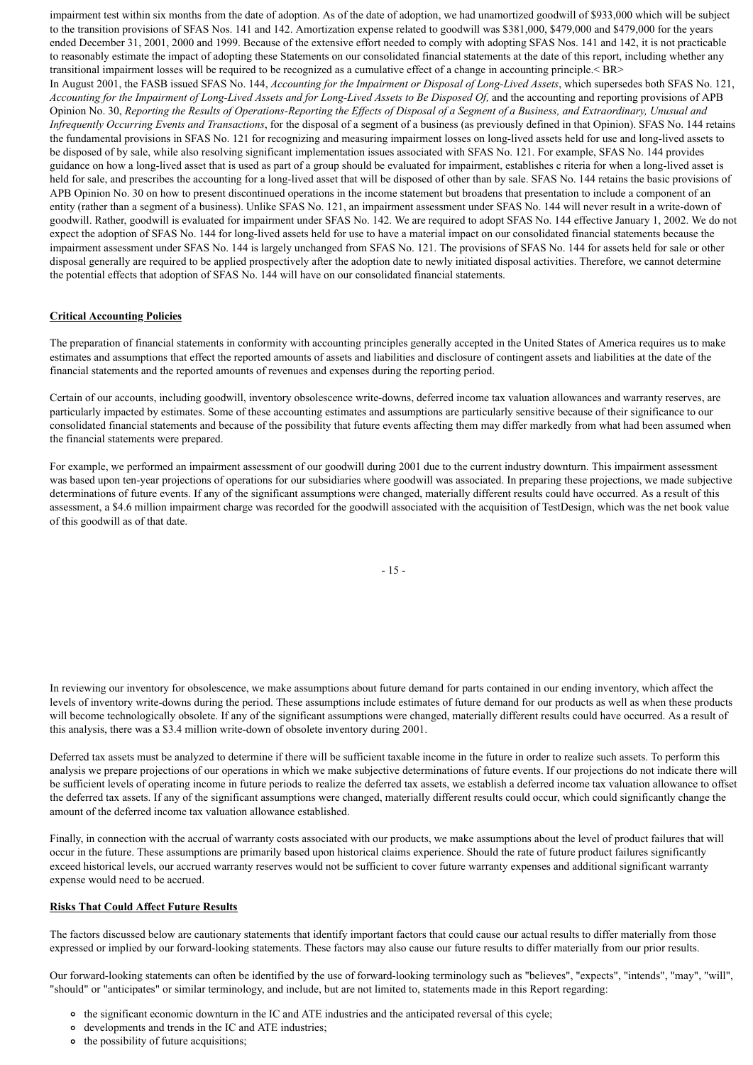impairment test within six months from the date of adoption. As of the date of adoption, we had unamortized goodwill of $933,000 which will be subject to the transition provisions of SFAS Nos. 141 and 142. Amortization expense related to goodwill was $381,000, $479,000 and $479,000 for the years ended December 31, 2001, 2000 and 1999. Because of the extensive effort needed to comply with adopting SFAS Nos. 141 and 142, it is not practicable to reasonably estimate the impact of adopting these Statements on our consolidated financial statements at the date of this report, including whether any transitional impairment losses will be required to be recognized as a cumulative effect of a change in accounting principle.< BR>
In August 2001, the FASB issued SFAS No. 144, *Accounting for the Impairment or Disposal of Long-Lived Assets*, which supersedes both SFAS No. 121, *Accounting for the Impairment of Long-Lived Assets and for Long-Lived Assets to Be Disposed Of,* and the accounting and reporting provisions of APB Opinion No. 30, *Reporting the Results of Operations-Reporting the Effects of Disposal of a Segment of a Business, and Extraordinary, Unusual and Infrequently Occurring Events and Transactions*, for the disposal of a segment of a business (as previously defined in that Opinion). SFAS No. 144 retains the fundamental provisions in SFAS No. 121 for recognizing and measuring impairment losses on long-lived assets held for use and long-lived assets to be disposed of by sale, while also resolving significant implementation issues associated with SFAS No. 121. For example, SFAS No. 144 provides guidance on how a long-lived asset that is used as part of a group should be evaluated for impairment, establishes c riteria for when a long-lived asset is held for sale, and prescribes the accounting for a long-lived asset that will be disposed of other than by sale. SFAS No. 144 retains the basic provisions of APB Opinion No. 30 on how to present discontinued operations in the income statement but broadens that presentation to include a component of an entity (rather than a segment of a business). Unlike SFAS No. 121, an impairment assessment under SFAS No. 144 will never result in a write-down of goodwill. Rather, goodwill is evaluated for impairment under SFAS No. 142. We are required to adopt SFAS No. 144 effective January 1, 2002. We do not expect the adoption of SFAS No. 144 for long-lived assets held for use to have a material impact on our consolidated financial statements because the impairment assessment under SFAS No. 144 is largely unchanged from SFAS No. 121. The provisions of SFAS No. 144 for assets held for sale or other disposal generally are required to be applied prospectively after the adoption date to newly initiated disposal activities. Therefore, we cannot determine the potential effects that adoption of SFAS No. 144 will have on our consolidated financial statements.

**Critical Accounting Policies**

The preparation of financial statements in conformity with accounting principles generally accepted in the United States of America requires us to make estimates and assumptions that effect the reported amounts of assets and liabilities and disclosure of contingent assets and liabilities at the date of the financial statements and the reported amounts of revenues and expenses during the reporting period.

Certain of our accounts, including goodwill, inventory obsolescence write-downs, deferred income tax valuation allowances and warranty reserves, are particularly impacted by estimates. Some of these accounting estimates and assumptions are particularly sensitive because of their significance to our consolidated financial statements and because of the possibility that future events affecting them may differ markedly from what had been assumed when the financial statements were prepared.

For example, we performed an impairment assessment of our goodwill during 2001 due to the current industry downturn. This impairment assessment was based upon ten-year projections of operations for our subsidiaries where goodwill was associated. In preparing these projections, we made subjective determinations of future events. If any of the significant assumptions were changed, materially different results could have occurred. As a result of this assessment, a $4.6 million impairment charge was recorded for the goodwill associated with the acquisition of TestDesign, which was the net book value of this goodwill as of that date.

In reviewing our inventory for obsolescence, we make assumptions about future demand for parts contained in our ending inventory, which affect the levels of inventory write-downs during the period. These assumptions include estimates of future demand for our products as well as when these products will become technologically obsolete. If any of the significant assumptions were changed, materially different results could have occurred. As a result of this analysis, there was a $3.4 million write-down of obsolete inventory during 2001.

Deferred tax assets must be analyzed to determine if there will be sufficient taxable income in the future in order to realize such assets. To perform this analysis we prepare projections of our operations in which we make subjective determinations of future events. If our projections do not indicate there will be sufficient levels of operating income in future periods to realize the deferred tax assets, we establish a deferred income tax valuation allowance to offset the deferred tax assets. If any of the significant assumptions were changed, materially different results could occur, which could significantly change the amount of the deferred income tax valuation allowance established.

Finally, in connection with the accrual of warranty costs associated with our products, we make assumptions about the level of product failures that will occur in the future. These assumptions are primarily based upon historical claims experience. Should the rate of future product failures significantly exceed historical levels, our accrued warranty reserves would not be sufficient to cover future warranty expenses and additional significant warranty expense would need to be accrued.

**Risks That Could Affect Future Results**

The factors discussed below are cautionary statements that identify important factors that could cause our actual results to differ materially from those expressed or implied by our forward-looking statements. These factors may also cause our future results to differ materially from our prior results.

Our forward-looking statements can often be identified by the use of forward-looking terminology such as "believes", "expects", "intends", "may", "will", "should" or "anticipates" or similar terminology, and include, but are not limited to, statements made in this Report regarding:

- the significant economic downturn in the IC and ATE industries and the anticipated reversal of this cycle;
- developments and trends in the IC and ATE industries;
- the possibility of future acquisitions;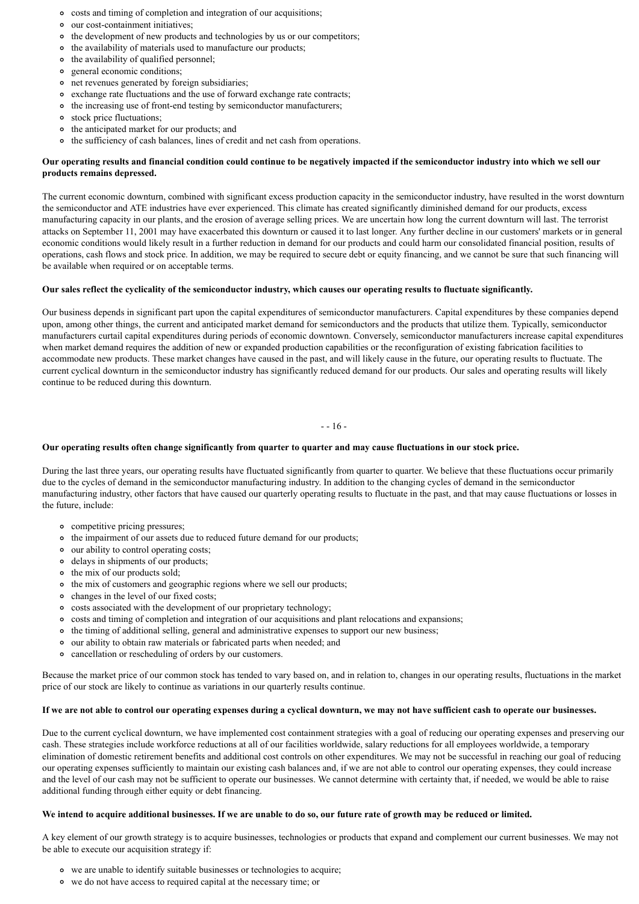- costs and timing of completion and integration of our acquisitions;
- our cost-containment initiatives;
- the development of new products and technologies by us or our competitors;
- the availability of materials used to manufacture our products;
- the availability of qualified personnel;
- general economic conditions;
- net revenues generated by foreign subsidiaries;
- exchange rate fluctuations and the use of forward exchange rate contracts;
- the increasing use of front-end testing by semiconductor manufacturers;
- stock price fluctuations;
- the anticipated market for our products; and
- the sufficiency of cash balances, lines of credit and net cash from operations.

**Our operating results and financial condition could continue to be negatively impacted if the semiconductor industry into which we sell our products remains depressed.**

The current economic downturn, combined with significant excess production capacity in the semiconductor industry, have resulted in the worst downturn the semiconductor and ATE industries have ever experienced. This climate has created significantly diminished demand for our products, excess manufacturing capacity in our plants, and the erosion of average selling prices. We are uncertain how long the current downturn will last. The terrorist attacks on September 11, 2001 may have exacerbated this downturn or caused it to last longer. Any further decline in our customers' markets or in general economic conditions would likely result in a further reduction in demand for our products and could harm our consolidated financial position, results of operations, cash flows and stock price. In addition, we may be required to secure debt or equity financing, and we cannot be sure that such financing will be available when required or on acceptable terms.

**Our sales reflect the cyclicality of the semiconductor industry, which causes our operating results to fluctuate significantly.**

Our business depends in significant part upon the capital expenditures of semiconductor manufacturers. Capital expenditures by these companies depend upon, among other things, the current and anticipated market demand for semiconductors and the products that utilize them. Typically, semiconductor manufacturers curtail capital expenditures during periods of economic downtown. Conversely, semiconductor manufacturers increase capital expenditures when market demand requires the addition of new or expanded production capabilities or the reconfiguration of existing fabrication facilities to accommodate new products. These market changes have caused in the past, and will likely cause in the future, our operating results to fluctuate. The current cyclical downturn in the semiconductor industry has significantly reduced demand for our products. Our sales and operating results will likely continue to be reduced during this downturn.

**Our operating results often change significantly from quarter to quarter and may cause fluctuations in our stock price.**

During the last three years, our operating results have fluctuated significantly from quarter to quarter. We believe that these fluctuations occur primarily due to the cycles of demand in the semiconductor manufacturing industry. In addition to the changing cycles of demand in the semiconductor manufacturing industry, other factors that have caused our quarterly operating results to fluctuate in the past, and that may cause fluctuations or losses in the future, include:

- competitive pricing pressures;
- the impairment of our assets due to reduced future demand for our products;
- our ability to control operating costs;
- delays in shipments of our products;
- the mix of our products sold;
- the mix of customers and geographic regions where we sell our products;
- changes in the level of our fixed costs;
- costs associated with the development of our proprietary technology;
- costs and timing of completion and integration of our acquisitions and plant relocations and expansions;
- the timing of additional selling, general and administrative expenses to support our new business;
- our ability to obtain raw materials or fabricated parts when needed; and
- cancellation or rescheduling of orders by our customers.

Because the market price of our common stock has tended to vary based on, and in relation to, changes in our operating results, fluctuations in the market price of our stock are likely to continue as variations in our quarterly results continue.

**If we are not able to control our operating expenses during a cyclical downturn, we may not have sufficient cash to operate our businesses.**

Due to the current cyclical downturn, we have implemented cost containment strategies with a goal of reducing our operating expenses and preserving our cash. These strategies include workforce reductions at all of our facilities worldwide, salary reductions for all employees worldwide, a temporary elimination of domestic retirement benefits and additional cost controls on other expenditures. We may not be successful in reaching our goal of reducing our operating expenses sufficiently to maintain our existing cash balances and, if we are not able to control our operating expenses, they could increase and the level of our cash may not be sufficient to operate our businesses. We cannot determine with certainty that, if needed, we would be able to raise additional funding through either equity or debt financing.

**We intend to acquire additional businesses. If we are unable to do so, our future rate of growth may be reduced or limited.**

A key element of our growth strategy is to acquire businesses, technologies or products that expand and complement our current businesses. We may not be able to execute our acquisition strategy if:

- we are unable to identify suitable businesses or technologies to acquire;
- we do not have access to required capital at the necessary time; or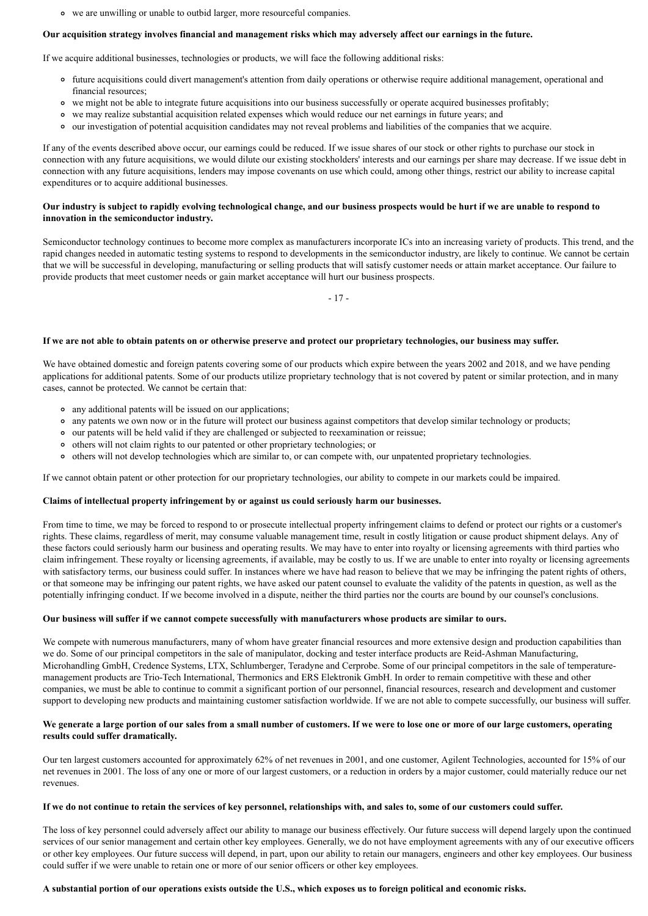- we are unwilling or unable to outbid larger, more resourceful companies.

**Our acquisition strategy involves financial and management risks which may adversely affect our earnings in the future.**

If we acquire additional businesses, technologies or products, we will face the following additional risks:

- future acquisitions could divert management's attention from daily operations or otherwise require additional management, operational and financial resources;
- we might not be able to integrate future acquisitions into our business successfully or operate acquired businesses profitably;
- we may realize substantial acquisition related expenses which would reduce our net earnings in future years; and
- our investigation of potential acquisition candidates may not reveal problems and liabilities of the companies that we acquire.

If any of the events described above occur, our earnings could be reduced. If we issue shares of our stock or other rights to purchase our stock in connection with any future acquisitions, we would dilute our existing stockholders' interests and our earnings per share may decrease. If we issue debt in connection with any future acquisitions, lenders may impose covenants on use which could, among other things, restrict our ability to increase capital expenditures or to acquire additional businesses.

**Our industry is subject to rapidly evolving technological change, and our business prospects would be hurt if we are unable to respond to innovation in the semiconductor industry.**

Semiconductor technology continues to become more complex as manufacturers incorporate ICs into an increasing variety of products. This trend, and the rapid changes needed in automatic testing systems to respond to developments in the semiconductor industry, are likely to continue. We cannot be certain that we will be successful in developing, manufacturing or selling products that will satisfy customer needs or attain market acceptance. Our failure to provide products that meet customer needs or gain market acceptance will hurt our business prospects.

**If we are not able to obtain patents on or otherwise preserve and protect our proprietary technologies, our business may suffer.**

We have obtained domestic and foreign patents covering some of our products which expire between the years 2002 and 2018, and we have pending applications for additional patents. Some of our products utilize proprietary technology that is not covered by patent or similar protection, and in many cases, cannot be protected. We cannot be certain that:

- any additional patents will be issued on our applications;
- any patents we own now or in the future will protect our business against competitors that develop similar technology or products;
- our patents will be held valid if they are challenged or subjected to reexamination or reissue;
- others will not claim rights to our patented or other proprietary technologies; or
- others will not develop technologies which are similar to, or can compete with, our unpatented proprietary technologies.

If we cannot obtain patent or other protection for our proprietary technologies, our ability to compete in our markets could be impaired.

**Claims of intellectual property infringement by or against us could seriously harm our businesses.**

From time to time, we may be forced to respond to or prosecute intellectual property infringement claims to defend or protect our rights or a customer's rights. These claims, regardless of merit, may consume valuable management time, result in costly litigation or cause product shipment delays. Any of these factors could seriously harm our business and operating results. We may have to enter into royalty or licensing agreements with third parties who claim infringement. These royalty or licensing agreements, if available, may be costly to us. If we are unable to enter into royalty or licensing agreements with satisfactory terms, our business could suffer. In instances where we have had reason to believe that we may be infringing the patent rights of others, or that someone may be infringing our patent rights, we have asked our patent counsel to evaluate the validity of the patents in question, as well as the potentially infringing conduct. If we become involved in a dispute, neither the third parties nor the courts are bound by our counsel's conclusions.

**Our business will suffer if we cannot compete successfully with manufacturers whose products are similar to ours.**

We compete with numerous manufacturers, many of whom have greater financial resources and more extensive design and production capabilities than we do. Some of our principal competitors in the sale of manipulator, docking and tester interface products are Reid-Ashman Manufacturing, Microhandling GmbH, Credence Systems, LTX, Schlumberger, Teradyne and Cerprobe. Some of our principal competitors in the sale of temperature-management products are Trio-Tech International, Thermonics and ERS Elektronik GmbH. In order to remain competitive with these and other companies, we must be able to continue to commit a significant portion of our personnel, financial resources, research and development and customer support to developing new products and maintaining customer satisfaction worldwide. If we are not able to compete successfully, our business will suffer.

**We generate a large portion of our sales from a small number of customers. If we were to lose one or more of our large customers, operating results could suffer dramatically.**

Our ten largest customers accounted for approximately 62% of net revenues in 2001, and one customer, Agilent Technologies, accounted for 15% of our net revenues in 2001. The loss of any one or more of our largest customers, or a reduction in orders by a major customer, could materially reduce our net revenues.

**If we do not continue to retain the services of key personnel, relationships with, and sales to, some of our customers could suffer.**

The loss of key personnel could adversely affect our ability to manage our business effectively. Our future success will depend largely upon the continued services of our senior management and certain other key employees. Generally, we do not have employment agreements with any of our executive officers or other key employees. Our future success will depend, in part, upon our ability to retain our managers, engineers and other key employees. Our business could suffer if we were unable to retain one or more of our senior officers or other key employees.

**A substantial portion of our operations exists outside the U.S., which exposes us to foreign political and economic risks.**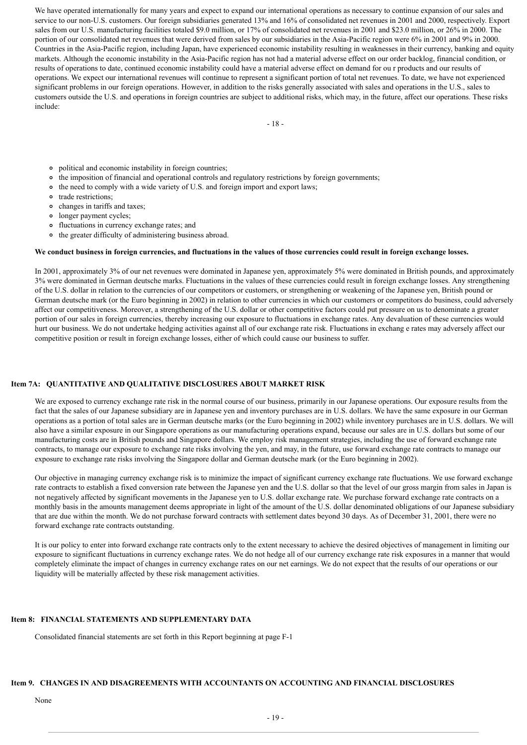We have operated internationally for many years and expect to expand our international operations as necessary to continue expansion of our sales and service to our non-U.S. customers. Our foreign subsidiaries generated 13% and 16% of consolidated net revenues in 2001 and 2000, respectively. Export sales from our U.S. manufacturing facilities totaled $9.0 million, or 17% of consolidated net revenues in 2001 and $23.0 million, or 26% in 2000. The portion of our consolidated net revenues that were derived from sales by our subsidiaries in the Asia-Pacific region were 6% in 2001 and 9% in 2000. Countries in the Asia-Pacific region, including Japan, have experienced economic instability resulting in weaknesses in their currency, banking and equity markets. Although the economic instability in the Asia-Pacific region has not had a material adverse effect on our order backlog, financial condition, or results of operations to date, continued economic instability could have a material adverse effect on demand for ou r products and our results of operations. We expect our international revenues will continue to represent a significant portion of total net revenues. To date, we have not experienced significant problems in our foreign operations. However, in addition to the risks generally associated with sales and operations in the U.S., sales to customers outside the U.S. and operations in foreign countries are subject to additional risks, which may, in the future, affect our operations. These risks include:

- political and economic instability in foreign countries;
- the imposition of financial and operational controls and regulatory restrictions by foreign governments;
- the need to comply with a wide variety of U.S. and foreign import and export laws;
- trade restrictions;
- changes in tariffs and taxes;
- longer payment cycles;
- fluctuations in currency exchange rates; and
- the greater difficulty of administering business abroad.

**We conduct business in foreign currencies, and fluctuations in the values of those currencies could result in foreign exchange losses.**

In 2001, approximately 3% of our net revenues were dominated in Japanese yen, approximately 5% were dominated in British pounds, and approximately 3% were dominated in German deutsche marks. Fluctuations in the values of these currencies could result in foreign exchange losses. Any strengthening of the U.S. dollar in relation to the currencies of our competitors or customers, or strengthening or weakening of the Japanese yen, British pound or German deutsche mark (or the Euro beginning in 2002) in relation to other currencies in which our customers or competitors do business, could adversely affect our competitiveness. Moreover, a strengthening of the U.S. dollar or other competitive factors could put pressure on us to denominate a greater portion of our sales in foreign currencies, thereby increasing our exposure to fluctuations in exchange rates. Any devaluation of these currencies would hurt our business. We do not undertake hedging activities against all of our exchange rate risk. Fluctuations in exchang e rates may adversely affect our competitive position or result in foreign exchange losses, either of which could cause our business to suffer.

## Item 7A: QUANTITATIVE AND QUALITATIVE DISCLOSURES ABOUT MARKET RISK

We are exposed to currency exchange rate risk in the normal course of our business, primarily in our Japanese operations. Our exposure results from the fact that the sales of our Japanese subsidiary are in Japanese yen and inventory purchases are in U.S. dollars. We have the same exposure in our German operations as a portion of total sales are in German deutsche marks (or the Euro beginning in 2002) while inventory purchases are in U.S. dollars. We will also have a similar exposure in our Singapore operations as our manufacturing operations expand, because our sales are in U.S. dollars but some of our manufacturing costs are in British pounds and Singapore dollars. We employ risk management strategies, including the use of forward exchange rate contracts, to manage our exposure to exchange rate risks involving the yen, and may, in the future, use forward exchange rate contracts to manage our exposure to exchange rate risks involving the Singapore dollar and German deutsche mark (or the Euro beginning in 2002).

Our objective in managing currency exchange risk is to minimize the impact of significant currency exchange rate fluctuations. We use forward exchange rate contracts to establish a fixed conversion rate between the Japanese yen and the U.S. dollar so that the level of our gross margin from sales in Japan is not negatively affected by significant movements in the Japanese yen to U.S. dollar exchange rate. We purchase forward exchange rate contracts on a monthly basis in the amounts management deems appropriate in light of the amount of the U.S. dollar denominated obligations of our Japanese subsidiary that are due within the month. We do not purchase forward contracts with settlement dates beyond 30 days. As of December 31, 2001, there were no forward exchange rate contracts outstanding.

It is our policy to enter into forward exchange rate contracts only to the extent necessary to achieve the desired objectives of management in limiting our exposure to significant fluctuations in currency exchange rates. We do not hedge all of our currency exchange rate risk exposures in a manner that would completely eliminate the impact of changes in currency exchange rates on our net earnings. We do not expect that the results of our operations or our liquidity will be materially affected by these risk management activities.

## Item 8: FINANCIAL STATEMENTS AND SUPPLEMENTARY DATA

Consolidated financial statements are set forth in this Report beginning at page F-1

## Item 9. CHANGES IN AND DISAGREEMENTS WITH ACCOUNTANTS ON ACCOUNTING AND FINANCIAL DISCLOSURES

None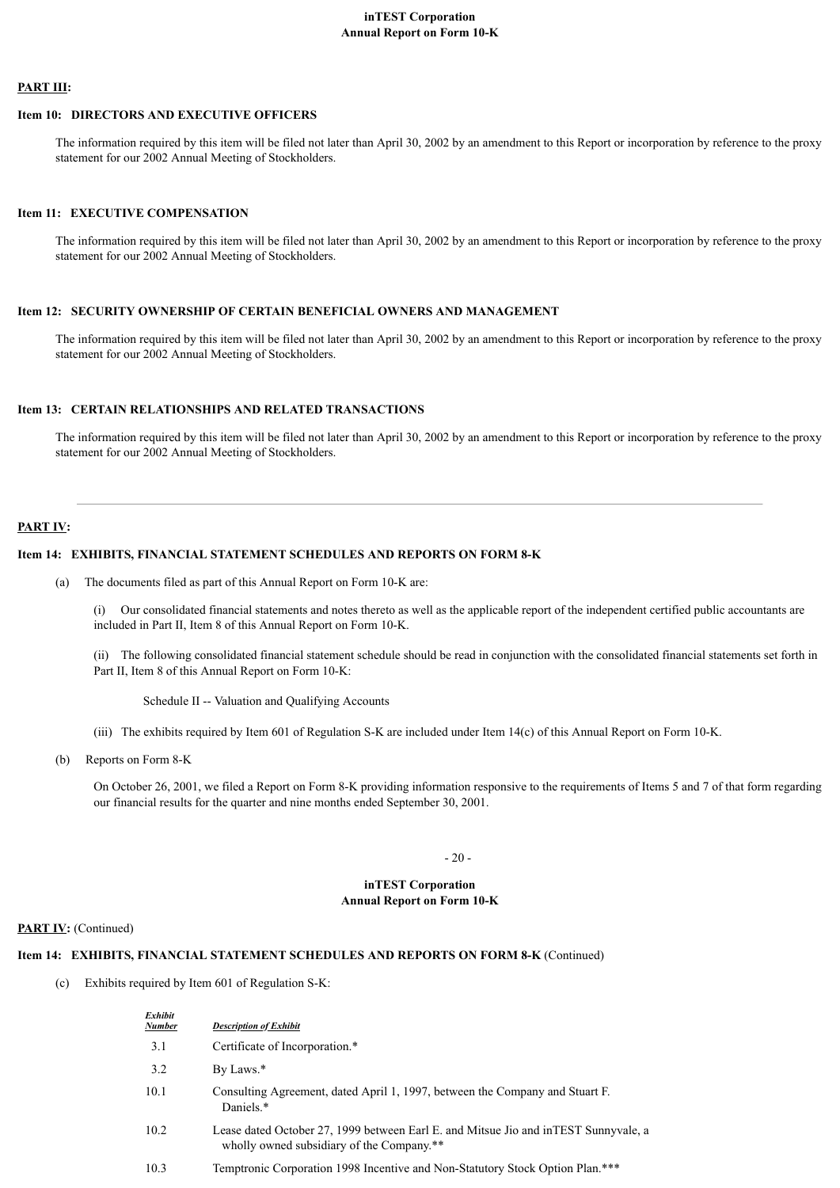**PART III:**

### Item 10: DIRECTORS AND EXECUTIVE OFFICERS

The information required by this item will be filed not later than April 30, 2002 by an amendment to this Report or incorporation by reference to the proxy statement for our 2002 Annual Meeting of Stockholders.

### Item 11: EXECUTIVE COMPENSATION

The information required by this item will be filed not later than April 30, 2002 by an amendment to this Report or incorporation by reference to the proxy statement for our 2002 Annual Meeting of Stockholders.

### Item 12: SECURITY OWNERSHIP OF CERTAIN BENEFICIAL OWNERS AND MANAGEMENT

The information required by this item will be filed not later than April 30, 2002 by an amendment to this Report or incorporation by reference to the proxy statement for our 2002 Annual Meeting of Stockholders.

### Item 13: CERTAIN RELATIONSHIPS AND RELATED TRANSACTIONS

The information required by this item will be filed not later than April 30, 2002 by an amendment to this Report or incorporation by reference to the proxy statement for our 2002 Annual Meeting of Stockholders.

---

**PART IV:**

### Item 14: EXHIBITS, FINANCIAL STATEMENT SCHEDULES AND REPORTS ON FORM 8-K

(a) The documents filed as part of this Annual Report on Form 10-K are:

(i) Our consolidated financial statements and notes thereto as well as the applicable report of the independent certified public accountants are included in Part II, Item 8 of this Annual Report on Form 10-K.

(ii) The following consolidated financial statement schedule should be read in conjunction with the consolidated financial statements set forth in Part II, Item 8 of this Annual Report on Form 10-K:

Schedule II -- Valuation and Qualifying Accounts

(iii) The exhibits required by Item 601 of Regulation S-K are included under Item 14(c) of this Annual Report on Form 10-K.

(b) Reports on Form 8-K

On October 26, 2001, we filed a Report on Form 8-K providing information responsive to the requirements of Items 5 and 7 of that form regarding our financial results for the quarter and nine months ended September 30, 2001.

**PART IV:** (Continued)

### Item 14: EXHIBITS, FINANCIAL STATEMENT SCHEDULES AND REPORTS ON FORM 8-K (Continued)

(c) Exhibits required by Item 601 of Regulation S-K:

| *Exhibit Number* | *Description of Exhibit* |
|---|---|
| 3.1 | Certificate of Incorporation.* |
| 3.2 | By Laws.* |
| 10.1 | Consulting Agreement, dated April 1, 1997, between the Company and Stuart F. Daniels.* |
| 10.2 | Lease dated October 27, 1999 between Earl E. and Mitsue Jio and inTEST Sunnyvale, a wholly owned subsidiary of the Company.** |
| 10.3 | Temptronic Corporation 1998 Incentive and Non-Statutory Stock Option Plan.*** |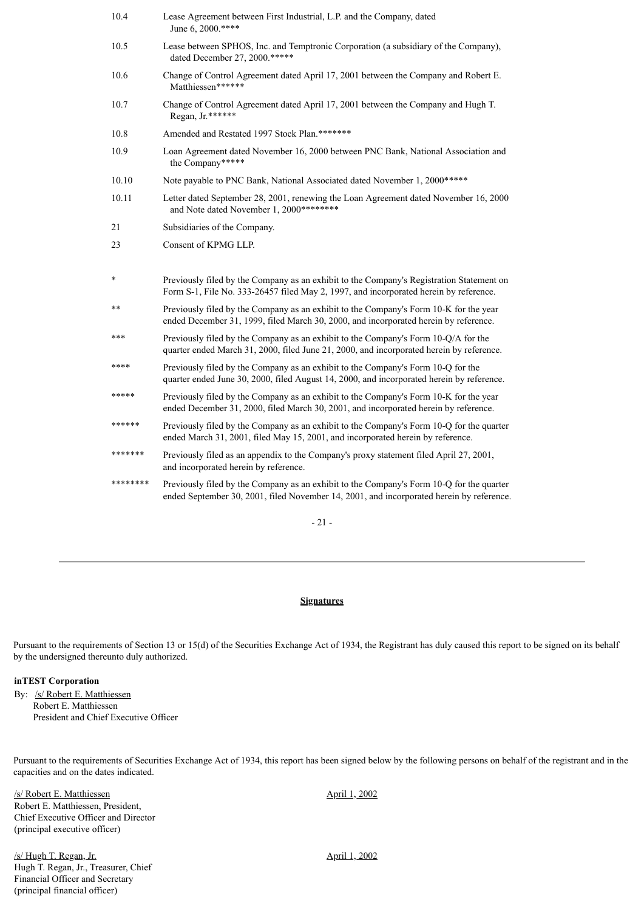| | |
|---|---|
| 10.4 | Lease Agreement between First Industrial, L.P. and the Company, dated June 6, 2000.**** |
| 10.5 | Lease between SPHOS, Inc. and Temptronic Corporation (a subsidiary of the Company), dated December 27, 2000.***** |
| 10.6 | Change of Control Agreement dated April 17, 2001 between the Company and Robert E. Matthiessen****** |
| 10.7 | Change of Control Agreement dated April 17, 2001 between the Company and Hugh T. Regan, Jr.****** |
| 10.8 | Amended and Restated 1997 Stock Plan.******* |
| 10.9 | Loan Agreement dated November 16, 2000 between PNC Bank, National Association and the Company***** |
| 10.10 | Note payable to PNC Bank, National Associated dated November 1, 2000***** |
| 10.11 | Letter dated September 28, 2001, renewing the Loan Agreement dated November 16, 2000 and Note dated November 1, 2000******** |
| 21 | Subsidiaries of the Company. |
| 23 | Consent of KPMG LLP. |

| | |
|---|---|
| * | Previously filed by the Company as an exhibit to the Company's Registration Statement on Form S-1, File No. 333-26457 filed May 2, 1997, and incorporated herein by reference. |
| ** | Previously filed by the Company as an exhibit to the Company's Form 10-K for the year ended December 31, 1999, filed March 30, 2000, and incorporated herein by reference. |
| *** | Previously filed by the Company as an exhibit to the Company's Form 10-Q/A for the quarter ended March 31, 2000, filed June 21, 2000, and incorporated herein by reference. |
| **** | Previously filed by the Company as an exhibit to the Company's Form 10-Q for the quarter ended June 30, 2000, filed August 14, 2000, and incorporated herein by reference. |
| ***** | Previously filed by the Company as an exhibit to the Company's Form 10-K for the year ended December 31, 2000, filed March 30, 2001, and incorporated herein by reference. |
| ****** | Previously filed by the Company as an exhibit to the Company's Form 10-Q for the quarter ended March 31, 2001, filed May 15, 2001, and incorporated herein by reference. |
| ******* | Previously filed as an appendix to the Company's proxy statement filed April 27, 2001, and incorporated herein by reference. |
| ******** | Previously filed by the Company as an exhibit to the Company's Form 10-Q for the quarter ended September 30, 2001, filed November 14, 2001, and incorporated herein by reference. |

## Signatures

Pursuant to the requirements of Section 13 or 15(d) of the Securities Exchange Act of 1934, the Registrant has duly caused this report to be signed on its behalf by the undersigned thereunto duly authorized.

**inTEST Corporation**

By: /s/ Robert E. Matthiessen
Robert E. Matthiessen
President and Chief Executive Officer

Pursuant to the requirements of Securities Exchange Act of 1934, this report has been signed below by the following persons on behalf of the registrant and in the capacities and on the dates indicated.

| | |
|---|---|
| /s/ Robert E. Matthiessen<br>Robert E. Matthiessen, President, Chief Executive Officer and Director (principal executive officer) | April 1, 2002 |
| /s/ Hugh T. Regan, Jr.<br>Hugh T. Regan, Jr., Treasurer, Chief Financial Officer and Secretary (principal financial officer) | April 1, 2002 |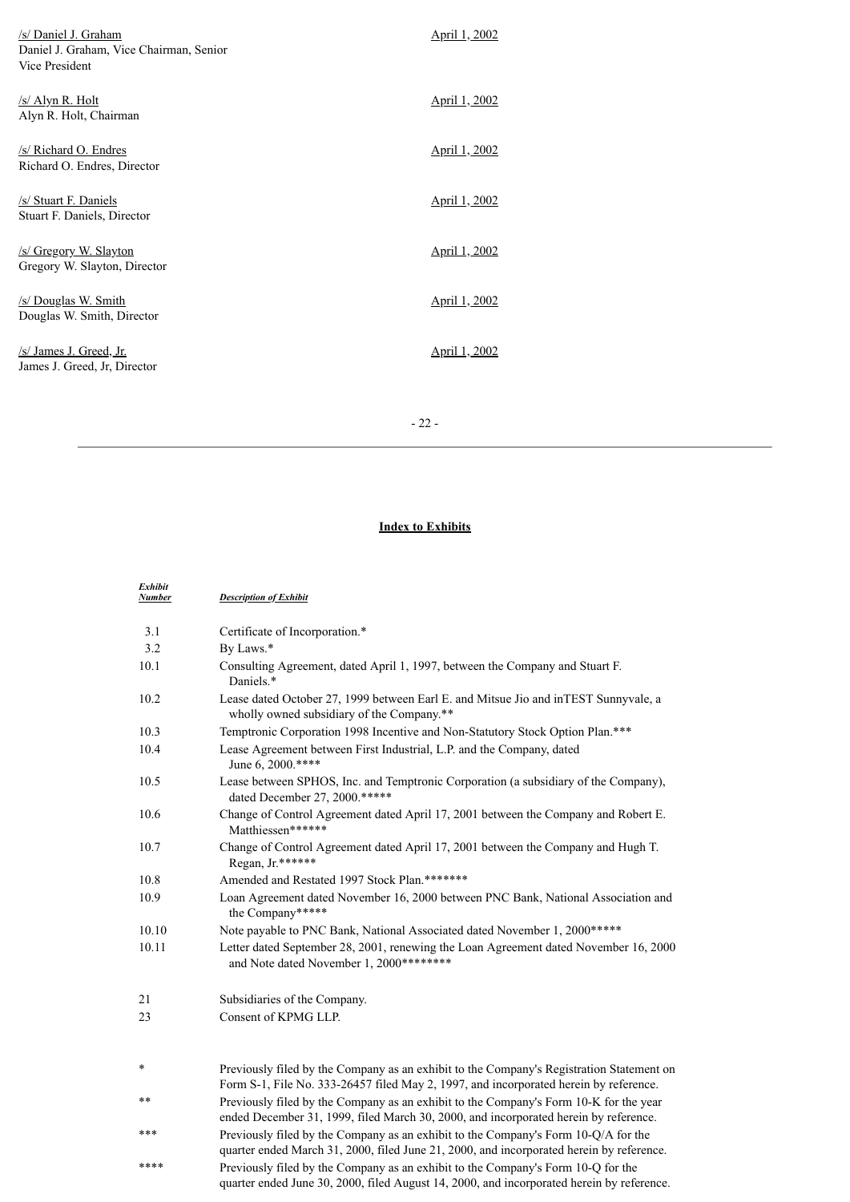| | |
|---|---|
| /s/ Daniel J. Graham<br>Daniel J. Graham, Vice Chairman, Senior Vice President | April 1, 2002 |
| /s/ Alyn R. Holt<br>Alyn R. Holt, Chairman | April 1, 2002 |
| /s/ Richard O. Endres<br>Richard O. Endres, Director | April 1, 2002 |
| /s/ Stuart F. Daniels<br>Stuart F. Daniels, Director | April 1, 2002 |
| /s/ Gregory W. Slayton<br>Gregory W. Slayton, Director | April 1, 2002 |
| /s/ Douglas W. Smith<br>Douglas W. Smith, Director | April 1, 2002 |
| /s/ James J. Greed, Jr.<br>James J. Greed, Jr, Director | April 1, 2002 |

## Index to Exhibits

| *Exhibit Number* | *Description of Exhibit* |
|---|---|
| 3.1 | Certificate of Incorporation.* |
| 3.2 | By Laws.* |
| 10.1 | Consulting Agreement, dated April 1, 1997, between the Company and Stuart F. Daniels.* |
| 10.2 | Lease dated October 27, 1999 between Earl E. and Mitsue Jio and inTEST Sunnyvale, a wholly owned subsidiary of the Company.** |
| 10.3 | Temptronic Corporation 1998 Incentive and Non-Statutory Stock Option Plan.*** |
| 10.4 | Lease Agreement between First Industrial, L.P. and the Company, dated June 6, 2000.**** |
| 10.5 | Lease between SPHOS, Inc. and Temptronic Corporation (a subsidiary of the Company), dated December 27, 2000.***** |
| 10.6 | Change of Control Agreement dated April 17, 2001 between the Company and Robert E. Matthiessen****** |
| 10.7 | Change of Control Agreement dated April 17, 2001 between the Company and Hugh T. Regan, Jr.****** |
| 10.8 | Amended and Restated 1997 Stock Plan.******* |
| 10.9 | Loan Agreement dated November 16, 2000 between PNC Bank, National Association and the Company***** |
| 10.10 | Note payable to PNC Bank, National Associated dated November 1, 2000***** |
| 10.11 | Letter dated September 28, 2001, renewing the Loan Agreement dated November 16, 2000 and Note dated November 1, 2000******** |
| 21 | Subsidiaries of the Company. |
| 23 | Consent of KPMG LLP. |

| | |
|---|---|
| * | Previously filed by the Company as an exhibit to the Company's Registration Statement on Form S-1, File No. 333-26457 filed May 2, 1997, and incorporated herein by reference. |
| ** | Previously filed by the Company as an exhibit to the Company's Form 10-K for the year ended December 31, 1999, filed March 30, 2000, and incorporated herein by reference. |
| *** | Previously filed by the Company as an exhibit to the Company's Form 10-Q/A for the quarter ended March 31, 2000, filed June 21, 2000, and incorporated herein by reference. |
| **** | Previously filed by the Company as an exhibit to the Company's Form 10-Q for the quarter ended June 30, 2000, filed August 14, 2000, and incorporated herein by reference. |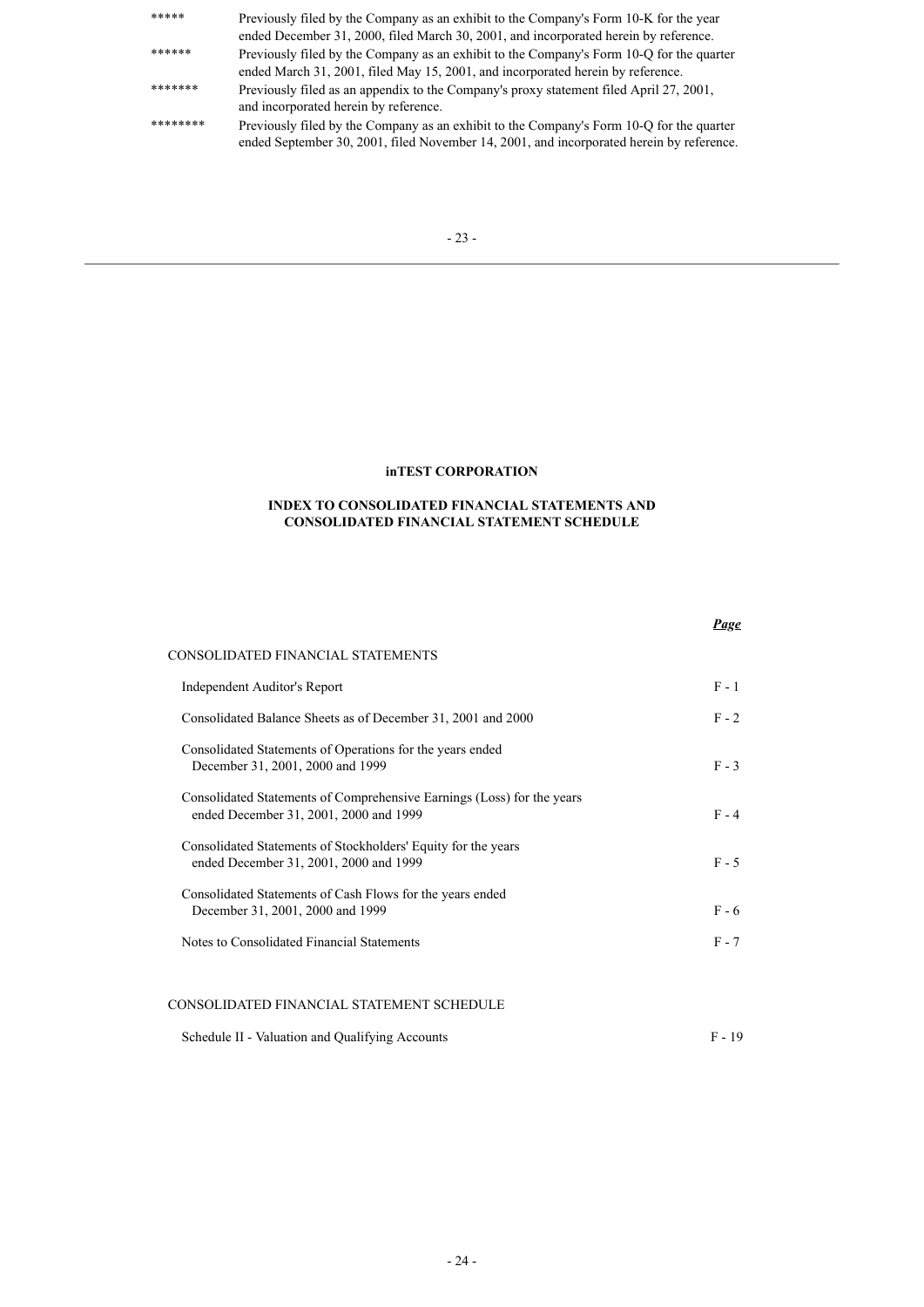| | |
|---|---|
| ***** | Previously filed by the Company as an exhibit to the Company's Form 10-K for the year ended December 31, 2000, filed March 30, 2001, and incorporated herein by reference. |
| ****** | Previously filed by the Company as an exhibit to the Company's Form 10-Q for the quarter ended March 31, 2001, filed May 15, 2001, and incorporated herein by reference. |
| ******* | Previously filed as an appendix to the Company's proxy statement filed April 27, 2001, and incorporated herein by reference. |
| ******** | Previously filed by the Company as an exhibit to the Company's Form 10-Q for the quarter ended September 30, 2001, filed November 14, 2001, and incorporated herein by reference. |

**inTEST CORPORATION**

**INDEX TO CONSOLIDATED FINANCIAL STATEMENTS AND CONSOLIDATED FINANCIAL STATEMENT SCHEDULE**

| | ***Page*** |
|---|---|
| CONSOLIDATED FINANCIAL STATEMENTS | |
| Independent Auditor's Report | F - 1 |
| Consolidated Balance Sheets as of December 31, 2001 and 2000 | F - 2 |
| Consolidated Statements of Operations for the years ended December 31, 2001, 2000 and 1999 | F - 3 |
| Consolidated Statements of Comprehensive Earnings (Loss) for the years ended December 31, 2001, 2000 and 1999 | F - 4 |
| Consolidated Statements of Stockholders' Equity for the years ended December 31, 2001, 2000 and 1999 | F - 5 |
| Consolidated Statements of Cash Flows for the years ended December 31, 2001, 2000 and 1999 | F - 6 |
| Notes to Consolidated Financial Statements | F - 7 |
| CONSOLIDATED FINANCIAL STATEMENT SCHEDULE | |
| Schedule II - Valuation and Qualifying Accounts | F - 19 |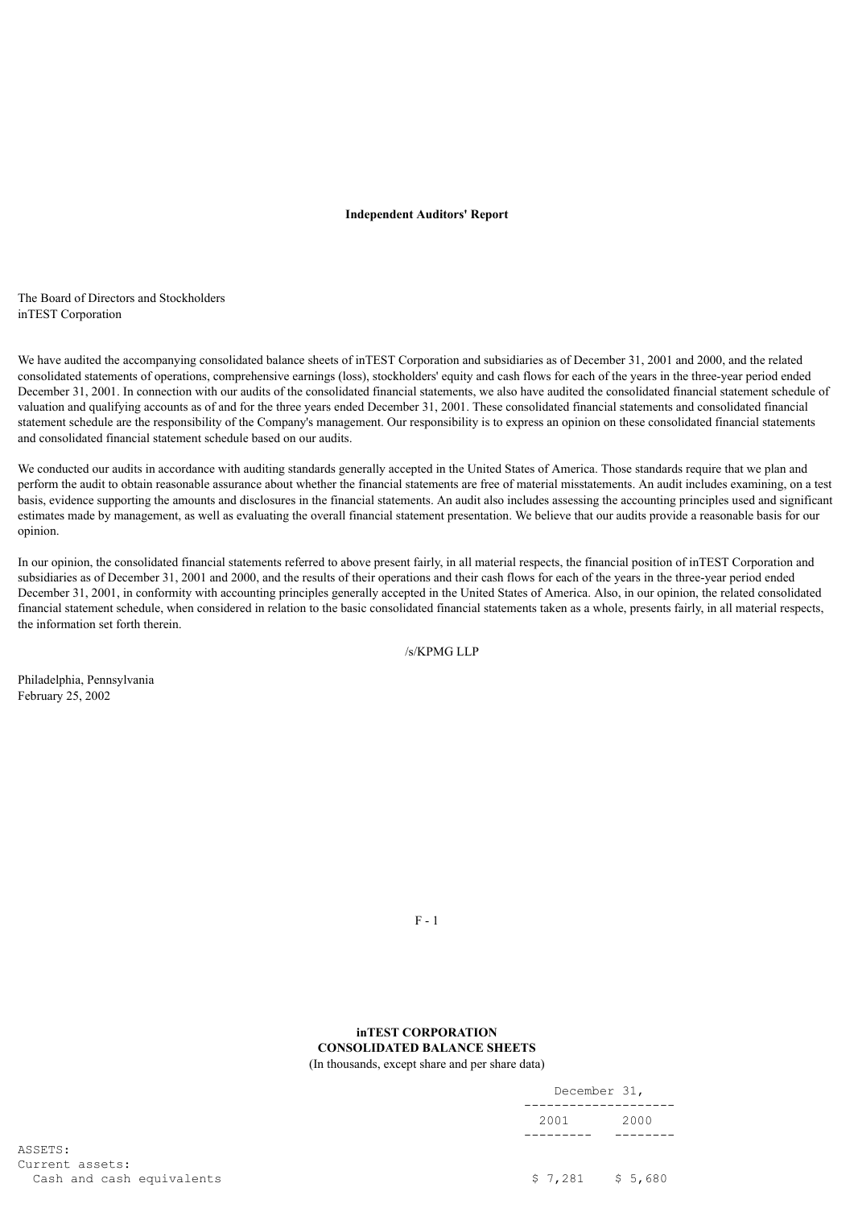**Independent Auditors' Report**

The Board of Directors and Stockholders
inTEST Corporation

We have audited the accompanying consolidated balance sheets of inTEST Corporation and subsidiaries as of December 31, 2001 and 2000, and the related consolidated statements of operations, comprehensive earnings (loss), stockholders' equity and cash flows for each of the years in the three-year period ended December 31, 2001. In connection with our audits of the consolidated financial statements, we also have audited the consolidated financial statement schedule of valuation and qualifying accounts as of and for the three years ended December 31, 2001. These consolidated financial statements and consolidated financial statement schedule are the responsibility of the Company's management. Our responsibility is to express an opinion on these consolidated financial statements and consolidated financial statement schedule based on our audits.

We conducted our audits in accordance with auditing standards generally accepted in the United States of America. Those standards require that we plan and perform the audit to obtain reasonable assurance about whether the financial statements are free of material misstatements. An audit includes examining, on a test basis, evidence supporting the amounts and disclosures in the financial statements. An audit also includes assessing the accounting principles used and significant estimates made by management, as well as evaluating the overall financial statement presentation. We believe that our audits provide a reasonable basis for our opinion.

In our opinion, the consolidated financial statements referred to above present fairly, in all material respects, the financial position of inTEST Corporation and subsidiaries as of December 31, 2001 and 2000, and the results of their operations and their cash flows for each of the years in the three-year period ended December 31, 2001, in conformity with accounting principles generally accepted in the United States of America. Also, in our opinion, the related consolidated financial statement schedule, when considered in relation to the basic consolidated financial statements taken as a whole, presents fairly, in all material respects, the information set forth therein.

/s/KPMG LLP

Philadelphia, Pennsylvania
February 25, 2002

**inTEST CORPORATION**
**CONSOLIDATED BALANCE SHEETS**
(In thousands, except share and per share data)

| | December 31, | |
|---|---|---|
| | 2001 | 2000 |
| ASSETS: | | |
| Current assets: | | |
| Cash and cash equivalents | $ 7,281 | $ 5,680 |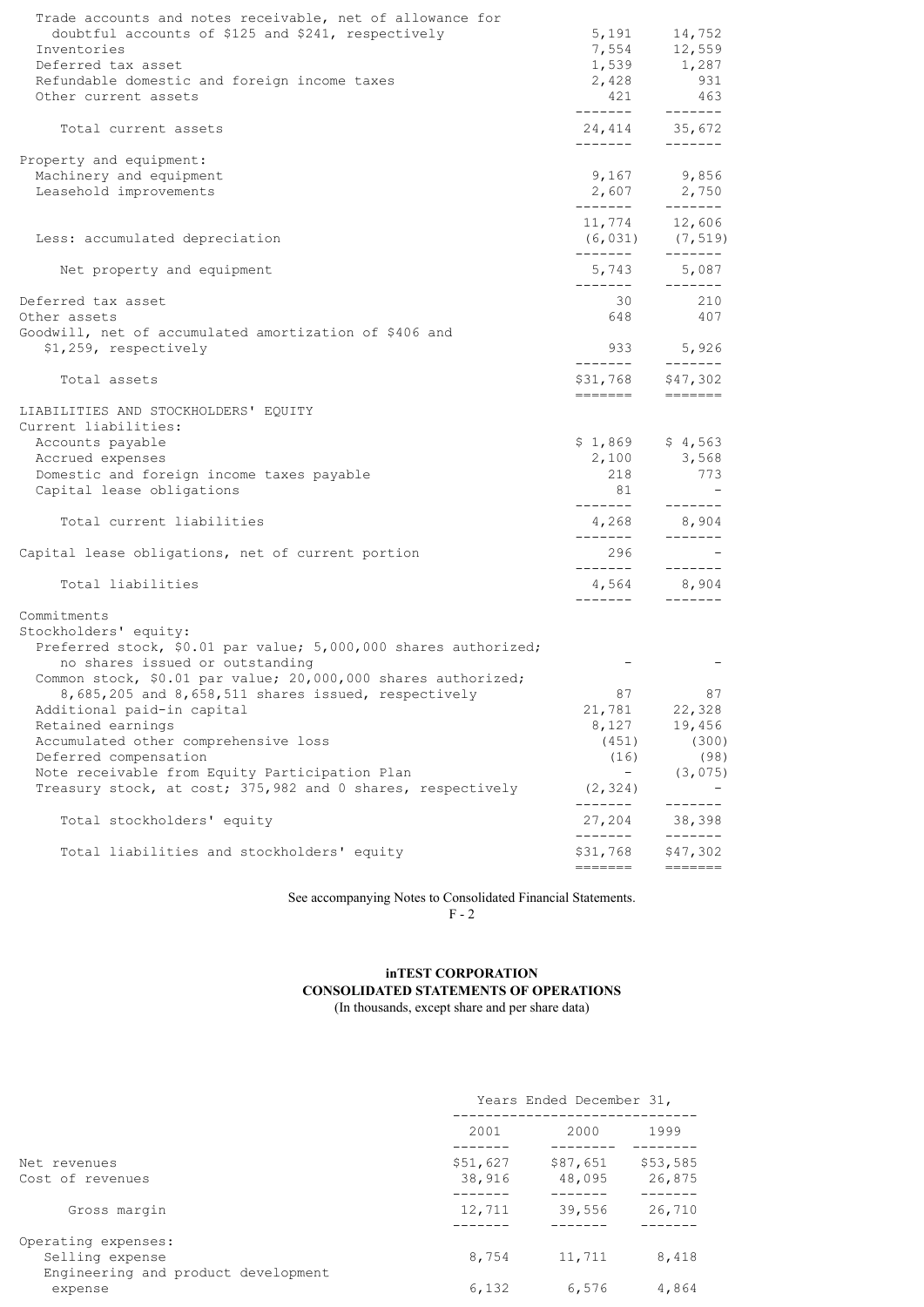| | | |
|---|---|---|
| Trade accounts and notes receivable, net of allowance for doubtful accounts of $125 and $241, respectively | 5,191 | 14,752 |
| Inventories | 7,554 | 12,559 |
| Deferred tax asset | 1,539 | 1,287 |
| Refundable domestic and foreign income taxes | 2,428 | 931 |
| Other current assets | 421 | 463 |
| Total current assets | 24,414 | 35,672 |
| Property and equipment: | | |
| Machinery and equipment | 9,167 | 9,856 |
| Leasehold improvements | 2,607 | 2,750 |
| | 11,774 | 12,606 |
| Less: accumulated depreciation | (6,031) | (7,519) |
| Net property and equipment | 5,743 | 5,087 |
| Deferred tax asset | 30 | 210 |
| Other assets | 648 | 407 |
| Goodwill, net of accumulated amortization of $406 and $1,259, respectively | 933 | 5,926 |
| Total assets | $31,768 | $47,302 |
| LIABILITIES AND STOCKHOLDERS' EQUITY | | |
| Current liabilities: | | |
| Accounts payable | $ 1,869 | $ 4,563 |
| Accrued expenses | 2,100 | 3,568 |
| Domestic and foreign income taxes payable | 218 | 773 |
| Capital lease obligations | 81 | - |
| Total current liabilities | 4,268 | 8,904 |
| Capital lease obligations, net of current portion | 296 | - |
| Total liabilities | 4,564 | 8,904 |
| Commitments | | |
| Stockholders' equity: | | |
| Preferred stock, $0.01 par value; 5,000,000 shares authorized; no shares issued or outstanding | - | - |
| Common stock, $0.01 par value; 20,000,000 shares authorized; 8,685,205 and 8,658,511 shares issued, respectively | 87 | 87 |
| Additional paid-in capital | 21,781 | 22,328 |
| Retained earnings | 8,127 | 19,456 |
| Accumulated other comprehensive loss | (451) | (300) |
| Deferred compensation | (16) | (98) |
| Note receivable from Equity Participation Plan | - | (3,075) |
| Treasury stock, at cost; 375,982 and 0 shares, respectively | (2,324) | - |
| Total stockholders' equity | 27,204 | 38,398 |
| Total liabilities and stockholders' equity | $31,768 | $47,302 |

See accompanying Notes to Consolidated Financial Statements.

**inTEST CORPORATION**
**CONSOLIDATED STATEMENTS OF OPERATIONS**
(In thousands, except share and per share data)

| | Years Ended December 31, | | |
|---|---|---|---|
| | 2001 | 2000 | 1999 |
| Net revenues | $51,627 | $87,651 | $53,585 |
| Cost of revenues | 38,916 | 48,095 | 26,875 |
| Gross margin | 12,711 | 39,556 | 26,710 |
| Operating expenses: | | | |
| Selling expense | 8,754 | 11,711 | 8,418 |
| Engineering and product development expense | 6,132 | 6,576 | 4,864 |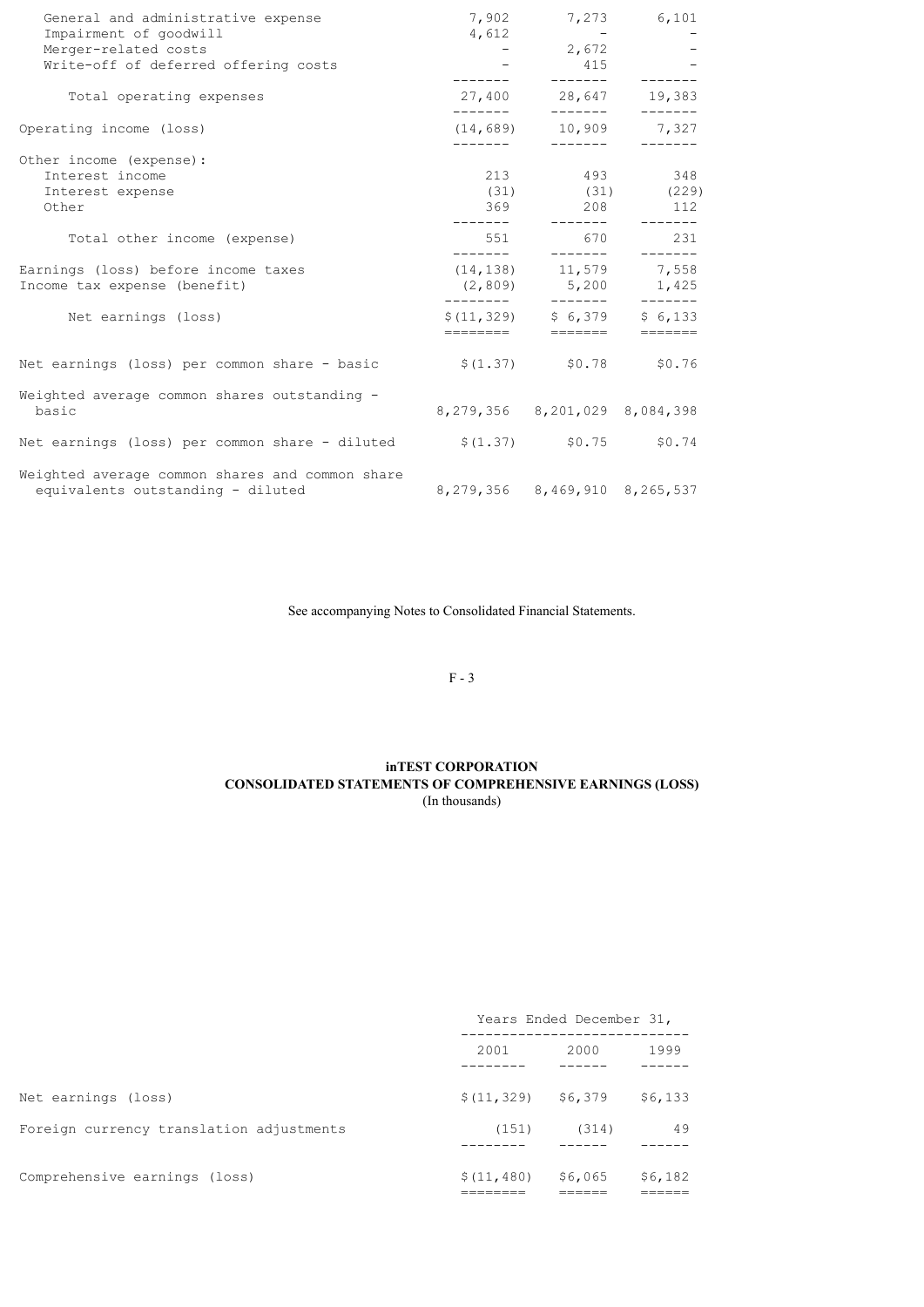| | | | |
|---|---|---|---|
| General and administrative expense | 7,902 | 7,273 | 6,101 |
| Impairment of goodwill | 4,612 | - | - |
| Merger-related costs | - | 2,672 | - |
| Write-off of deferred offering costs | - | 415 | - |
| Total operating expenses | 27,400 | 28,647 | 19,383 |
| Operating income (loss) | (14,689) | 10,909 | 7,327 |
| Other income (expense): | | | |
| Interest income | 213 | 493 | 348 |
| Interest expense | (31) | (31) | (229) |
| Other | 369 | 208 | 112 |
| Total other income (expense) | 551 | 670 | 231 |
| Earnings (loss) before income taxes | (14,138) | 11,579 | 7,558 |
| Income tax expense (benefit) | (2,809) | 5,200 | 1,425 |
| Net earnings (loss) | $(11,329) | $ 6,379 | $ 6,133 |
| Net earnings (loss) per common share - basic | $(1.37) | $0.78 | $0.76 |
| Weighted average common shares outstanding - basic | 8,279,356 | 8,201,029 | 8,084,398 |
| Net earnings (loss) per common share - diluted | $(1.37) | $0.75 | $0.74 |
| Weighted average common shares and common share equivalents outstanding - diluted | 8,279,356 | 8,469,910 | 8,265,537 |

See accompanying Notes to Consolidated Financial Statements.

**inTEST CORPORATION**
**CONSOLIDATED STATEMENTS OF COMPREHENSIVE EARNINGS (LOSS)**
(In thousands)

| | Years Ended December 31, | | |
|---|---|---|---|
| | 2001 | 2000 | 1999 |
| Net earnings (loss) | $(11,329) | $6,379 | $6,133 |
| Foreign currency translation adjustments | (151) | (314) | 49 |
| Comprehensive earnings (loss) | $(11,480) | $6,065 | $6,182 |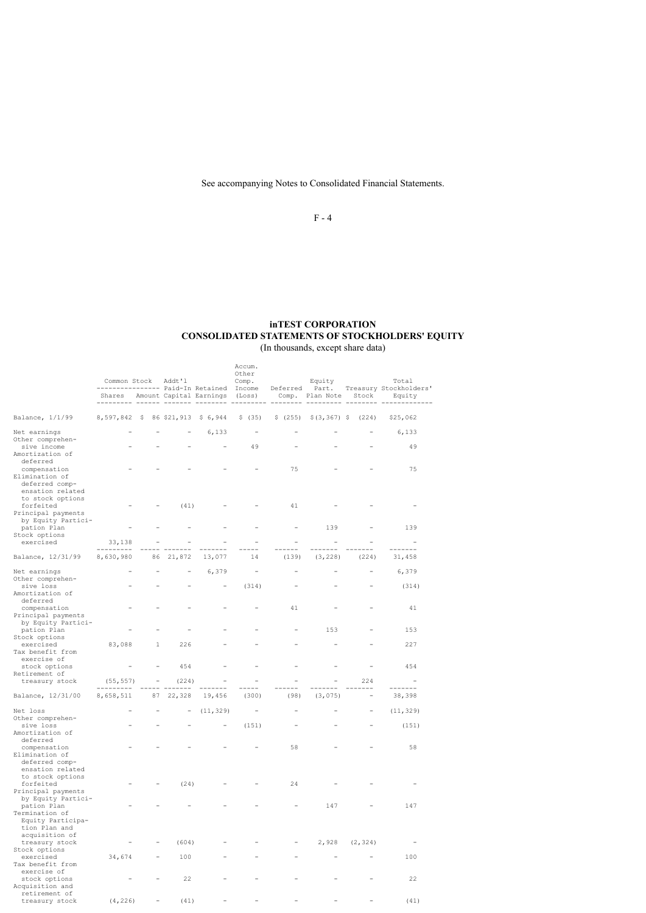See accompanying Notes to Consolidated Financial Statements.

# inTEST CORPORATION
## CONSOLIDATED STATEMENTS OF STOCKHOLDERS' EQUITY
(In thousands, except share data)

| | Common Stock Shares | Common Stock Amount | Addt'l Paid-In Capital | Retained Earnings | Accum. Other Comp. Income (Loss) | Deferred Comp. | Equity Part. Plan Note | Treasury Stock | Total Stockholders' Equity |
|---|---|---|---|---|---|---|---|---|---|
| Balance, 1/1/99 | 8,597,842 | $ 86 | $21,913 | $ 6,944 | $ (35) | $ (255) | $(3,367) | $ (224) | $25,062 |
| Net earnings | - | - | - | 6,133 | - | - | - | - | 6,133 |
| Other comprehensive income | - | - | - | - | 49 | - | - | - | 49 |
| Amortization of deferred compensation | - | - | - | - | - | 75 | - | - | 75 |
| Elimination of deferred compensation related to stock options forfeited | - | - | (41) | - | - | 41 | - | - | - |
| Principal payments by Equity Participation Plan | - | - | - | - | - | - | 139 | - | 139 |
| Stock options exercised | 33,138 | - | - | - | - | - | - | - | - |
| Balance, 12/31/99 | 8,630,980 | 86 | 21,872 | 13,077 | 14 | (139) | (3,228) | (224) | 31,458 |
| Net earnings | - | - | - | 6,379 | - | - | - | - | 6,379 |
| Other comprehensive loss | - | - | - | - | (314) | - | - | - | (314) |
| Amortization of deferred compensation | - | - | - | - | - | 41 | - | - | 41 |
| Principal payments by Equity Participation Plan | - | - | - | - | - | - | 153 | - | 153 |
| Stock options exercised | 83,088 | 1 | 226 | - | - | - | - | - | 227 |
| Tax benefit from exercise of stock options | - | - | 454 | - | - | - | - | - | 454 |
| Retirement of treasury stock | (55,557) | - | (224) | - | - | - | - | 224 | - |
| Balance, 12/31/00 | 8,658,511 | 87 | 22,328 | 19,456 | (300) | (98) | (3,075) | - | 38,398 |
| Net loss | - | - | - | (11,329) | - | - | - | - | (11,329) |
| Other comprehensive loss | - | - | - | - | (151) | - | - | - | (151) |
| Amortization of deferred compensation | - | - | - | - | - | 58 | - | - | 58 |
| Elimination of deferred compensation related to stock options forfeited | - | - | (24) | - | - | 24 | - | - | - |
| Principal payments by Equity Participation Plan | - | - | - | - | - | - | 147 | - | 147 |
| Termination of Equity Participation Plan and acquisition of treasury stock | - | - | (604) | - | - | - | 2,928 | (2,324) | - |
| Stock options exercised | 34,674 | - | 100 | - | - | - | - | - | 100 |
| Tax benefit from exercise of stock options | - | - | 22 | - | - | - | - | - | 22 |
| Acquisition and retirement of treasury stock | (4,226) | - | (41) | - | - | - | - | - | (41) |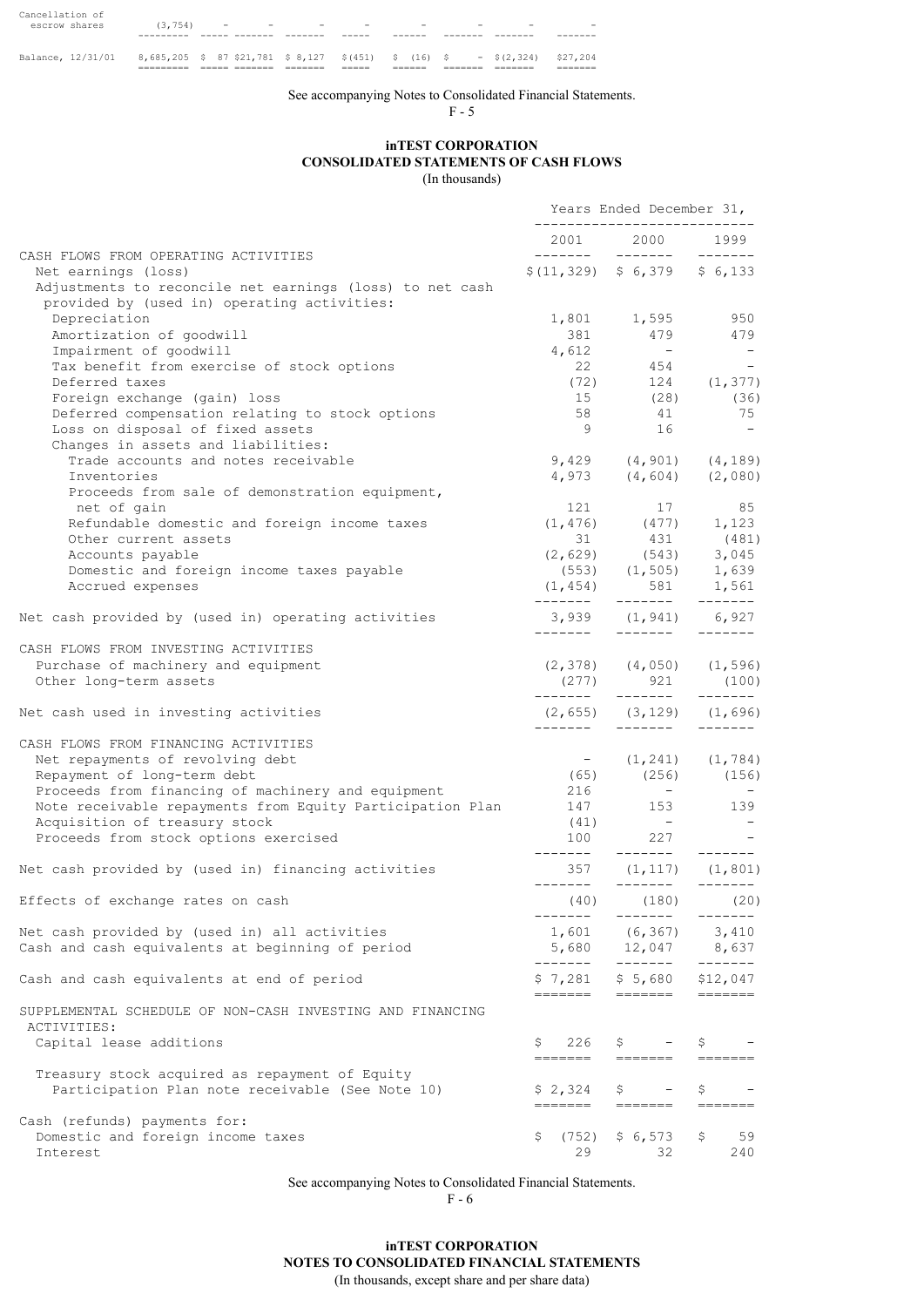| Cancellation of escrow shares | (3,754) | - | - | - | - | - | - | - | - |
|---|---|---|---|---|---|---|---|---|---|
| Balance, 12/31/01 | 8,685,205 | $ 87 | $21,781 | $ 8,127 | $(451) | $ (16) | $ - | $(2,324) | $27,204 |

See accompanying Notes to Consolidated Financial Statements.

F - 5

# inTEST CORPORATION

## CONSOLIDATED STATEMENTS OF CASH FLOWS

(In thousands)

| | Years Ended December 31, | | |
|---|---|---|---|
| | 2001 | 2000 | 1999 |
| CASH FLOWS FROM OPERATING ACTIVITIES | | | |
| Net earnings (loss) | $(11,329) | $ 6,379 | $ 6,133 |
| Adjustments to reconcile net earnings (loss) to net cash provided by (used in) operating activities: | | | |
| Depreciation | 1,801 | 1,595 | 950 |
| Amortization of goodwill | 381 | 479 | 479 |
| Impairment of goodwill | 4,612 | - | - |
| Tax benefit from exercise of stock options | 22 | 454 | - |
| Deferred taxes | (72) | 124 | (1,377) |
| Foreign exchange (gain) loss | 15 | (28) | (36) |
| Deferred compensation relating to stock options | 58 | 41 | 75 |
| Loss on disposal of fixed assets | 9 | 16 | - |
| Changes in assets and liabilities: | | | |
| Trade accounts and notes receivable | 9,429 | (4,901) | (4,189) |
| Inventories | 4,973 | (4,604) | (2,080) |
| Proceeds from sale of demonstration equipment, net of gain | 121 | 17 | 85 |
| Refundable domestic and foreign income taxes | (1,476) | (477) | 1,123 |
| Other current assets | 31 | 431 | (481) |
| Accounts payable | (2,629) | (543) | 3,045 |
| Domestic and foreign income taxes payable | (553) | (1,505) | 1,639 |
| Accrued expenses | (1,454) | 581 | 1,561 |
| Net cash provided by (used in) operating activities | 3,939 | (1,941) | 6,927 |
| CASH FLOWS FROM INVESTING ACTIVITIES | | | |
| Purchase of machinery and equipment | (2,378) | (4,050) | (1,596) |
| Other long-term assets | (277) | 921 | (100) |
| Net cash used in investing activities | (2,655) | (3,129) | (1,696) |
| CASH FLOWS FROM FINANCING ACTIVITIES | | | |
| Net repayments of revolving debt | - | (1,241) | (1,784) |
| Repayment of long-term debt | (65) | (256) | (156) |
| Proceeds from financing of machinery and equipment | 216 | - | - |
| Note receivable repayments from Equity Participation Plan | 147 | 153 | 139 |
| Acquisition of treasury stock | (41) | - | - |
| Proceeds from stock options exercised | 100 | 227 | - |
| Net cash provided by (used in) financing activities | 357 | (1,117) | (1,801) |
| Effects of exchange rates on cash | (40) | (180) | (20) |
| Net cash provided by (used in) all activities | 1,601 | (6,367) | 3,410 |
| Cash and cash equivalents at beginning of period | 5,680 | 12,047 | 8,637 |
| Cash and cash equivalents at end of period | $ 7,281 | $ 5,680 | $12,047 |
| SUPPLEMENTAL SCHEDULE OF NON-CASH INVESTING AND FINANCING ACTIVITIES: | | | |
| Capital lease additions | $ 226 | $ - | $ - |
| Treasury stock acquired as repayment of Equity Participation Plan note receivable (See Note 10) | $ 2,324 | $ - | $ - |
| Cash (refunds) payments for: | | | |
| Domestic and foreign income taxes | $ (752) | $ 6,573 | $ 59 |
| Interest | 29 | 32 | 240 |

See accompanying Notes to Consolidated Financial Statements.

F - 6

# inTEST CORPORATION

## NOTES TO CONSOLIDATED FINANCIAL STATEMENTS

(In thousands, except share and per share data)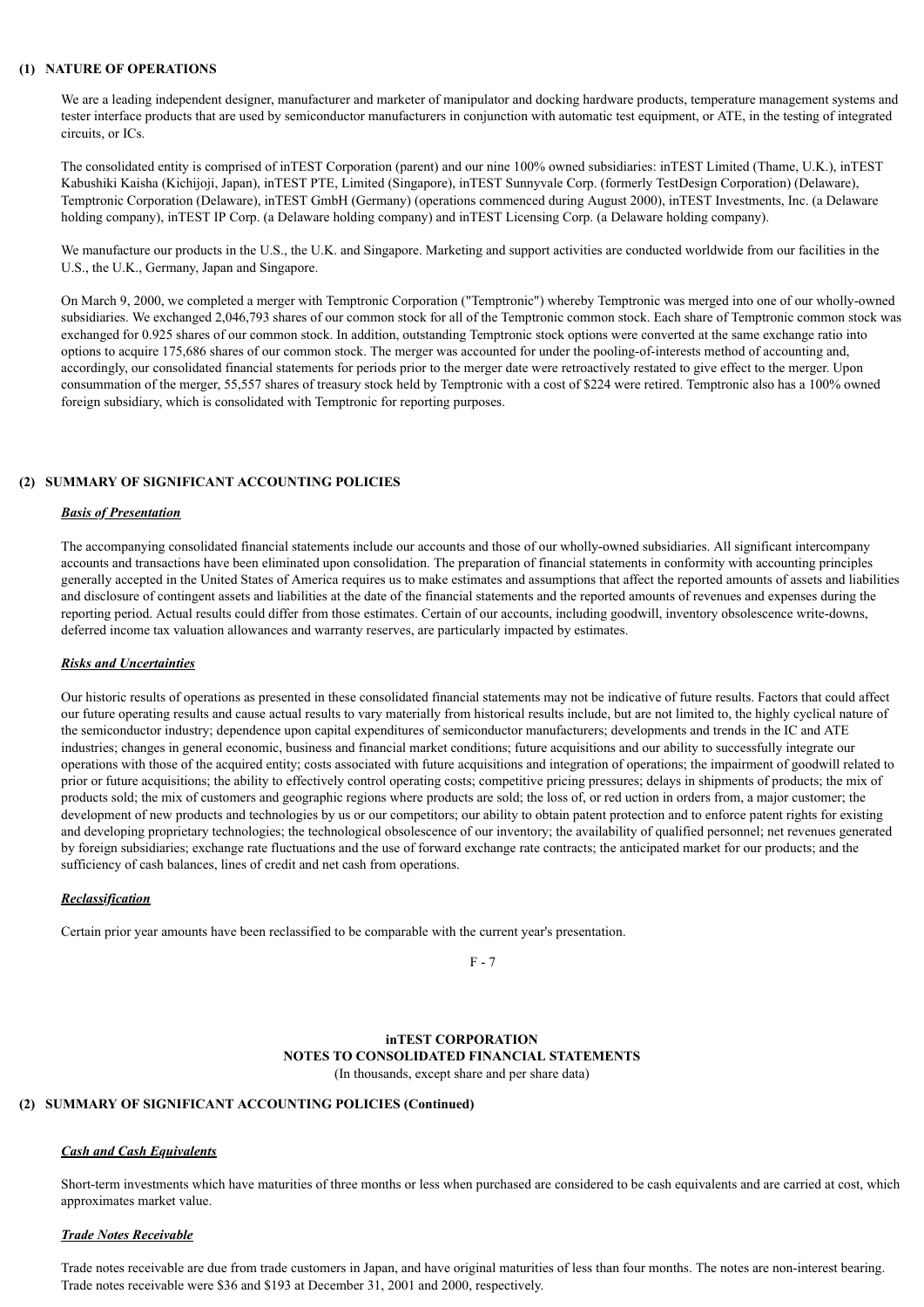## (1) NATURE OF OPERATIONS

We are a leading independent designer, manufacturer and marketer of manipulator and docking hardware products, temperature management systems and tester interface products that are used by semiconductor manufacturers in conjunction with automatic test equipment, or ATE, in the testing of integrated circuits, or ICs.

The consolidated entity is comprised of inTEST Corporation (parent) and our nine 100% owned subsidiaries: inTEST Limited (Thame, U.K.), inTEST Kabushiki Kaisha (Kichijoji, Japan), inTEST PTE, Limited (Singapore), inTEST Sunnyvale Corp. (formerly TestDesign Corporation) (Delaware), Temptronic Corporation (Delaware), inTEST GmbH (Germany) (operations commenced during August 2000), inTEST Investments, Inc. (a Delaware holding company), inTEST IP Corp. (a Delaware holding company) and inTEST Licensing Corp. (a Delaware holding company).

We manufacture our products in the U.S., the U.K. and Singapore. Marketing and support activities are conducted worldwide from our facilities in the U.S., the U.K., Germany, Japan and Singapore.

On March 9, 2000, we completed a merger with Temptronic Corporation ("Temptronic") whereby Temptronic was merged into one of our wholly-owned subsidiaries. We exchanged 2,046,793 shares of our common stock for all of the Temptronic common stock. Each share of Temptronic common stock was exchanged for 0.925 shares of our common stock. In addition, outstanding Temptronic stock options were converted at the same exchange ratio into options to acquire 175,686 shares of our common stock. The merger was accounted for under the pooling-of-interests method of accounting and, accordingly, our consolidated financial statements for periods prior to the merger date were retroactively restated to give effect to the merger. Upon consummation of the merger, 55,557 shares of treasury stock held by Temptronic with a cost of $224 were retired. Temptronic also has a 100% owned foreign subsidiary, which is consolidated with Temptronic for reporting purposes.

## (2) SUMMARY OF SIGNIFICANT ACCOUNTING POLICIES

***Basis of Presentation***

The accompanying consolidated financial statements include our accounts and those of our wholly-owned subsidiaries. All significant intercompany accounts and transactions have been eliminated upon consolidation. The preparation of financial statements in conformity with accounting principles generally accepted in the United States of America requires us to make estimates and assumptions that affect the reported amounts of assets and liabilities and disclosure of contingent assets and liabilities at the date of the financial statements and the reported amounts of revenues and expenses during the reporting period. Actual results could differ from those estimates. Certain of our accounts, including goodwill, inventory obsolescence write-downs, deferred income tax valuation allowances and warranty reserves, are particularly impacted by estimates.

***Risks and Uncertainties***

Our historic results of operations as presented in these consolidated financial statements may not be indicative of future results. Factors that could affect our future operating results and cause actual results to vary materially from historical results include, but are not limited to, the highly cyclical nature of the semiconductor industry; dependence upon capital expenditures of semiconductor manufacturers; developments and trends in the IC and ATE industries; changes in general economic, business and financial market conditions; future acquisitions and our ability to successfully integrate our operations with those of the acquired entity; costs associated with future acquisitions and integration of operations; the impairment of goodwill related to prior or future acquisitions; the ability to effectively control operating costs; competitive pricing pressures; delays in shipments of products; the mix of products sold; the mix of customers and geographic regions where products are sold; the loss of, or red uction in orders from, a major customer; the development of new products and technologies by us or our competitors; our ability to obtain patent protection and to enforce patent rights for existing and developing proprietary technologies; the technological obsolescence of our inventory; the availability of qualified personnel; net revenues generated by foreign subsidiaries; exchange rate fluctuations and the use of forward exchange rate contracts; the anticipated market for our products; and the sufficiency of cash balances, lines of credit and net cash from operations.

***Reclassification***

Certain prior year amounts have been reclassified to be comparable with the current year's presentation.

**inTEST CORPORATION**
**NOTES TO CONSOLIDATED FINANCIAL STATEMENTS**
(In thousands, except share and per share data)

## (2) SUMMARY OF SIGNIFICANT ACCOUNTING POLICIES (Continued)

***Cash and Cash Equivalents***

Short-term investments which have maturities of three months or less when purchased are considered to be cash equivalents and are carried at cost, which approximates market value.

***Trade Notes Receivable***

Trade notes receivable are due from trade customers in Japan, and have original maturities of less than four months. The notes are non-interest bearing. Trade notes receivable were $36 and $193 at December 31, 2001 and 2000, respectively.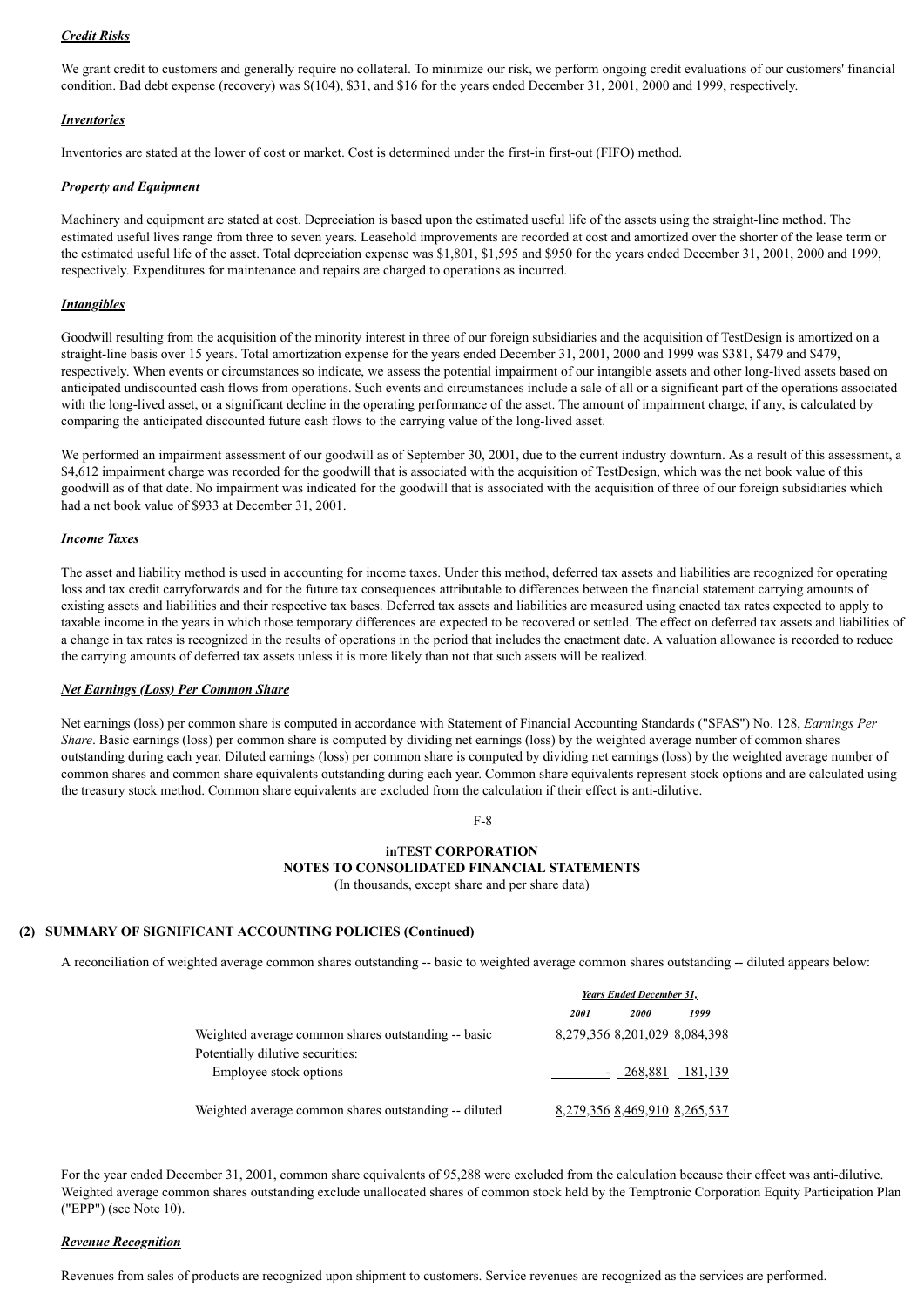***Credit Risks***

We grant credit to customers and generally require no collateral. To minimize our risk, we perform ongoing credit evaluations of our customers' financial condition. Bad debt expense (recovery) was $(104), $31, and $16 for the years ended December 31, 2001, 2000 and 1999, respectively.

***Inventories***

Inventories are stated at the lower of cost or market. Cost is determined under the first-in first-out (FIFO) method.

***Property and Equipment***

Machinery and equipment are stated at cost. Depreciation is based upon the estimated useful life of the assets using the straight-line method. The estimated useful lives range from three to seven years. Leasehold improvements are recorded at cost and amortized over the shorter of the lease term or the estimated useful life of the asset. Total depreciation expense was $1,801, $1,595 and $950 for the years ended December 31, 2001, 2000 and 1999, respectively. Expenditures for maintenance and repairs are charged to operations as incurred.

***Intangibles***

Goodwill resulting from the acquisition of the minority interest in three of our foreign subsidiaries and the acquisition of TestDesign is amortized on a straight-line basis over 15 years. Total amortization expense for the years ended December 31, 2001, 2000 and 1999 was $381, $479 and $479, respectively. When events or circumstances so indicate, we assess the potential impairment of our intangible assets and other long-lived assets based on anticipated undiscounted cash flows from operations. Such events and circumstances include a sale of all or a significant part of the operations associated with the long-lived asset, or a significant decline in the operating performance of the asset. The amount of impairment charge, if any, is calculated by comparing the anticipated discounted future cash flows to the carrying value of the long-lived asset.

We performed an impairment assessment of our goodwill as of September 30, 2001, due to the current industry downturn. As a result of this assessment, a $4,612 impairment charge was recorded for the goodwill that is associated with the acquisition of TestDesign, which was the net book value of this goodwill as of that date. No impairment was indicated for the goodwill that is associated with the acquisition of three of our foreign subsidiaries which had a net book value of $933 at December 31, 2001.

***Income Taxes***

The asset and liability method is used in accounting for income taxes. Under this method, deferred tax assets and liabilities are recognized for operating loss and tax credit carryforwards and for the future tax consequences attributable to differences between the financial statement carrying amounts of existing assets and liabilities and their respective tax bases. Deferred tax assets and liabilities are measured using enacted tax rates expected to apply to taxable income in the years in which those temporary differences are expected to be recovered or settled. The effect on deferred tax assets and liabilities of a change in tax rates is recognized in the results of operations in the period that includes the enactment date. A valuation allowance is recorded to reduce the carrying amounts of deferred tax assets unless it is more likely than not that such assets will be realized.

***Net Earnings (Loss) Per Common Share***

Net earnings (loss) per common share is computed in accordance with Statement of Financial Accounting Standards ("SFAS") No. 128, *Earnings Per Share*. Basic earnings (loss) per common share is computed by dividing net earnings (loss) by the weighted average number of common shares outstanding during each year. Diluted earnings (loss) per common share is computed by dividing net earnings (loss) by the weighted average number of common shares and common share equivalents outstanding during each year. Common share equivalents represent stock options and are calculated using the treasury stock method. Common share equivalents are excluded from the calculation if their effect is anti-dilutive.

**inTEST CORPORATION**
**NOTES TO CONSOLIDATED FINANCIAL STATEMENTS**
(In thousands, except share and per share data)

**(2) SUMMARY OF SIGNIFICANT ACCOUNTING POLICIES (Continued)**

A reconciliation of weighted average common shares outstanding -- basic to weighted average common shares outstanding -- diluted appears below:

| | *Years Ended December 31,* | | |
|---|---|---|---|
| | *2001* | *2000* | *1999* |
| Weighted average common shares outstanding -- basic | 8,279,356 | 8,201,029 | 8,084,398 |
| Potentially dilutive securities: | | | |
| Employee stock options | - | 268,881 | 181,139 |
| Weighted average common shares outstanding -- diluted | 8,279,356 | 8,469,910 | 8,265,537 |

For the year ended December 31, 2001, common share equivalents of 95,288 were excluded from the calculation because their effect was anti-dilutive. Weighted average common shares outstanding exclude unallocated shares of common stock held by the Temptronic Corporation Equity Participation Plan ("EPP") (see Note 10).

***Revenue Recognition***

Revenues from sales of products are recognized upon shipment to customers. Service revenues are recognized as the services are performed.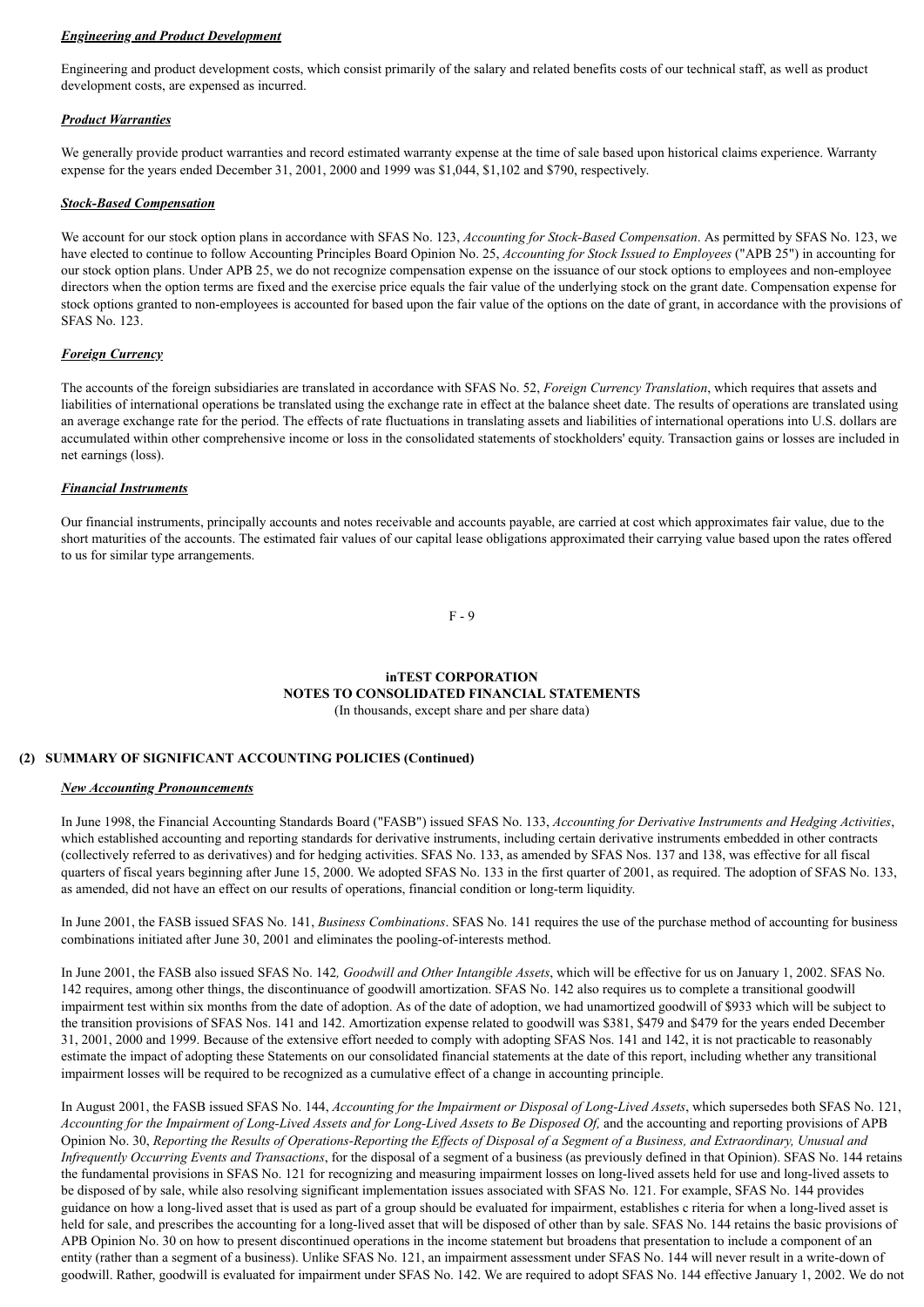***Engineering and Product Development***

Engineering and product development costs, which consist primarily of the salary and related benefits costs of our technical staff, as well as product development costs, are expensed as incurred.

***Product Warranties***

We generally provide product warranties and record estimated warranty expense at the time of sale based upon historical claims experience. Warranty expense for the years ended December 31, 2001, 2000 and 1999 was $1,044, $1,102 and $790, respectively.

***Stock-Based Compensation***

We account for our stock option plans in accordance with SFAS No. 123, *Accounting for Stock-Based Compensation*. As permitted by SFAS No. 123, we have elected to continue to follow Accounting Principles Board Opinion No. 25, *Accounting for Stock Issued to Employees* ("APB 25") in accounting for our stock option plans. Under APB 25, we do not recognize compensation expense on the issuance of our stock options to employees and non-employee directors when the option terms are fixed and the exercise price equals the fair value of the underlying stock on the grant date. Compensation expense for stock options granted to non-employees is accounted for based upon the fair value of the options on the date of grant, in accordance with the provisions of SFAS No. 123.

***Foreign Currency***

The accounts of the foreign subsidiaries are translated in accordance with SFAS No. 52, *Foreign Currency Translation*, which requires that assets and liabilities of international operations be translated using the exchange rate in effect at the balance sheet date. The results of operations are translated using an average exchange rate for the period. The effects of rate fluctuations in translating assets and liabilities of international operations into U.S. dollars are accumulated within other comprehensive income or loss in the consolidated statements of stockholders' equity. Transaction gains or losses are included in net earnings (loss).

***Financial Instruments***

Our financial instruments, principally accounts and notes receivable and accounts payable, are carried at cost which approximates fair value, due to the short maturities of the accounts. The estimated fair values of our capital lease obligations approximated their carrying value based upon the rates offered to us for similar type arrangements.

**inTEST CORPORATION**
**NOTES TO CONSOLIDATED FINANCIAL STATEMENTS**
(In thousands, except share and per share data)

**(2) SUMMARY OF SIGNIFICANT ACCOUNTING POLICIES (Continued)**

***New Accounting Pronouncements***

In June 1998, the Financial Accounting Standards Board ("FASB") issued SFAS No. 133, *Accounting for Derivative Instruments and Hedging Activities*, which established accounting and reporting standards for derivative instruments, including certain derivative instruments embedded in other contracts (collectively referred to as derivatives) and for hedging activities. SFAS No. 133, as amended by SFAS Nos. 137 and 138, was effective for all fiscal quarters of fiscal years beginning after June 15, 2000. We adopted SFAS No. 133 in the first quarter of 2001, as required. The adoption of SFAS No. 133, as amended, did not have an effect on our results of operations, financial condition or long-term liquidity.

In June 2001, the FASB issued SFAS No. 141, *Business Combinations*. SFAS No. 141 requires the use of the purchase method of accounting for business combinations initiated after June 30, 2001 and eliminates the pooling-of-interests method.

In June 2001, the FASB also issued SFAS No. 142*, Goodwill and Other Intangible Assets*, which will be effective for us on January 1, 2002. SFAS No. 142 requires, among other things, the discontinuance of goodwill amortization. SFAS No. 142 also requires us to complete a transitional goodwill impairment test within six months from the date of adoption. As of the date of adoption, we had unamortized goodwill of $933 which will be subject to the transition provisions of SFAS Nos. 141 and 142. Amortization expense related to goodwill was $381, $479 and $479 for the years ended December 31, 2001, 2000 and 1999. Because of the extensive effort needed to comply with adopting SFAS Nos. 141 and 142, it is not practicable to reasonably estimate the impact of adopting these Statements on our consolidated financial statements at the date of this report, including whether any transitional impairment losses will be required to be recognized as a cumulative effect of a change in accounting principle.

In August 2001, the FASB issued SFAS No. 144, *Accounting for the Impairment or Disposal of Long-Lived Assets*, which supersedes both SFAS No. 121, *Accounting for the Impairment of Long-Lived Assets and for Long-Lived Assets to Be Disposed Of,* and the accounting and reporting provisions of APB Opinion No. 30, *Reporting the Results of Operations-Reporting the Effects of Disposal of a Segment of a Business, and Extraordinary, Unusual and Infrequently Occurring Events and Transactions*, for the disposal of a segment of a business (as previously defined in that Opinion). SFAS No. 144 retains the fundamental provisions in SFAS No. 121 for recognizing and measuring impairment losses on long-lived assets held for use and long-lived assets to be disposed of by sale, while also resolving significant implementation issues associated with SFAS No. 121. For example, SFAS No. 144 provides guidance on how a long-lived asset that is used as part of a group should be evaluated for impairment, establishes c riteria for when a long-lived asset is held for sale, and prescribes the accounting for a long-lived asset that will be disposed of other than by sale. SFAS No. 144 retains the basic provisions of APB Opinion No. 30 on how to present discontinued operations in the income statement but broadens that presentation to include a component of an entity (rather than a segment of a business). Unlike SFAS No. 121, an impairment assessment under SFAS No. 144 will never result in a write-down of goodwill. Rather, goodwill is evaluated for impairment under SFAS No. 142. We are required to adopt SFAS No. 144 effective January 1, 2002. We do not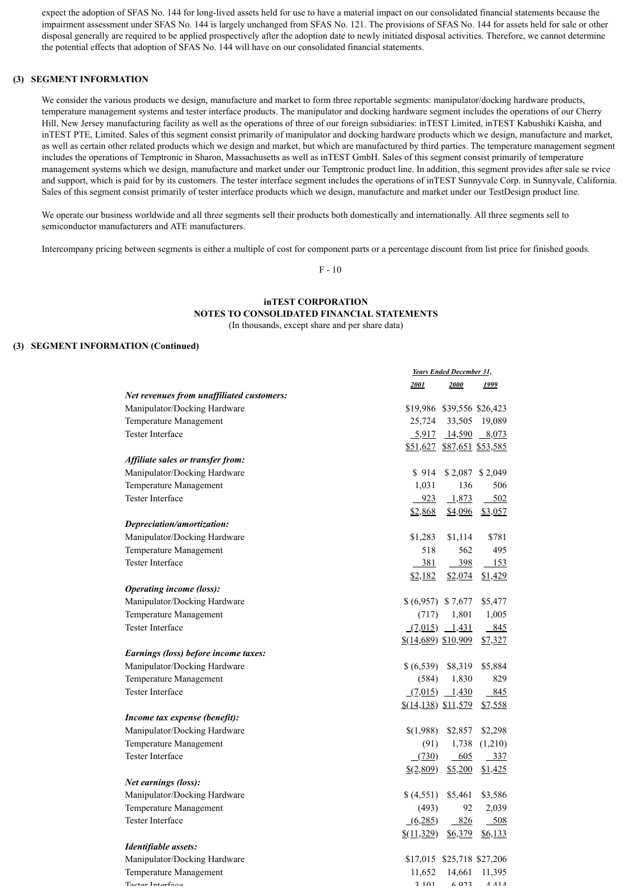expect the adoption of SFAS No. 144 for long-lived assets held for use to have a material impact on our consolidated financial statements because the impairment assessment under SFAS No. 144 is largely unchanged from SFAS No. 121. The provisions of SFAS No. 144 for assets held for sale or other disposal generally are required to be applied prospectively after the adoption date to newly initiated disposal activities. Therefore, we cannot determine the potential effects that adoption of SFAS No. 144 will have on our consolidated financial statements.

## (3) SEGMENT INFORMATION

We consider the various products we design, manufacture and market to form three reportable segments: manipulator/docking hardware products, temperature management systems and tester interface products. The manipulator and docking hardware segment includes the operations of our Cherry Hill, New Jersey manufacturing facility as well as the operations of three of our foreign subsidiaries: inTEST Limited, inTEST Kabushiki Kaisha, and inTEST PTE, Limited. Sales of this segment consist primarily of manipulator and docking hardware products which we design, manufacture and market, as well as certain other related products which we design and market, but which are manufactured by third parties. The temperature management segment includes the operations of Temptronic in Sharon, Massachusetts as well as inTEST GmbH. Sales of this segment consist primarily of temperature management systems which we design, manufacture and market under our Temptronic product line. In addition, this segment provides after sale se rvice and support, which is paid for by its customers. The tester interface segment includes the operations of inTEST Sunnyvale Corp. in Sunnyvale, California. Sales of this segment consist primarily of tester interface products which we design, manufacture and market under our TestDesign product line.

We operate our business worldwide and all three segments sell their products both domestically and internationally. All three segments sell to semiconductor manufacturers and ATE manufacturers.

Intercompany pricing between segments is either a multiple of cost for component parts or a percentage discount from list price for finished goods.

**inTEST CORPORATION**
**NOTES TO CONSOLIDATED FINANCIAL STATEMENTS**
(In thousands, except share and per share data)

## (3) SEGMENT INFORMATION (Continued)

| | *Years Ended December 31,* | | |
|---|---|---|---|
| | *2001* | *2000* | *1999* |
| ***Net revenues from unaffiliated customers:*** | | | |
| Manipulator/Docking Hardware | $19,986 | $39,556 | $26,423 |
| Temperature Management | 25,724 | 33,505 | 19,089 |
| Tester Interface | 5,917 | 14,590 | 8,073 |
| | $51,627 | $87,651 | $53,585 |
| ***Affiliate sales or transfer from:*** | | | |
| Manipulator/Docking Hardware | $ 914 | $ 2,087 | $ 2,049 |
| Temperature Management | 1,031 | 136 | 506 |
| Tester Interface | 923 | 1,873 | 502 |
| | $2,868 | $4,096 | $3,057 |
| ***Depreciation/amortization:*** | | | |
| Manipulator/Docking Hardware | $1,283 | $1,114 | $781 |
| Temperature Management | 518 | 562 | 495 |
| Tester Interface | 381 | 398 | 153 |
| | $2,182 | $2,074 | $1,429 |
| ***Operating income (loss):*** | | | |
| Manipulator/Docking Hardware | $ (6,957) | $ 7,677 | $5,477 |
| Temperature Management | (717) | 1,801 | 1,005 |
| Tester Interface | (7,015) | 1,431 | 845 |
| | $(14,689) | $10,909 | $7,327 |
| ***Earnings (loss) before income taxes:*** | | | |
| Manipulator/Docking Hardware | $ (6,539) | $8,319 | $5,884 |
| Temperature Management | (584) | 1,830 | 829 |
| Tester Interface | (7,015) | 1,430 | 845 |
| | $(14,138) | $11,579 | $7,558 |
| ***Income tax expense (benefit):*** | | | |
| Manipulator/Docking Hardware | $(1,988) | $2,857 | $2,298 |
| Temperature Management | (91) | 1,738 | (1,210) |
| Tester Interface | (730) | 605 | 337 |
| | $(2,809) | $5,200 | $1,425 |
| ***Net earnings (loss):*** | | | |
| Manipulator/Docking Hardware | $ (4,551) | $5,461 | $3,586 |
| Temperature Management | (493) | 92 | 2,039 |
| Tester Interface | (6,285) | 826 | 508 |
| | $(11,329) | $6,379 | $6,133 |
| ***Identifiable assets:*** | | | |
| Manipulator/Docking Hardware | $17,015 | $25,718 | $27,206 |
| Temperature Management | 11,652 | 14,661 | 11,395 |
| Tester Interface | 3,101 | 6,923 | 4,414 |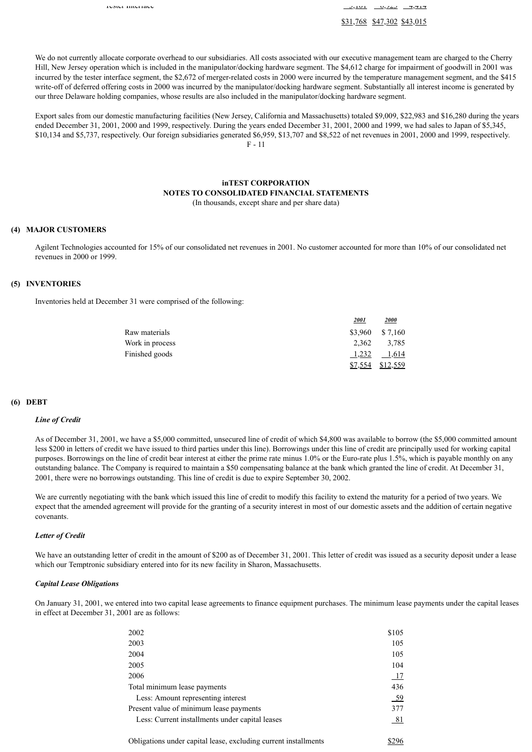| | | | |
|---|---|---|---|
| Tester interface | 3,101 | 6,925 | 4,414 |
| | $31,768 | $47,302 | $43,015 |

We do not currently allocate corporate overhead to our subsidiaries. All costs associated with our executive management team are charged to the Cherry Hill, New Jersey operation which is included in the manipulator/docking hardware segment. The $4,612 charge for impairment of goodwill in 2001 was incurred by the tester interface segment, the $2,672 of merger-related costs in 2000 were incurred by the temperature management segment, and the $415 write-off of deferred offering costs in 2000 was incurred by the manipulator/docking hardware segment. Substantially all interest income is generated by our three Delaware holding companies, whose results are also included in the manipulator/docking hardware segment.

Export sales from our domestic manufacturing facilities (New Jersey, California and Massachusetts) totaled $9,009, $22,983 and $16,280 during the years ended December 31, 2001, 2000 and 1999, respectively. During the years ended December 31, 2001, 2000 and 1999, we had sales to Japan of $5,345, $10,134 and $5,737, respectively. Our foreign subsidiaries generated $6,959, $13,707 and $8,522 of net revenues in 2001, 2000 and 1999, respectively.

**inTEST CORPORATION**
**NOTES TO CONSOLIDATED FINANCIAL STATEMENTS**
(In thousands, except share and per share data)

## (4) MAJOR CUSTOMERS

Agilent Technologies accounted for 15% of our consolidated net revenues in 2001. No customer accounted for more than 10% of our consolidated net revenues in 2000 or 1999.

## (5) INVENTORIES

Inventories held at December 31 were comprised of the following:

| | *2001* | *2000* |
|---|---|---|
| Raw materials | $3,960 | $ 7,160 |
| Work in process | 2,362 | 3,785 |
| Finished goods | 1,232 | 1,614 |
| | $7,554 | $12,559 |

## (6) DEBT

***Line of Credit***

As of December 31, 2001, we have a $5,000 committed, unsecured line of credit of which $4,800 was available to borrow (the $5,000 committed amount less $200 in letters of credit we have issued to third parties under this line). Borrowings under this line of credit are principally used for working capital purposes. Borrowings on the line of credit bear interest at either the prime rate minus 1.0% or the Euro-rate plus 1.5%, which is payable monthly on any outstanding balance. The Company is required to maintain a $50 compensating balance at the bank which granted the line of credit. At December 31, 2001, there were no borrowings outstanding. This line of credit is due to expire September 30, 2002.

We are currently negotiating with the bank which issued this line of credit to modify this facility to extend the maturity for a period of two years. We expect that the amended agreement will provide for the granting of a security interest in most of our domestic assets and the addition of certain negative covenants.

***Letter of Credit***

We have an outstanding letter of credit in the amount of $200 as of December 31, 2001. This letter of credit was issued as a security deposit under a lease which our Temptronic subsidiary entered into for its new facility in Sharon, Massachusetts.

***Capital Lease Obligations***

On January 31, 2001, we entered into two capital lease agreements to finance equipment purchases. The minimum lease payments under the capital leases in effect at December 31, 2001 are as follows:

| | |
|---|---|
| 2002 | $105 |
| 2003 | 105 |
| 2004 | 105 |
| 2005 | 104 |
| 2006 | 17 |
| Total minimum lease payments | 436 |
| Less: Amount representing interest | 59 |
| Present value of minimum lease payments | 377 |
| Less: Current installments under capital leases | 81 |
| Obligations under capital lease, excluding current installments | $296 |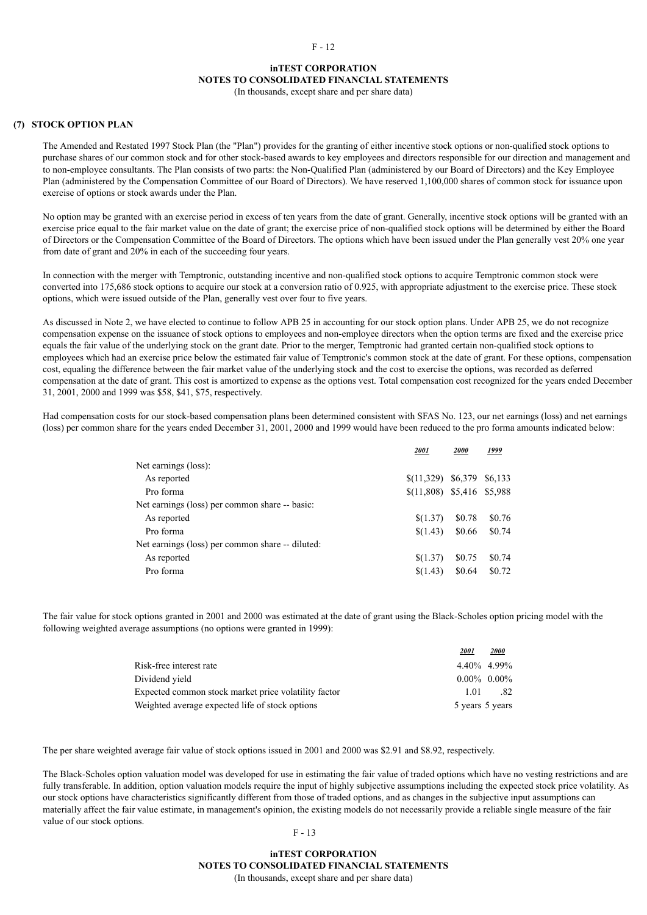## (7) STOCK OPTION PLAN

The Amended and Restated 1997 Stock Plan (the "Plan") provides for the granting of either incentive stock options or non-qualified stock options to purchase shares of our common stock and for other stock-based awards to key employees and directors responsible for our direction and management and to non-employee consultants. The Plan consists of two parts: the Non-Qualified Plan (administered by our Board of Directors) and the Key Employee Plan (administered by the Compensation Committee of our Board of Directors). We have reserved 1,100,000 shares of common stock for issuance upon exercise of options or stock awards under the Plan.

No option may be granted with an exercise period in excess of ten years from the date of grant. Generally, incentive stock options will be granted with an exercise price equal to the fair market value on the date of grant; the exercise price of non-qualified stock options will be determined by either the Board of Directors or the Compensation Committee of the Board of Directors. The options which have been issued under the Plan generally vest 20% one year from date of grant and 20% in each of the succeeding four years.

In connection with the merger with Temptronic, outstanding incentive and non-qualified stock options to acquire Temptronic common stock were converted into 175,686 stock options to acquire our stock at a conversion ratio of 0.925, with appropriate adjustment to the exercise price. These stock options, which were issued outside of the Plan, generally vest over four to five years.

As discussed in Note 2, we have elected to continue to follow APB 25 in accounting for our stock option plans. Under APB 25, we do not recognize compensation expense on the issuance of stock options to employees and non-employee directors when the option terms are fixed and the exercise price equals the fair value of the underlying stock on the grant date. Prior to the merger, Temptronic had granted certain non-qualified stock options to employees which had an exercise price below the estimated fair value of Temptronic's common stock at the date of grant. For these options, compensation cost, equaling the difference between the fair market value of the underlying stock and the cost to exercise the options, was recorded as deferred compensation at the date of grant. This cost is amortized to expense as the options vest. Total compensation cost recognized for the years ended December 31, 2001, 2000 and 1999 was $58, $41, $75, respectively.

Had compensation costs for our stock-based compensation plans been determined consistent with SFAS No. 123, our net earnings (loss) and net earnings (loss) per common share for the years ended December 31, 2001, 2000 and 1999 would have been reduced to the pro forma amounts indicated below:

| | 2001 | 2000 | 1999 |
|---|---|---|---|
| Net earnings (loss): | | | |
| As reported | $(11,329) | $6,379 | $6,133 |
| Pro forma | $(11,808) | $5,416 | $5,988 |
| Net earnings (loss) per common share -- basic: | | | |
| As reported | $(1.37) | $0.78 | $0.76 |
| Pro forma | $(1.43) | $0.66 | $0.74 |
| Net earnings (loss) per common share -- diluted: | | | |
| As reported | $(1.37) | $0.75 | $0.74 |
| Pro forma | $(1.43) | $0.64 | $0.72 |

The fair value for stock options granted in 2001 and 2000 was estimated at the date of grant using the Black-Scholes option pricing model with the following weighted average assumptions (no options were granted in 1999):

| | 2001 | 2000 |
|---|---|---|
| Risk-free interest rate | 4.40% | 4.99% |
| Dividend yield | 0.00% | 0.00% |
| Expected common stock market price volatility factor | 1.01 | .82 |
| Weighted average expected life of stock options | 5 years | 5 years |

The per share weighted average fair value of stock options issued in 2001 and 2000 was $2.91 and $8.92, respectively.

The Black-Scholes option valuation model was developed for use in estimating the fair value of traded options which have no vesting restrictions and are fully transferable. In addition, option valuation models require the input of highly subjective assumptions including the expected stock price volatility. As our stock options have characteristics significantly different from those of traded options, and as changes in the subjective input assumptions can materially affect the fair value estimate, in management's opinion, the existing models do not necessarily provide a reliable single measure of the fair value of our stock options.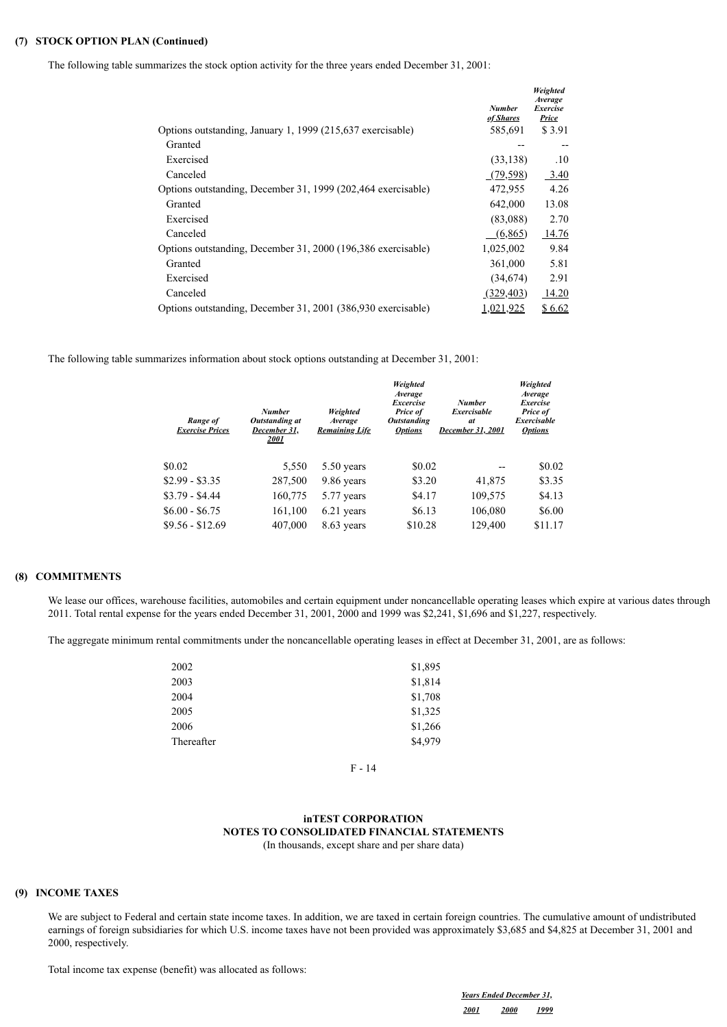**(7) STOCK OPTION PLAN (Continued)**

The following table summarizes the stock option activity for the three years ended December 31, 2001:

| | *Number of Shares* | *Weighted Average Exercise Price* |
|---|---|---|
| Options outstanding, January 1, 1999 (215,637 exercisable) | 585,691 | $ 3.91 |
| Granted | -- | -- |
| Exercised | (33,138) | .10 |
| Canceled | (79,598) | 3.40 |
| Options outstanding, December 31, 1999 (202,464 exercisable) | 472,955 | 4.26 |
| Granted | 642,000 | 13.08 |
| Exercised | (83,088) | 2.70 |
| Canceled | (6,865) | 14.76 |
| Options outstanding, December 31, 2000 (196,386 exercisable) | 1,025,002 | 9.84 |
| Granted | 361,000 | 5.81 |
| Exercised | (34,674) | 2.91 |
| Canceled | (329,403) | 14.20 |
| Options outstanding, December 31, 2001 (386,930 exercisable) | 1,021,925 | $ 6.62 |

The following table summarizes information about stock options outstanding at December 31, 2001:

| *Range of Exercise Prices* | *Number Outstanding at December 31, 2001* | *Weighted Average Remaining Life* | *Weighted Average Excercise Price of Outstanding Options* | *Number Exercisable at December 31, 2001* | *Weighted Average Exercise Price of Exercisable Options* |
|---|---|---|---|---|---|
| $0.02 | 5,550 | 5.50 years | $0.02 | -- | $0.02 |
| $2.99 - $3.35 | 287,500 | 9.86 years | $3.20 | 41,875 | $3.35 |
| $3.79 - $4.44 | 160,775 | 5.77 years | $4.17 | 109,575 | $4.13 |
| $6.00 - $6.75 | 161,100 | 6.21 years | $6.13 | 106,080 | $6.00 |
| $9.56 - $12.69 | 407,000 | 8.63 years | $10.28 | 129,400 | $11.17 |

**(8) COMMITMENTS**

We lease our offices, warehouse facilities, automobiles and certain equipment under noncancellable operating leases which expire at various dates through 2011. Total rental expense for the years ended December 31, 2001, 2000 and 1999 was $2,241, $1,696 and $1,227, respectively.

The aggregate minimum rental commitments under the noncancellable operating leases in effect at December 31, 2001, are as follows:

| | |
|---|---|
| 2002 | $1,895 |
| 2003 | $1,814 |
| 2004 | $1,708 |
| 2005 | $1,325 |
| 2006 | $1,266 |
| Thereafter | $4,979 |

**inTEST CORPORATION**
**NOTES TO CONSOLIDATED FINANCIAL STATEMENTS**
(In thousands, except share and per share data)

**(9) INCOME TAXES**

We are subject to Federal and certain state income taxes. In addition, we are taxed in certain foreign countries. The cumulative amount of undistributed earnings of foreign subsidiaries for which U.S. income taxes have not been provided was approximately $3,685 and $4,825 at December 31, 2001 and 2000, respectively.

Total income tax expense (benefit) was allocated as follows:

| | *Years Ended December 31,* | | |
|---|---|---|---|
| | *2001* | *2000* | *1999* |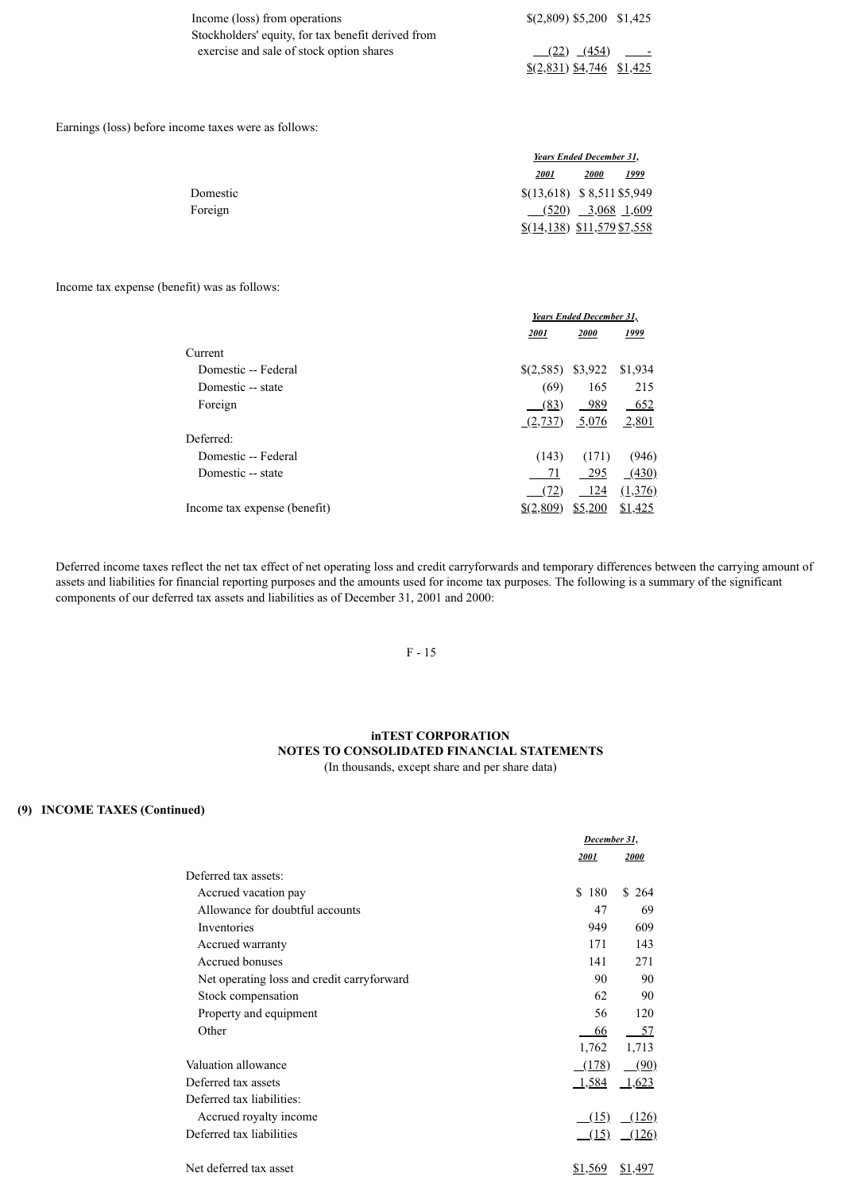| | | | |
|---|---|---|---|
| Income (loss) from operations | $(2,809) | $5,200 | $1,425 |
| Stockholders' equity, for tax benefit derived from exercise and sale of stock option shares | (22) | (454) | - |
| | $(2,831) | $4,746 | $1,425 |

Earnings (loss) before income taxes were as follows:

| | Years Ended December 31, | | |
|---|---|---|---|
| | 2001 | 2000 | 1999 |
| Domestic | $(13,618) | $ 8,511 | $5,949 |
| Foreign | (520) | 3,068 | 1,609 |
| | $(14,138) | $11,579 | $7,558 |

Income tax expense (benefit) was as follows:

| | Years Ended December 31, | | |
|---|---|---|---|
| | 2001 | 2000 | 1999 |
| Current | | | |
| Domestic -- Federal | $(2,585) | $3,922 | $1,934 |
| Domestic -- state | (69) | 165 | 215 |
| Foreign | (83) | 989 | 652 |
| | (2,737) | 5,076 | 2,801 |
| Deferred: | | | |
| Domestic -- Federal | (143) | (171) | (946) |
| Domestic -- state | 71 | 295 | (430) |
| | (72) | 124 | (1,376) |
| Income tax expense (benefit) | $(2,809) | $5,200 | $1,425 |

Deferred income taxes reflect the net tax effect of net operating loss and credit carryforwards and temporary differences between the carrying amount of assets and liabilities for financial reporting purposes and the amounts used for income tax purposes. The following is a summary of the significant components of our deferred tax assets and liabilities as of December 31, 2001 and 2000:

**inTEST CORPORATION**
**NOTES TO CONSOLIDATED FINANCIAL STATEMENTS**
(In thousands, except share and per share data)

**(9) INCOME TAXES (Continued)**

| | December 31, | |
|---|---|---|
| | 2001 | 2000 |
| Deferred tax assets: | | |
| Accrued vacation pay | $ 180 | $ 264 |
| Allowance for doubtful accounts | 47 | 69 |
| Inventories | 949 | 609 |
| Accrued warranty | 171 | 143 |
| Accrued bonuses | 141 | 271 |
| Net operating loss and credit carryforward | 90 | 90 |
| Stock compensation | 62 | 90 |
| Property and equipment | 56 | 120 |
| Other | 66 | 57 |
| | 1,762 | 1,713 |
| Valuation allowance | (178) | (90) |
| Deferred tax assets | 1,584 | 1,623 |
| Deferred tax liabilities: | | |
| Accrued royalty income | (15) | (126) |
| Deferred tax liabilities | (15) | (126) |
| Net deferred tax asset | $1,569 | $1,497 |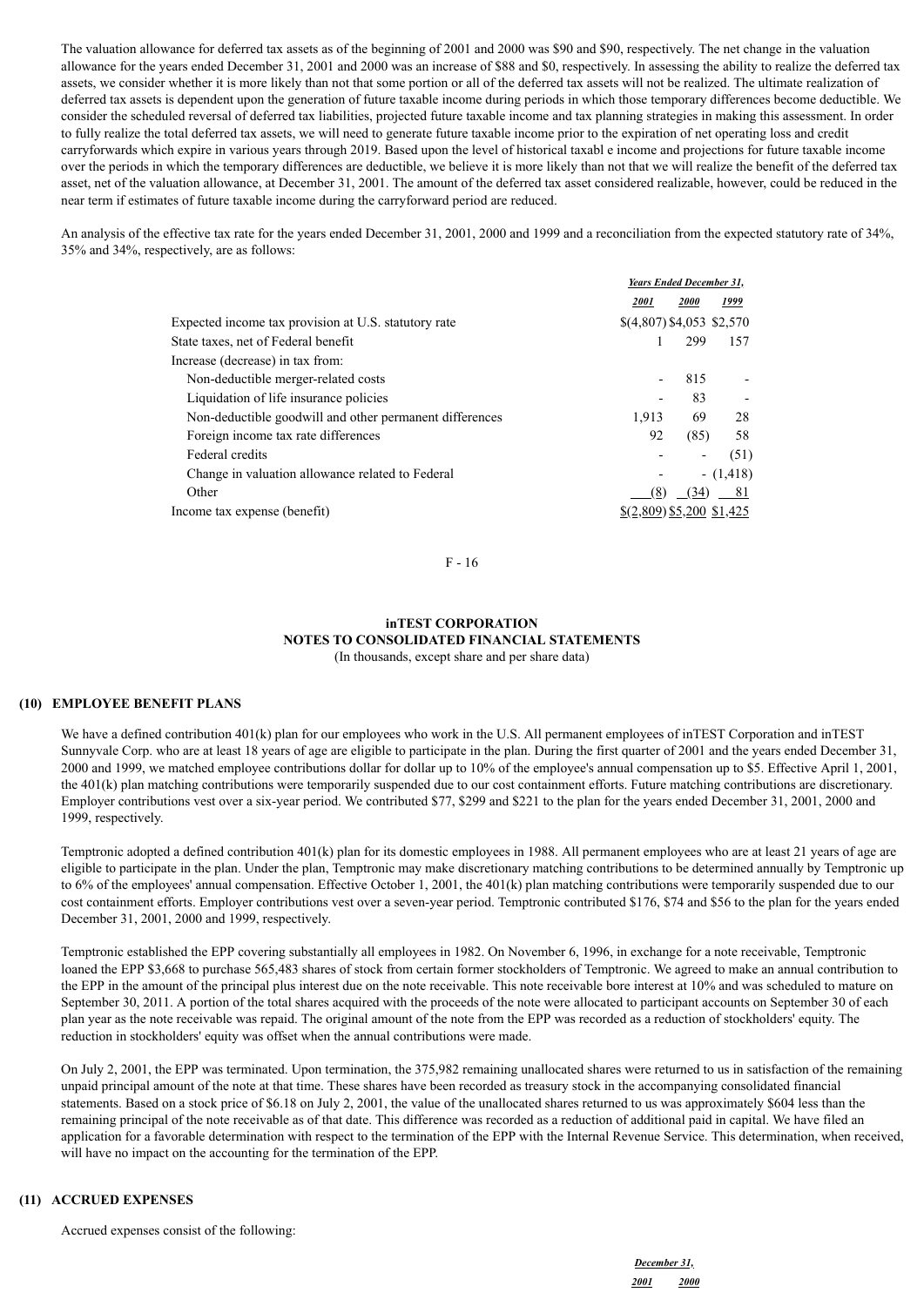The valuation allowance for deferred tax assets as of the beginning of 2001 and 2000 was $90 and $90, respectively. The net change in the valuation allowance for the years ended December 31, 2001 and 2000 was an increase of $88 and $0, respectively. In assessing the ability to realize the deferred tax assets, we consider whether it is more likely than not that some portion or all of the deferred tax assets will not be realized. The ultimate realization of deferred tax assets is dependent upon the generation of future taxable income during periods in which those temporary differences become deductible. We consider the scheduled reversal of deferred tax liabilities, projected future taxable income and tax planning strategies in making this assessment. In order to fully realize the total deferred tax assets, we will need to generate future taxable income prior to the expiration of net operating loss and credit carryforwards which expire in various years through 2019. Based upon the level of historical taxabl e income and projections for future taxable income over the periods in which the temporary differences are deductible, we believe it is more likely than not that we will realize the benefit of the deferred tax asset, net of the valuation allowance, at December 31, 2001. The amount of the deferred tax asset considered realizable, however, could be reduced in the near term if estimates of future taxable income during the carryforward period are reduced.

An analysis of the effective tax rate for the years ended December 31, 2001, 2000 and 1999 and a reconciliation from the expected statutory rate of 34%, 35% and 34%, respectively, are as follows:

| | *Years Ended December 31,* | | |
|---|---|---|---|
| | *2001* | *2000* | *1999* |
| Expected income tax provision at U.S. statutory rate | $(4,807) | $4,053 | $2,570 |
| State taxes, net of Federal benefit | 1 | 299 | 157 |
| Increase (decrease) in tax from: | | | |
| Non-deductible merger-related costs | - | 815 | - |
| Liquidation of life insurance policies | - | 83 | - |
| Non-deductible goodwill and other permanent differences | 1,913 | 69 | 28 |
| Foreign income tax rate differences | 92 | (85) | 58 |
| Federal credits | - | - | (51) |
| Change in valuation allowance related to Federal | - | - | (1,418) |
| Other | (8) | (34) | 81 |
| Income tax expense (benefit) | $(2,809) | $5,200 | $1,425 |

**inTEST CORPORATION**
**NOTES TO CONSOLIDATED FINANCIAL STATEMENTS**
(In thousands, except share and per share data)

## (10) EMPLOYEE BENEFIT PLANS

We have a defined contribution 401(k) plan for our employees who work in the U.S. All permanent employees of inTEST Corporation and inTEST Sunnyvale Corp. who are at least 18 years of age are eligible to participate in the plan. During the first quarter of 2001 and the years ended December 31, 2000 and 1999, we matched employee contributions dollar for dollar up to 10% of the employee's annual compensation up to $5. Effective April 1, 2001, the 401(k) plan matching contributions were temporarily suspended due to our cost containment efforts. Future matching contributions are discretionary. Employer contributions vest over a six-year period. We contributed $77, $299 and $221 to the plan for the years ended December 31, 2001, 2000 and 1999, respectively.

Temptronic adopted a defined contribution 401(k) plan for its domestic employees in 1988. All permanent employees who are at least 21 years of age are eligible to participate in the plan. Under the plan, Temptronic may make discretionary matching contributions to be determined annually by Temptronic up to 6% of the employees' annual compensation. Effective October 1, 2001, the 401(k) plan matching contributions were temporarily suspended due to our cost containment efforts. Employer contributions vest over a seven-year period. Temptronic contributed $176, $74 and $56 to the plan for the years ended December 31, 2001, 2000 and 1999, respectively.

Temptronic established the EPP covering substantially all employees in 1982. On November 6, 1996, in exchange for a note receivable, Temptronic loaned the EPP $3,668 to purchase 565,483 shares of stock from certain former stockholders of Temptronic. We agreed to make an annual contribution to the EPP in the amount of the principal plus interest due on the note receivable. This note receivable bore interest at 10% and was scheduled to mature on September 30, 2011. A portion of the total shares acquired with the proceeds of the note were allocated to participant accounts on September 30 of each plan year as the note receivable was repaid. The original amount of the note from the EPP was recorded as a reduction of stockholders' equity. The reduction in stockholders' equity was offset when the annual contributions were made.

On July 2, 2001, the EPP was terminated. Upon termination, the 375,982 remaining unallocated shares were returned to us in satisfaction of the remaining unpaid principal amount of the note at that time. These shares have been recorded as treasury stock in the accompanying consolidated financial statements. Based on a stock price of $6.18 on July 2, 2001, the value of the unallocated shares returned to us was approximately $604 less than the remaining principal of the note receivable as of that date. This difference was recorded as a reduction of additional paid in capital. We have filed an application for a favorable determination with respect to the termination of the EPP with the Internal Revenue Service. This determination, when received, will have no impact on the accounting for the termination of the EPP.

## (11) ACCRUED EXPENSES

Accrued expenses consist of the following:

| | *December 31,* | |
|---|---|---|
| | *2001* | *2000* |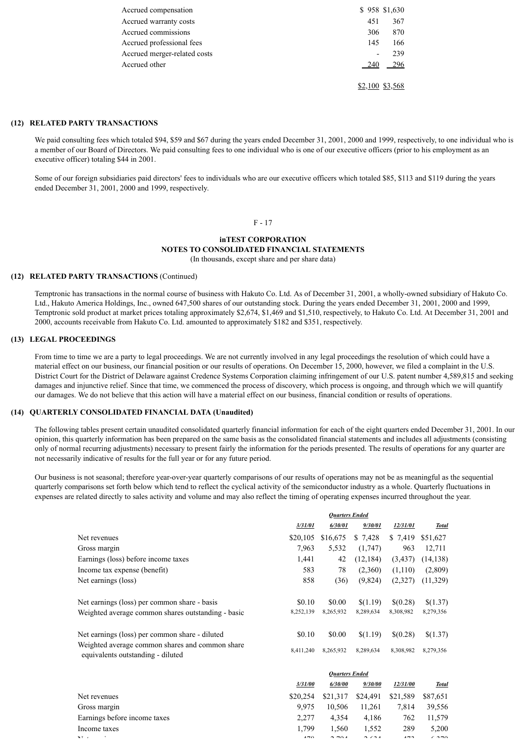| | | |
|---|---|---|
| Accrued compensation | $ 958 | $1,630 |
| Accrued warranty costs | 451 | 367 |
| Accrued commissions | 306 | 870 |
| Accrued professional fees | 145 | 166 |
| Accrued merger-related costs | - | 239 |
| Accrued other | 240 | 296 |
| | $2,100 | $3,568 |

## (12) RELATED PARTY TRANSACTIONS

We paid consulting fees which totaled $94, $59 and $67 during the years ended December 31, 2001, 2000 and 1999, respectively, to one individual who is a member of our Board of Directors. We paid consulting fees to one individual who is one of our executive officers (prior to his employment as an executive officer) totaling $44 in 2001.

Some of our foreign subsidiaries paid directors' fees to individuals who are our executive officers which totaled $85, $113 and $119 during the years ended December 31, 2001, 2000 and 1999, respectively.

**inTEST CORPORATION**
**NOTES TO CONSOLIDATED FINANCIAL STATEMENTS**
(In thousands, except share and per share data)

## (12) RELATED PARTY TRANSACTIONS (Continued)

Temptronic has transactions in the normal course of business with Hakuto Co. Ltd. As of December 31, 2001, a wholly-owned subsidiary of Hakuto Co. Ltd., Hakuto America Holdings, Inc., owned 647,500 shares of our outstanding stock. During the years ended December 31, 2001, 2000 and 1999, Temptronic sold product at market prices totaling approximately $2,674, $1,469 and $1,510, respectively, to Hakuto Co. Ltd. At December 31, 2001 and 2000, accounts receivable from Hakuto Co. Ltd. amounted to approximately $182 and $351, respectively.

## (13) LEGAL PROCEEDINGS

From time to time we are a party to legal proceedings. We are not currently involved in any legal proceedings the resolution of which could have a material effect on our business, our financial position or our results of operations. On December 15, 2000, however, we filed a complaint in the U.S. District Court for the District of Delaware against Credence Systems Corporation claiming infringement of our U.S. patent number 4,589,815 and seeking damages and injunctive relief. Since that time, we commenced the process of discovery, which process is ongoing, and through which we will quantify our damages. We do not believe that this action will have a material effect on our business, financial condition or results of operations.

## (14) QUARTERLY CONSOLIDATED FINANCIAL DATA (Unaudited)

The following tables present certain unaudited consolidated quarterly financial information for each of the eight quarters ended December 31, 2001. In our opinion, this quarterly information has been prepared on the same basis as the consolidated financial statements and includes all adjustments (consisting only of normal recurring adjustments) necessary to present fairly the information for the periods presented. The results of operations for any quarter are not necessarily indicative of results for the full year or for any future period.

Our business is not seasonal; therefore year-over-year quarterly comparisons of our results of operations may not be as meaningful as the sequential quarterly comparisons set forth below which tend to reflect the cyclical activity of the semiconductor industry as a whole. Quarterly fluctuations in expenses are related directly to sales activity and volume and may also reflect the timing of operating expenses incurred throughout the year.

| | *Quarters Ended* | | | | |
|---|---|---|---|---|---|
| | *3/31/01* | *6/30/01* | *9/30/01* | *12/31/01* | *Total* |
| Net revenues | $20,105 | $16,675 | $ 7,428 | $ 7,419 | $51,627 |
| Gross margin | 7,963 | 5,532 | (1,747) | 963 | 12,711 |
| Earnings (loss) before income taxes | 1,441 | 42 | (12,184) | (3,437) | (14,138) |
| Income tax expense (benefit) | 583 | 78 | (2,360) | (1,110) | (2,809) |
| Net earnings (loss) | 858 | (36) | (9,824) | (2,327) | (11,329) |
| | | | | | |
| Net earnings (loss) per common share - basis | $0.10 | $0.00 | $(1.19) | $(0.28) | $(1.37) |
| Weighted average common shares outstanding - basic | 8,252,139 | 8,265,932 | 8,289,634 | 8,308,982 | 8,279,356 |
| | | | | | |
| Net earnings (loss) per common share - diluted | $0.10 | $0.00 | $(1.19) | $(0.28) | $(1.37) |
| Weighted average common shares and common share equivalents outstanding - diluted | 8,411,240 | 8,265,932 | 8,289,634 | 8,308,982 | 8,279,356 |

| | *Quarters Ended* | | | | |
|---|---|---|---|---|---|
| | *3/31/00* | *6/30/00* | *9/30/00* | *12/31/00* | *Total* |
| Net revenues | $20,254 | $21,317 | $24,491 | $21,589 | $87,651 |
| Gross margin | 9,975 | 10,506 | 11,261 | 7,814 | 39,556 |
| Earnings before income taxes | 2,277 | 4,354 | 4,186 | 762 | 11,579 |
| Income taxes | 1,799 | 1,560 | 1,552 | 289 | 5,200 |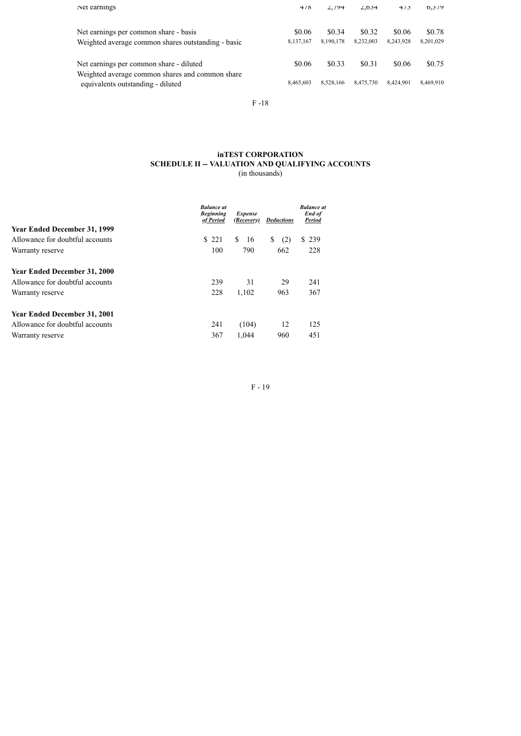| | | | | | |
|---|---|---|---|---|---|
| Net earnings | 478 | 2,794 | 2,634 | 473 | 6,379 |
| Net earnings per common share - basis | $0.06 | $0.34 | $0.32 | $0.06 | $0.78 |
| Weighted average common shares outstanding - basic | 8,137,167 | 8,190,178 | 8,232,003 | 8,243,928 | 8,201,029 |
| Net earnings per common share - diluted | $0.06 | $0.33 | $0.31 | $0.06 | $0.75 |
| Weighted average common shares and common share equivalents outstanding - diluted | 8,465,603 | 8,528,166 | 8,475,730 | 8,424,901 | 8,469,910 |

**inTEST CORPORATION**
**SCHEDULE II -- VALUATION AND QUALIFYING ACCOUNTS**
(in thousands)

| | ***Balance at Beginning of Period*** | ***Expense (Recovery)*** | ***Deductions*** | ***Balance at End of Period*** |
|---|---|---|---|---|
| **Year Ended December 31, 1999** | | | | |
| Allowance for doubtful accounts | $ 221 | $ 16 | $ (2) | $ 239 |
| Warranty reserve | 100 | 790 | 662 | 228 |
| **Year Ended December 31, 2000** | | | | |
| Allowance for doubtful accounts | 239 | 31 | 29 | 241 |
| Warranty reserve | 228 | 1,102 | 963 | 367 |
| **Year Ended December 31, 2001** | | | | |
| Allowance for doubtful accounts | 241 | (104) | 12 | 125 |
| Warranty reserve | 367 | 1,044 | 960 | 451 |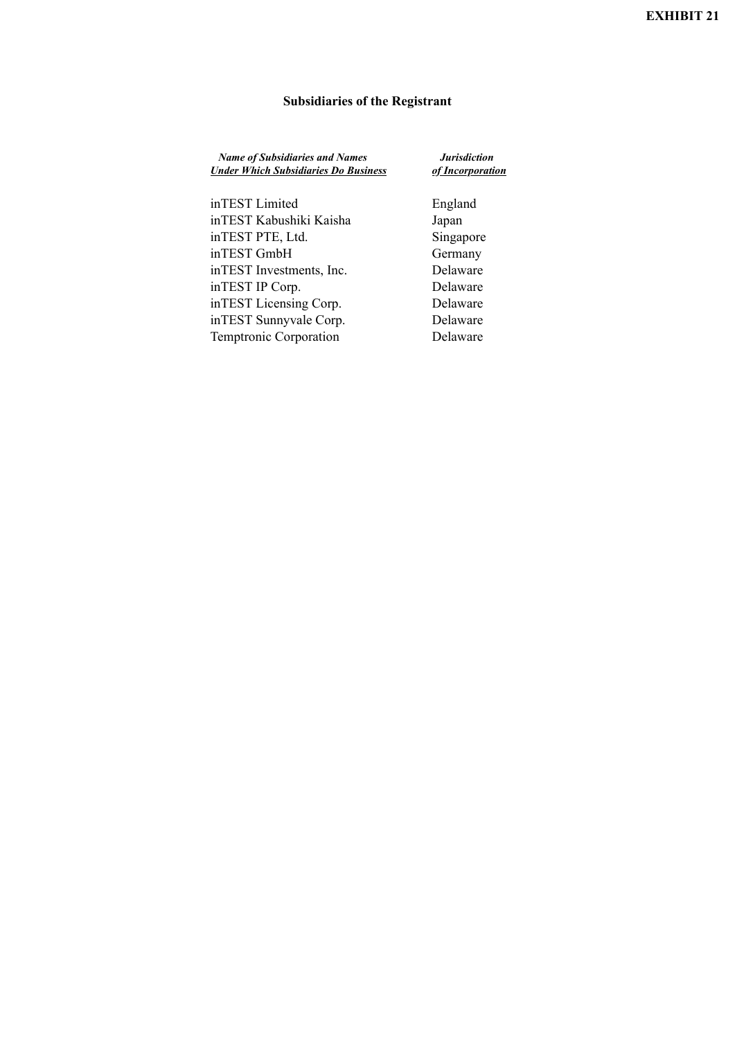**EXHIBIT 21**

## Subsidiaries of the Registrant

| *Name of Subsidiaries and Names Under Which Subsidiaries Do Business* | *Jurisdiction of Incorporation* |
|---|---|
| inTEST Limited | England |
| inTEST Kabushiki Kaisha | Japan |
| inTEST PTE, Ltd. | Singapore |
| inTEST GmbH | Germany |
| inTEST Investments, Inc. | Delaware |
| inTEST IP Corp. | Delaware |
| inTEST Licensing Corp. | Delaware |
| inTEST Sunnyvale Corp. | Delaware |
| Temptronic Corporation | Delaware |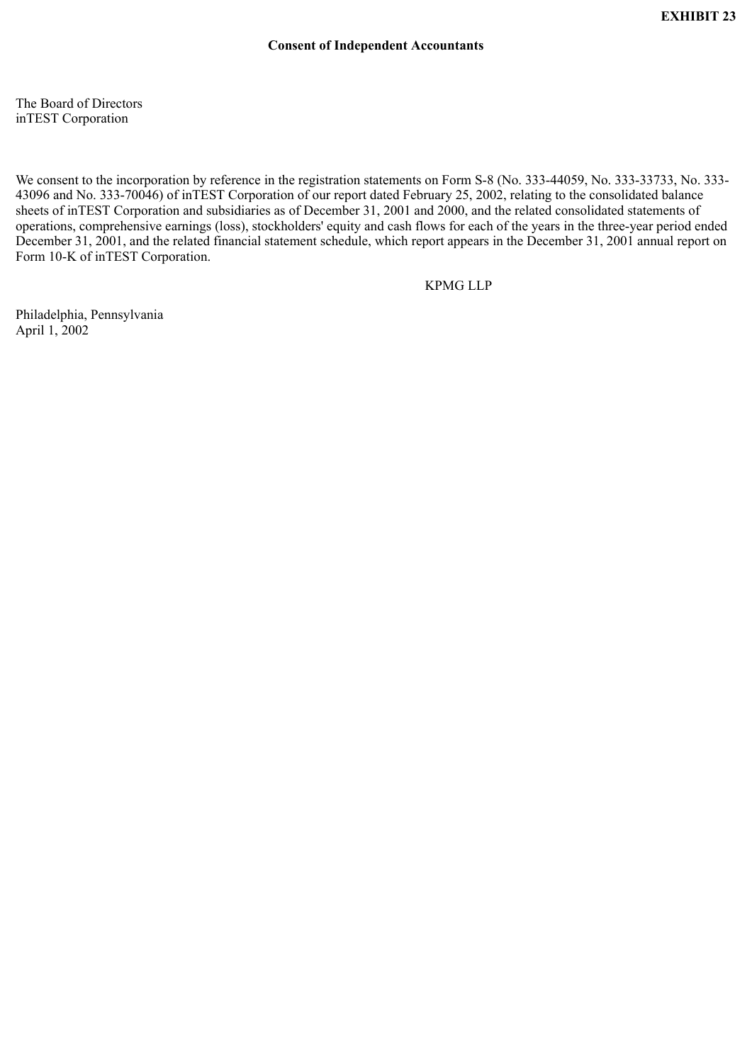**EXHIBIT 23**

## Consent of Independent Accountants

The Board of Directors
inTEST Corporation

We consent to the incorporation by reference in the registration statements on Form S-8 (No. 333-44059, No. 333-33733, No. 333-43096 and No. 333-70046) of inTEST Corporation of our report dated February 25, 2002, relating to the consolidated balance sheets of inTEST Corporation and subsidiaries as of December 31, 2001 and 2000, and the related consolidated statements of operations, comprehensive earnings (loss), stockholders' equity and cash flows for each of the years in the three-year period ended December 31, 2001, and the related financial statement schedule, which report appears in the December 31, 2001 annual report on Form 10-K of inTEST Corporation.

KPMG LLP

Philadelphia, Pennsylvania
April 1, 2002